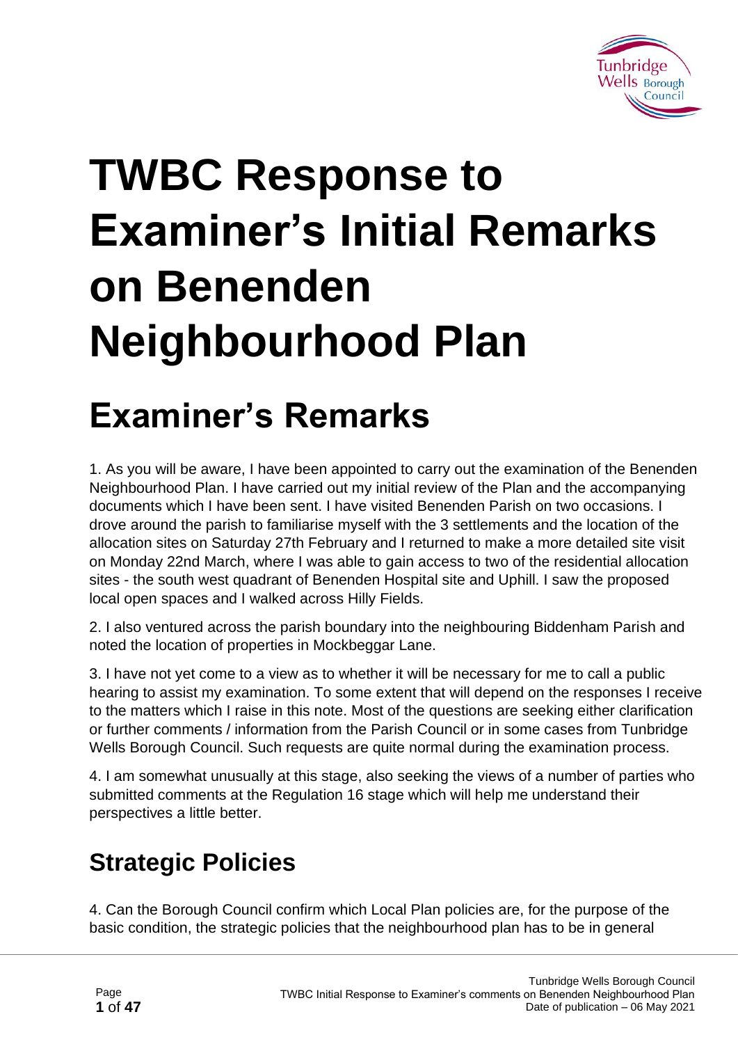# TWBC Response to Examiner's Initial Remarks on Benenden Neighbourhood Plan

# Examiner's Remarks

1. As you will be aware, I have been appointed to carry out the examination of the Benenden Neighbourhood Plan. I have carried out my initial review of the Plan and the accompanying documents which I have been sent. I have visited Benenden Parish on two occasions. I drove around the parish to familiarise myself with the 3 settlements and the location of the allocation sites on Saturday 27th February and I returned to make a more detailed site visit on Monday 22nd March, where I was able to gain access to two of the residential allocation sites - the south west quadrant of Benenden Hospital site and Uphill. I saw the proposed local open spaces and I walked across Hilly Fields.

2. I also ventured across the parish boundary into the neighbouring Biddenham Parish and noted the location of properties in Mockbeggar Lane.

3. I have not yet come to a view as to whether it will be necessary for me to call a public hearing to assist my examination. To some extent that will depend on the responses I receive to the matters which I raise in this note. Most of the questions are seeking either clarification or further comments / information from the Parish Council or in some cases from Tunbridge Wells Borough Council. Such requests are quite normal during the examination process.

4. I am somewhat unusually at this stage, also seeking the views of a number of parties who submitted comments at the Regulation 16 stage which will help me understand their perspectives a little better.

## Strategic Policies

4. Can the Borough Council confirm which Local Plan policies are, for the purpose of the basic condition, the strategic policies that the neighbourhood plan has to be in general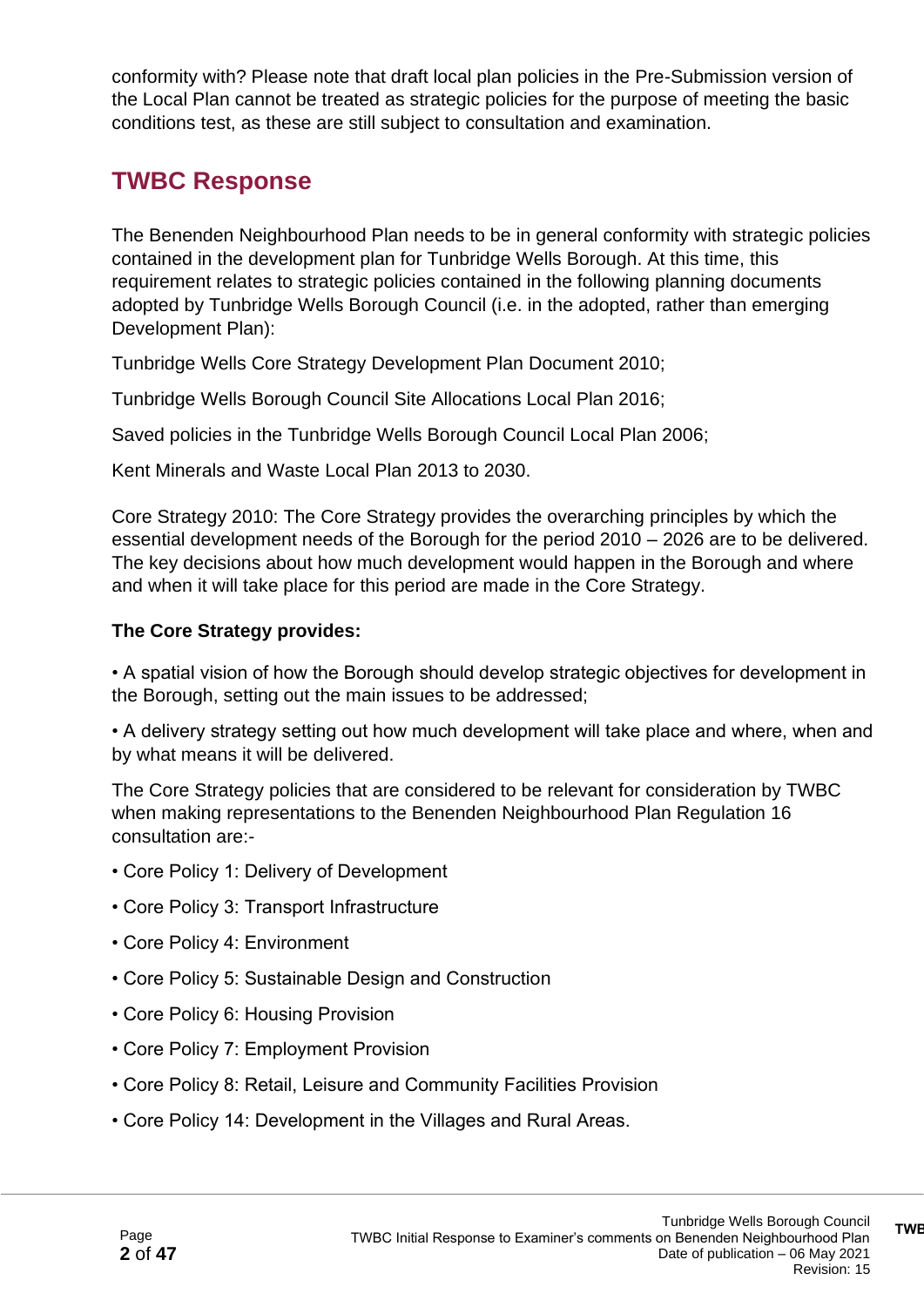conformity with? Please note that draft local plan policies in the Pre-Submission version of the Local Plan cannot be treated as strategic policies for the purpose of meeting the basic conditions test, as these are still subject to consultation and examination.

## TWBC Response

The Benenden Neighbourhood Plan needs to be in general conformity with strategic policies contained in the development plan for Tunbridge Wells Borough. At this time, this requirement relates to strategic policies contained in the following planning documents adopted by Tunbridge Wells Borough Council (i.e. in the adopted, rather than emerging Development Plan):

Tunbridge Wells Core Strategy Development Plan Document 2010;

Tunbridge Wells Borough Council Site Allocations Local Plan 2016;

Saved policies in the Tunbridge Wells Borough Council Local Plan 2006;

Kent Minerals and Waste Local Plan 2013 to 2030.

Core Strategy 2010: The Core Strategy provides the overarching principles by which the essential development needs of the Borough for the period 2010 – 2026 are to be delivered. The key decisions about how much development would happen in the Borough and where and when it will take place for this period are made in the Core Strategy.

**The Core Strategy provides:**

- A spatial vision of how the Borough should develop strategic objectives for development in the Borough, setting out the main issues to be addressed;
- A delivery strategy setting out how much development will take place and where, when and by what means it will be delivered.

The Core Strategy policies that are considered to be relevant for consideration by TWBC when making representations to the Benenden Neighbourhood Plan Regulation 16 consultation are:-

- Core Policy 1: Delivery of Development
- Core Policy 3: Transport Infrastructure
- Core Policy 4: Environment
- Core Policy 5: Sustainable Design and Construction
- Core Policy 6: Housing Provision
- Core Policy 7: Employment Provision
- Core Policy 8: Retail, Leisure and Community Facilities Provision
- Core Policy 14: Development in the Villages and Rural Areas.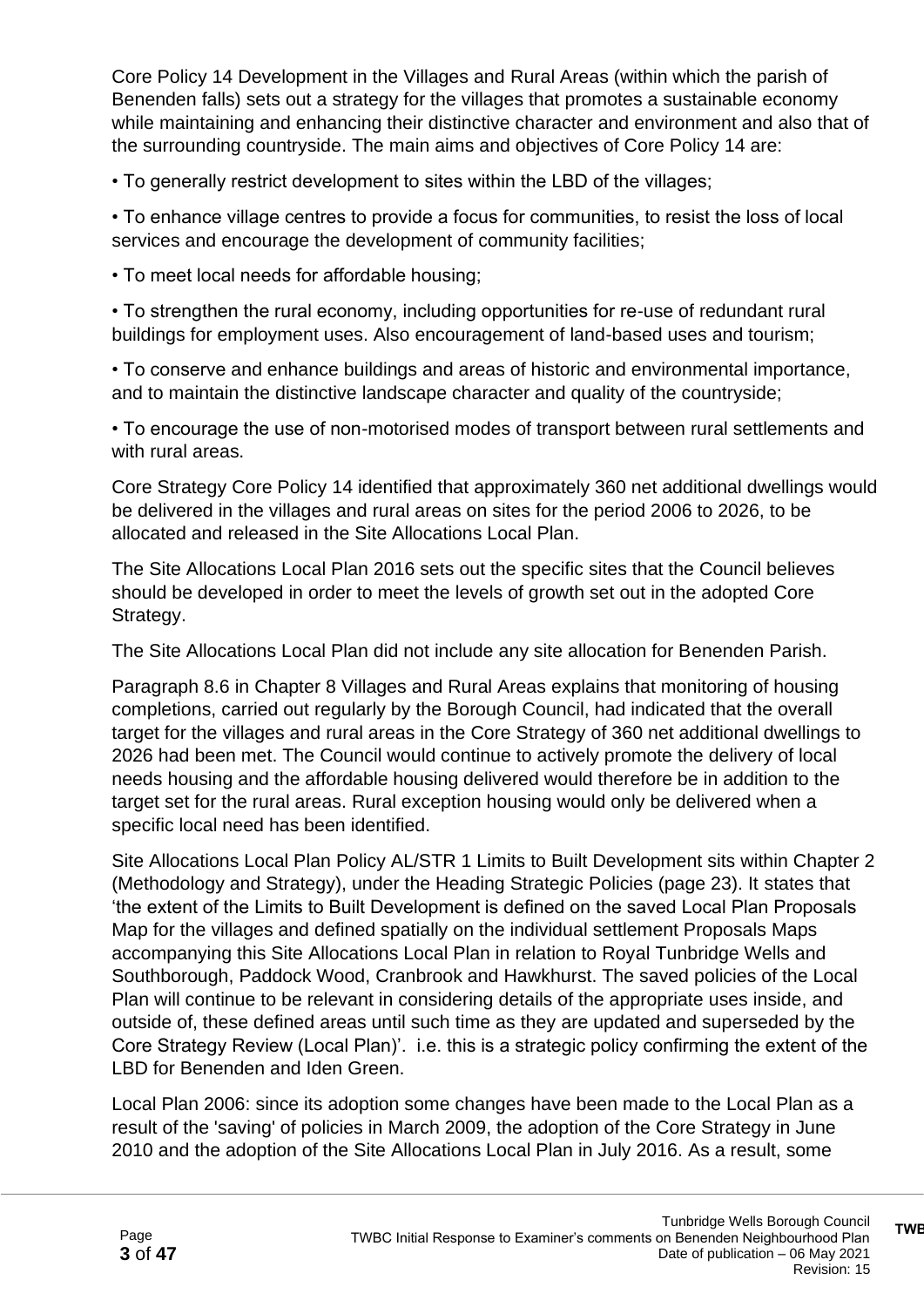Core Policy 14 Development in the Villages and Rural Areas (within which the parish of Benenden falls) sets out a strategy for the villages that promotes a sustainable economy while maintaining and enhancing their distinctive character and environment and also that of the surrounding countryside. The main aims and objectives of Core Policy 14 are:

• To generally restrict development to sites within the LBD of the villages;

• To enhance village centres to provide a focus for communities, to resist the loss of local services and encourage the development of community facilities;

• To meet local needs for affordable housing;

• To strengthen the rural economy, including opportunities for re-use of redundant rural buildings for employment uses. Also encouragement of land-based uses and tourism;

• To conserve and enhance buildings and areas of historic and environmental importance, and to maintain the distinctive landscape character and quality of the countryside;

• To encourage the use of non-motorised modes of transport between rural settlements and with rural areas.

Core Strategy Core Policy 14 identified that approximately 360 net additional dwellings would be delivered in the villages and rural areas on sites for the period 2006 to 2026, to be allocated and released in the Site Allocations Local Plan.

The Site Allocations Local Plan 2016 sets out the specific sites that the Council believes should be developed in order to meet the levels of growth set out in the adopted Core Strategy.

The Site Allocations Local Plan did not include any site allocation for Benenden Parish.

Paragraph 8.6 in Chapter 8 Villages and Rural Areas explains that monitoring of housing completions, carried out regularly by the Borough Council, had indicated that the overall target for the villages and rural areas in the Core Strategy of 360 net additional dwellings to 2026 had been met. The Council would continue to actively promote the delivery of local needs housing and the affordable housing delivered would therefore be in addition to the target set for the rural areas. Rural exception housing would only be delivered when a specific local need has been identified.

Site Allocations Local Plan Policy AL/STR 1 Limits to Built Development sits within Chapter 2 (Methodology and Strategy), under the Heading Strategic Policies (page 23). It states that 'the extent of the Limits to Built Development is defined on the saved Local Plan Proposals Map for the villages and defined spatially on the individual settlement Proposals Maps accompanying this Site Allocations Local Plan in relation to Royal Tunbridge Wells and Southborough, Paddock Wood, Cranbrook and Hawkhurst. The saved policies of the Local Plan will continue to be relevant in considering details of the appropriate uses inside, and outside of, these defined areas until such time as they are updated and superseded by the Core Strategy Review (Local Plan)'. i.e. this is a strategic policy confirming the extent of the LBD for Benenden and Iden Green.

Local Plan 2006: since its adoption some changes have been made to the Local Plan as a result of the 'saving' of policies in March 2009, the adoption of the Core Strategy in June 2010 and the adoption of the Site Allocations Local Plan in July 2016. As a result, some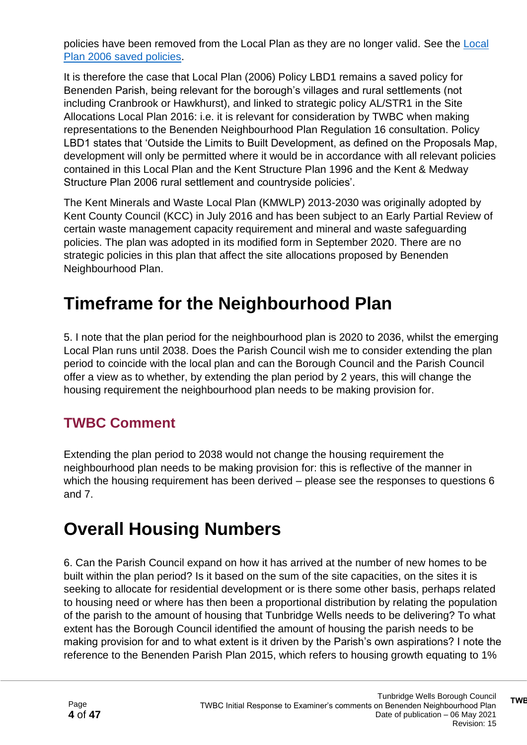policies have been removed from the Local Plan as they are no longer valid. See the [Local Plan 2006 saved policies](#).

It is therefore the case that Local Plan (2006) Policy LBD1 remains a saved policy for Benenden Parish, being relevant for the borough's villages and rural settlements (not including Cranbrook or Hawkhurst), and linked to strategic policy AL/STR1 in the Site Allocations Local Plan 2016: i.e. it is relevant for consideration by TWBC when making representations to the Benenden Neighbourhood Plan Regulation 16 consultation. Policy LBD1 states that 'Outside the Limits to Built Development, as defined on the Proposals Map, development will only be permitted where it would be in accordance with all relevant policies contained in this Local Plan and the Kent Structure Plan 1996 and the Kent & Medway Structure Plan 2006 rural settlement and countryside policies'.

The Kent Minerals and Waste Local Plan (KMWLP) 2013-2030 was originally adopted by Kent County Council (KCC) in July 2016 and has been subject to an Early Partial Review of certain waste management capacity requirement and mineral and waste safeguarding policies. The plan was adopted in its modified form in September 2020. There are no strategic policies in this plan that affect the site allocations proposed by Benenden Neighbourhood Plan.

# Timeframe for the Neighbourhood Plan

5. I note that the plan period for the neighbourhood plan is 2020 to 2036, whilst the emerging Local Plan runs until 2038. Does the Parish Council wish me to consider extending the plan period to coincide with the local plan and can the Borough Council and the Parish Council offer a view as to whether, by extending the plan period by 2 years, this will change the housing requirement the neighbourhood plan needs to be making provision for.

## TWBC Comment

Extending the plan period to 2038 would not change the housing requirement the neighbourhood plan needs to be making provision for: this is reflective of the manner in which the housing requirement has been derived – please see the responses to questions 6 and 7.

# Overall Housing Numbers

6. Can the Parish Council expand on how it has arrived at the number of new homes to be built within the plan period? Is it based on the sum of the site capacities, on the sites it is seeking to allocate for residential development or is there some other basis, perhaps related to housing need or where has then been a proportional distribution by relating the population of the parish to the amount of housing that Tunbridge Wells needs to be delivering? To what extent has the Borough Council identified the amount of housing the parish needs to be making provision for and to what extent is it driven by the Parish's own aspirations? I note the reference to the Benenden Parish Plan 2015, which refers to housing growth equating to 1%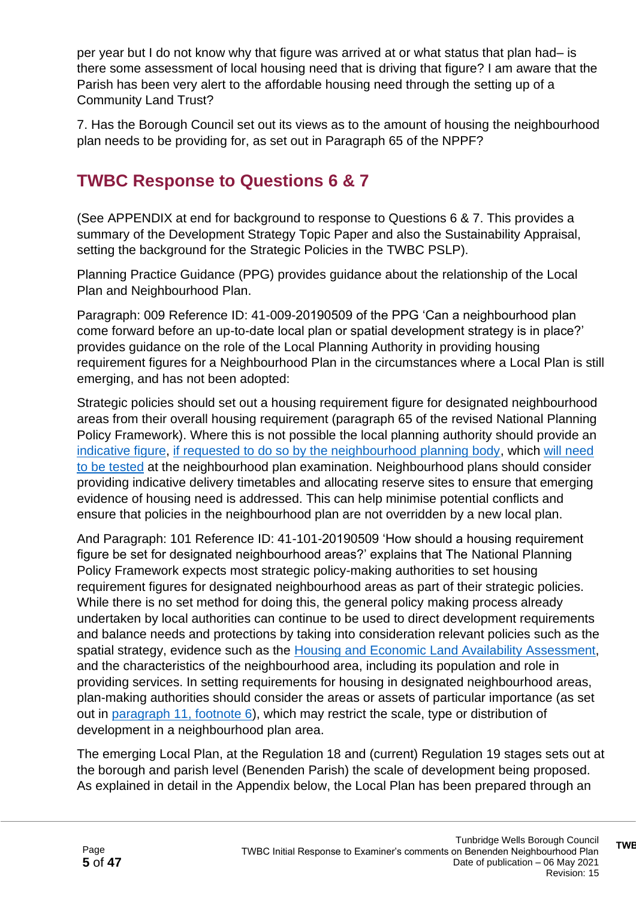per year but I do not know why that figure was arrived at or what status that plan had– is there some assessment of local housing need that is driving that figure? I am aware that the Parish has been very alert to the affordable housing need through the setting up of a Community Land Trust?

7. Has the Borough Council set out its views as to the amount of housing the neighbourhood plan needs to be providing for, as set out in Paragraph 65 of the NPPF?

## TWBC Response to Questions 6 & 7

(See APPENDIX at end for background to response to Questions 6 & 7. This provides a summary of the Development Strategy Topic Paper and also the Sustainability Appraisal, setting the background for the Strategic Policies in the TWBC PSLP).

Planning Practice Guidance (PPG) provides guidance about the relationship of the Local Plan and Neighbourhood Plan.

Paragraph: 009 Reference ID: 41-009-20190509 of the PPG 'Can a neighbourhood plan come forward before an up-to-date local plan or spatial development strategy is in place?' provides guidance on the role of the Local Planning Authority in providing housing requirement figures for a Neighbourhood Plan in the circumstances where a Local Plan is still emerging, and has not been adopted:

Strategic policies should set out a housing requirement figure for designated neighbourhood areas from their overall housing requirement (paragraph 65 of the revised National Planning Policy Framework). Where this is not possible the local planning authority should provide an indicative figure, if requested to do so by the neighbourhood planning body, which will need to be tested at the neighbourhood plan examination. Neighbourhood plans should consider providing indicative delivery timetables and allocating reserve sites to ensure that emerging evidence of housing need is addressed. This can help minimise potential conflicts and ensure that policies in the neighbourhood plan are not overridden by a new local plan.

And Paragraph: 101 Reference ID: 41-101-20190509 'How should a housing requirement figure be set for designated neighbourhood areas?' explains that The National Planning Policy Framework expects most strategic policy-making authorities to set housing requirement figures for designated neighbourhood areas as part of their strategic policies. While there is no set method for doing this, the general policy making process already undertaken by local authorities can continue to be used to direct development requirements and balance needs and protections by taking into consideration relevant policies such as the spatial strategy, evidence such as the Housing and Economic Land Availability Assessment, and the characteristics of the neighbourhood area, including its population and role in providing services. In setting requirements for housing in designated neighbourhood areas, plan-making authorities should consider the areas or assets of particular importance (as set out in paragraph 11, footnote 6), which may restrict the scale, type or distribution of development in a neighbourhood plan area.

The emerging Local Plan, at the Regulation 18 and (current) Regulation 19 stages sets out at the borough and parish level (Benenden Parish) the scale of development being proposed. As explained in detail in the Appendix below, the Local Plan has been prepared through an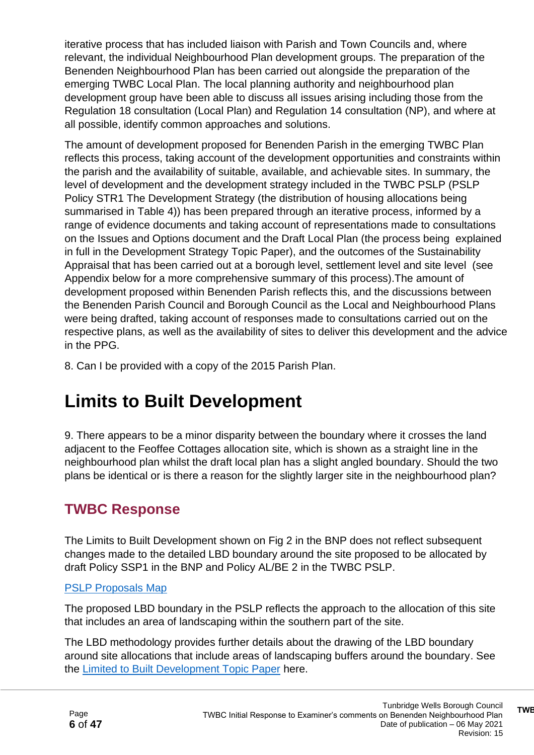iterative process that has included liaison with Parish and Town Councils and, where relevant, the individual Neighbourhood Plan development groups. The preparation of the Benenden Neighbourhood Plan has been carried out alongside the preparation of the emerging TWBC Local Plan. The local planning authority and neighbourhood plan development group have been able to discuss all issues arising including those from the Regulation 18 consultation (Local Plan) and Regulation 14 consultation (NP), and where at all possible, identify common approaches and solutions.

The amount of development proposed for Benenden Parish in the emerging TWBC Plan reflects this process, taking account of the development opportunities and constraints within the parish and the availability of suitable, available, and achievable sites. In summary, the level of development and the development strategy included in the TWBC PSLP (PSLP Policy STR1 The Development Strategy (the distribution of housing allocations being summarised in Table 4)) has been prepared through an iterative process, informed by a range of evidence documents and taking account of representations made to consultations on the Issues and Options document and the Draft Local Plan (the process being explained in full in the Development Strategy Topic Paper), and the outcomes of the Sustainability Appraisal that has been carried out at a borough level, settlement level and site level (see Appendix below for a more comprehensive summary of this process).The amount of development proposed within Benenden Parish reflects this, and the discussions between the Benenden Parish Council and Borough Council as the Local and Neighbourhood Plans were being drafted, taking account of responses made to consultations carried out on the respective plans, as well as the availability of sites to deliver this development and the advice in the PPG.

8. Can I be provided with a copy of the 2015 Parish Plan.

# Limits to Built Development

9. There appears to be a minor disparity between the boundary where it crosses the land adjacent to the Feoffee Cottages allocation site, which is shown as a straight line in the neighbourhood plan whilst the draft local plan has a slight angled boundary. Should the two plans be identical or is there a reason for the slightly larger site in the neighbourhood plan?

## TWBC Response

The Limits to Built Development shown on Fig 2 in the BNP does not reflect subsequent changes made to the detailed LBD boundary around the site proposed to be allocated by draft Policy SSP1 in the BNP and Policy AL/BE 2 in the TWBC PSLP.

PSLP Proposals Map

The proposed LBD boundary in the PSLP reflects the approach to the allocation of this site that includes an area of landscaping within the southern part of the site.

The LBD methodology provides further details about the drawing of the LBD boundary around site allocations that include areas of landscaping buffers around the boundary. See the Limited to Built Development Topic Paper here.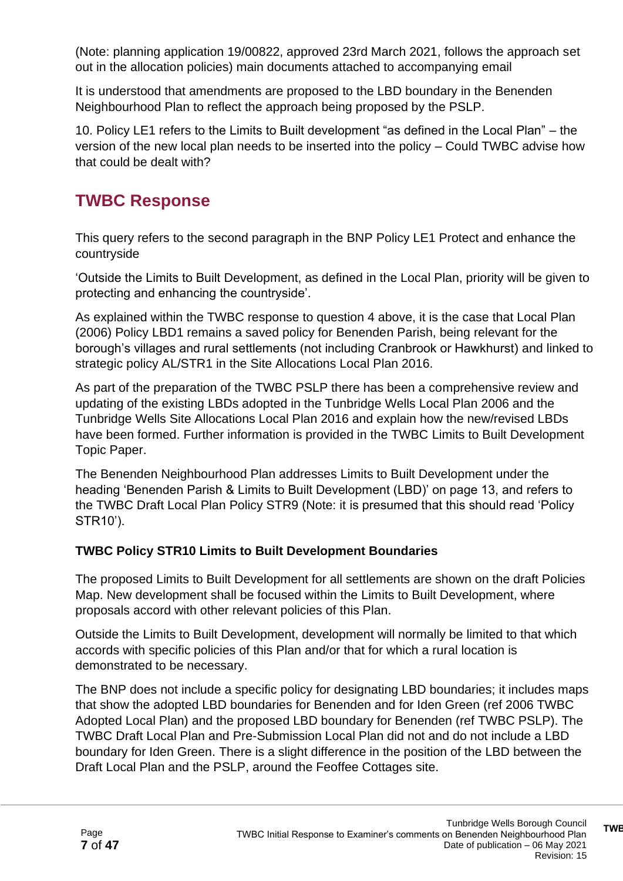(Note: planning application 19/00822, approved 23rd March 2021, follows the approach set out in the allocation policies) main documents attached to accompanying email

It is understood that amendments are proposed to the LBD boundary in the Benenden Neighbourhood Plan to reflect the approach being proposed by the PSLP.

10. Policy LE1 refers to the Limits to Built development “as defined in the Local Plan” – the version of the new local plan needs to be inserted into the policy – Could TWBC advise how that could be dealt with?

## TWBC Response

This query refers to the second paragraph in the BNP Policy LE1 Protect and enhance the countryside

‘Outside the Limits to Built Development, as defined in the Local Plan, priority will be given to protecting and enhancing the countryside’.

As explained within the TWBC response to question 4 above, it is the case that Local Plan (2006) Policy LBD1 remains a saved policy for Benenden Parish, being relevant for the borough’s villages and rural settlements (not including Cranbrook or Hawkhurst) and linked to strategic policy AL/STR1 in the Site Allocations Local Plan 2016.

As part of the preparation of the TWBC PSLP there has been a comprehensive review and updating of the existing LBDs adopted in the Tunbridge Wells Local Plan 2006 and the Tunbridge Wells Site Allocations Local Plan 2016 and explain how the new/revised LBDs have been formed. Further information is provided in the TWBC Limits to Built Development Topic Paper.

The Benenden Neighbourhood Plan addresses Limits to Built Development under the heading ‘Benenden Parish & Limits to Built Development (LBD)’ on page 13, and refers to the TWBC Draft Local Plan Policy STR9 (Note: it is presumed that this should read ‘Policy STR10’).

**TWBC Policy STR10 Limits to Built Development Boundaries**

The proposed Limits to Built Development for all settlements are shown on the draft Policies Map. New development shall be focused within the Limits to Built Development, where proposals accord with other relevant policies of this Plan.

Outside the Limits to Built Development, development will normally be limited to that which accords with specific policies of this Plan and/or that for which a rural location is demonstrated to be necessary.

The BNP does not include a specific policy for designating LBD boundaries; it includes maps that show the adopted LBD boundaries for Benenden and for Iden Green (ref 2006 TWBC Adopted Local Plan) and the proposed LBD boundary for Benenden (ref TWBC PSLP). The TWBC Draft Local Plan and Pre-Submission Local Plan did not and do not include a LBD boundary for Iden Green. There is a slight difference in the position of the LBD between the Draft Local Plan and the PSLP, around the Feoffee Cottages site.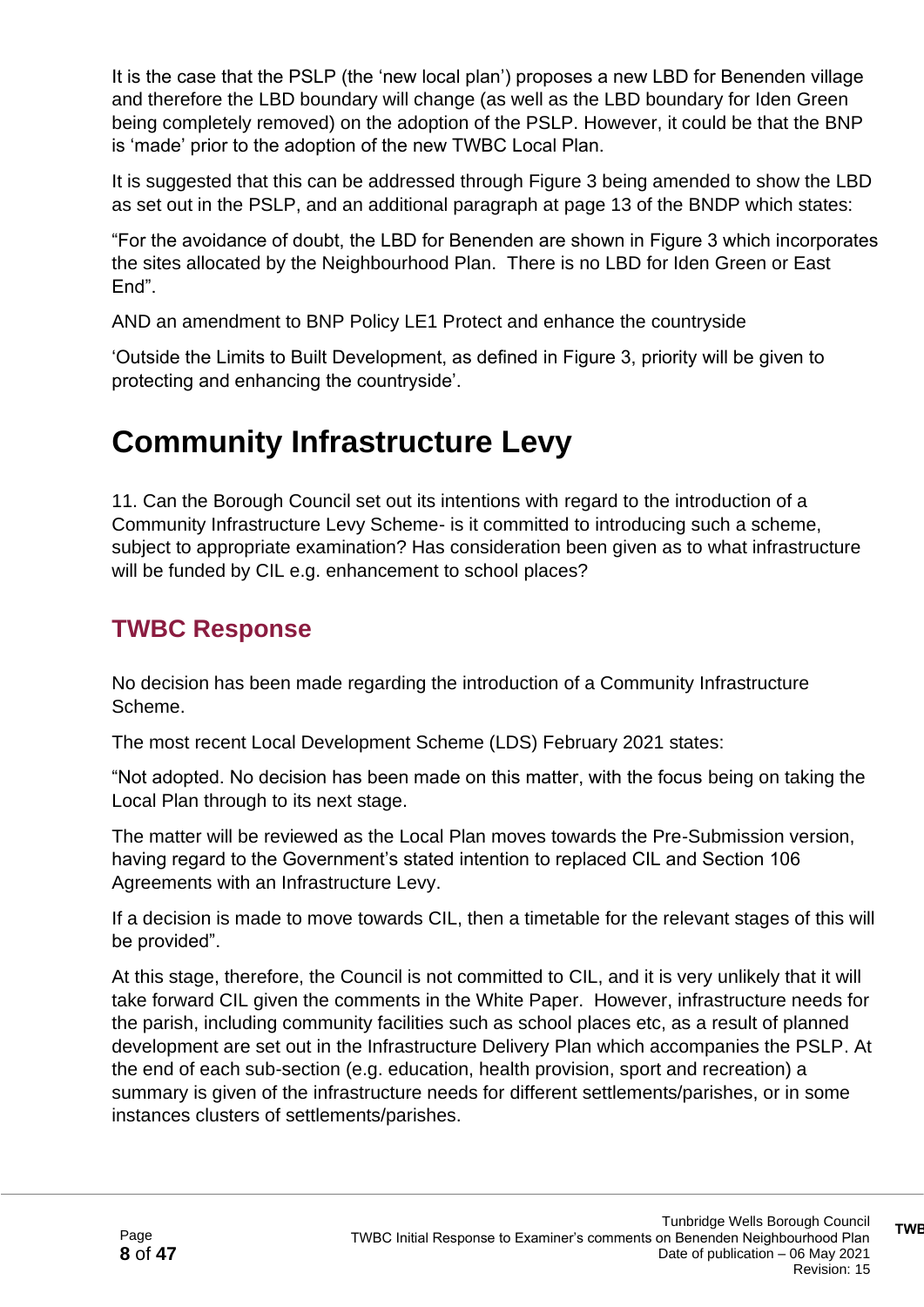It is the case that the PSLP (the 'new local plan') proposes a new LBD for Benenden village and therefore the LBD boundary will change (as well as the LBD boundary for Iden Green being completely removed) on the adoption of the PSLP. However, it could be that the BNP is 'made' prior to the adoption of the new TWBC Local Plan.

It is suggested that this can be addressed through Figure 3 being amended to show the LBD as set out in the PSLP, and an additional paragraph at page 13 of the BNDP which states:

"For the avoidance of doubt, the LBD for Benenden are shown in Figure 3 which incorporates the sites allocated by the Neighbourhood Plan. There is no LBD for Iden Green or East End".

AND an amendment to BNP Policy LE1 Protect and enhance the countryside

'Outside the Limits to Built Development, as defined in Figure 3, priority will be given to protecting and enhancing the countryside'.

# Community Infrastructure Levy

11. Can the Borough Council set out its intentions with regard to the introduction of a Community Infrastructure Levy Scheme- is it committed to introducing such a scheme, subject to appropriate examination? Has consideration been given as to what infrastructure will be funded by CIL e.g. enhancement to school places?

## TWBC Response

No decision has been made regarding the introduction of a Community Infrastructure Scheme.

The most recent Local Development Scheme (LDS) February 2021 states:

"Not adopted. No decision has been made on this matter, with the focus being on taking the Local Plan through to its next stage.

The matter will be reviewed as the Local Plan moves towards the Pre-Submission version, having regard to the Government's stated intention to replaced CIL and Section 106 Agreements with an Infrastructure Levy.

If a decision is made to move towards CIL, then a timetable for the relevant stages of this will be provided".

At this stage, therefore, the Council is not committed to CIL, and it is very unlikely that it will take forward CIL given the comments in the White Paper. However, infrastructure needs for the parish, including community facilities such as school places etc, as a result of planned development are set out in the Infrastructure Delivery Plan which accompanies the PSLP. At the end of each sub-section (e.g. education, health provision, sport and recreation) a summary is given of the infrastructure needs for different settlements/parishes, or in some instances clusters of settlements/parishes.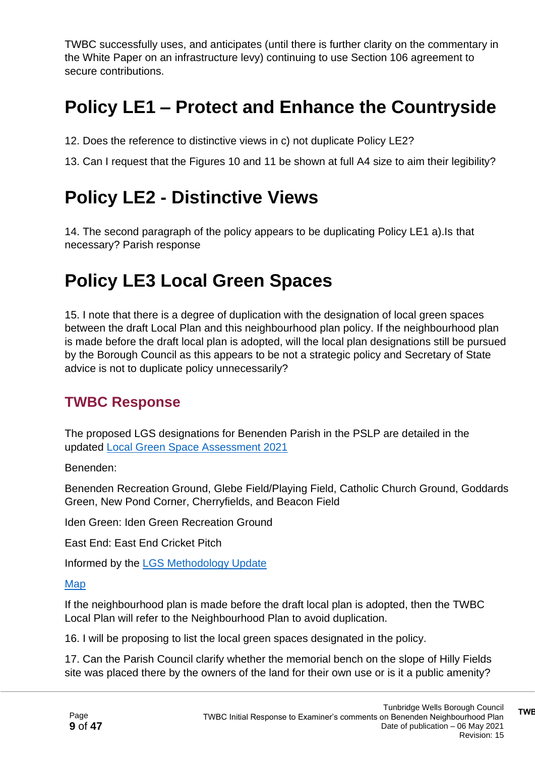TWBC successfully uses, and anticipates (until there is further clarity on the commentary in the White Paper on an infrastructure levy) continuing to use Section 106 agreement to secure contributions.

# Policy LE1 – Protect and Enhance the Countryside

12. Does the reference to distinctive views in c) not duplicate Policy LE2?

13. Can I request that the Figures 10 and 11 be shown at full A4 size to aim their legibility?

# Policy LE2 - Distinctive Views

14. The second paragraph of the policy appears to be duplicating Policy LE1 a).Is that necessary? Parish response

# Policy LE3 Local Green Spaces

15. I note that there is a degree of duplication with the designation of local green spaces between the draft Local Plan and this neighbourhood plan policy. If the neighbourhood plan is made before the draft local plan is adopted, will the local plan designations still be pursued by the Borough Council as this appears to be not a strategic policy and Secretary of State advice is not to duplicate policy unnecessarily?

## TWBC Response

The proposed LGS designations for Benenden Parish in the PSLP are detailed in the updated [Local Green Space Assessment 2021]

Benenden:

Benenden Recreation Ground, Glebe Field/Playing Field, Catholic Church Ground, Goddards Green, New Pond Corner, Cherryfields, and Beacon Field

Iden Green: Iden Green Recreation Ground

East End: East End Cricket Pitch

Informed by the [LGS Methodology Update]

[Map]

If the neighbourhood plan is made before the draft local plan is adopted, then the TWBC Local Plan will refer to the Neighbourhood Plan to avoid duplication.

16. I will be proposing to list the local green spaces designated in the policy.

17. Can the Parish Council clarify whether the memorial bench on the slope of Hilly Fields site was placed there by the owners of the land for their own use or is it a public amenity?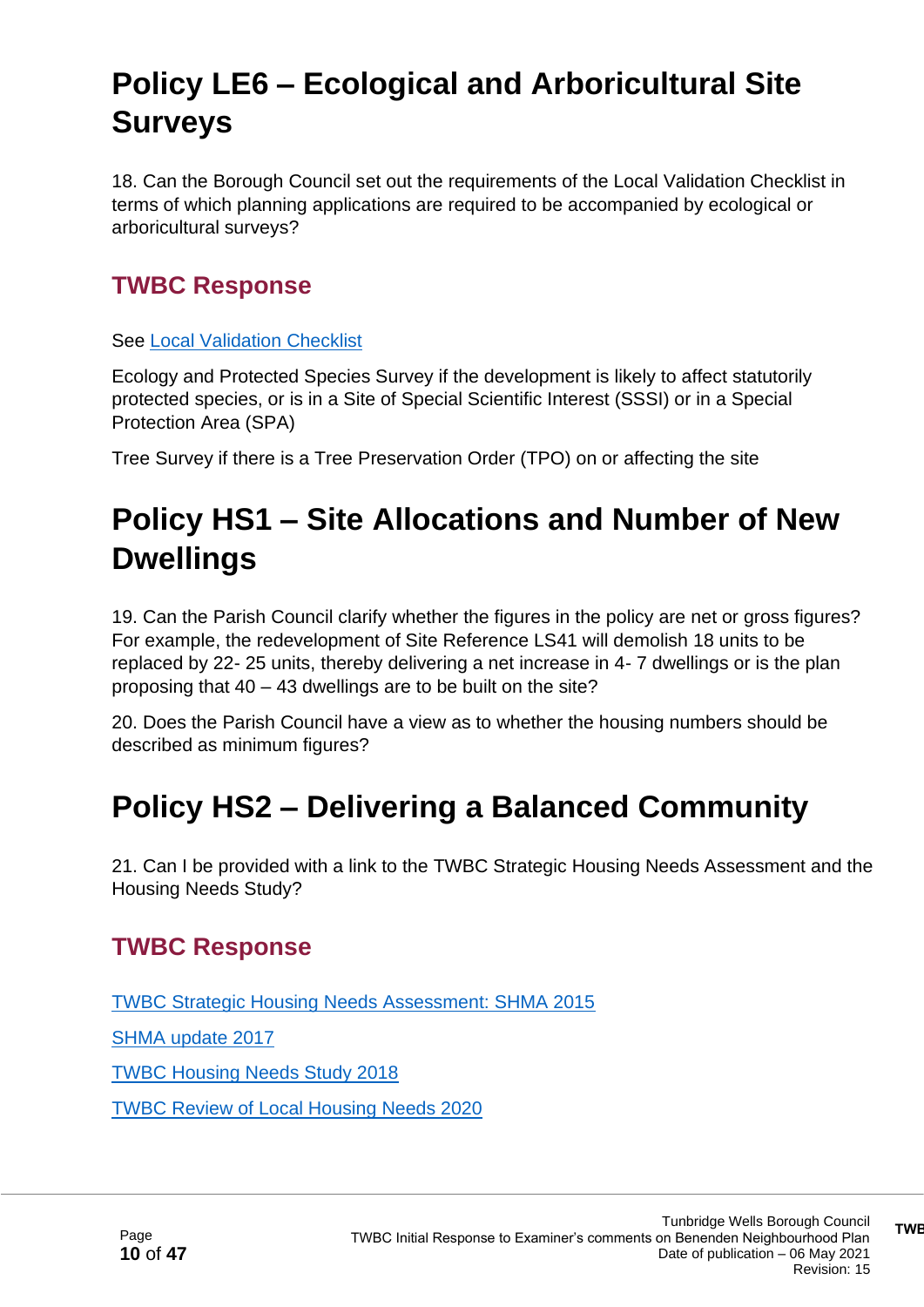# Policy LE6 – Ecological and Arboricultural Site Surveys

18. Can the Borough Council set out the requirements of the Local Validation Checklist in terms of which planning applications are required to be accompanied by ecological or arboricultural surveys?

## TWBC Response

See Local Validation Checklist

Ecology and Protected Species Survey if the development is likely to affect statutorily protected species, or is in a Site of Special Scientific Interest (SSSI) or in a Special Protection Area (SPA)

Tree Survey if there is a Tree Preservation Order (TPO) on or affecting the site

# Policy HS1 – Site Allocations and Number of New Dwellings

19. Can the Parish Council clarify whether the figures in the policy are net or gross figures? For example, the redevelopment of Site Reference LS41 will demolish 18 units to be replaced by 22- 25 units, thereby delivering a net increase in 4- 7 dwellings or is the plan proposing that 40 – 43 dwellings are to be built on the site?

20. Does the Parish Council have a view as to whether the housing numbers should be described as minimum figures?

# Policy HS2 – Delivering a Balanced Community

21. Can I be provided with a link to the TWBC Strategic Housing Needs Assessment and the Housing Needs Study?

## TWBC Response

TWBC Strategic Housing Needs Assessment: SHMA 2015

SHMA update 2017

TWBC Housing Needs Study 2018

TWBC Review of Local Housing Needs 2020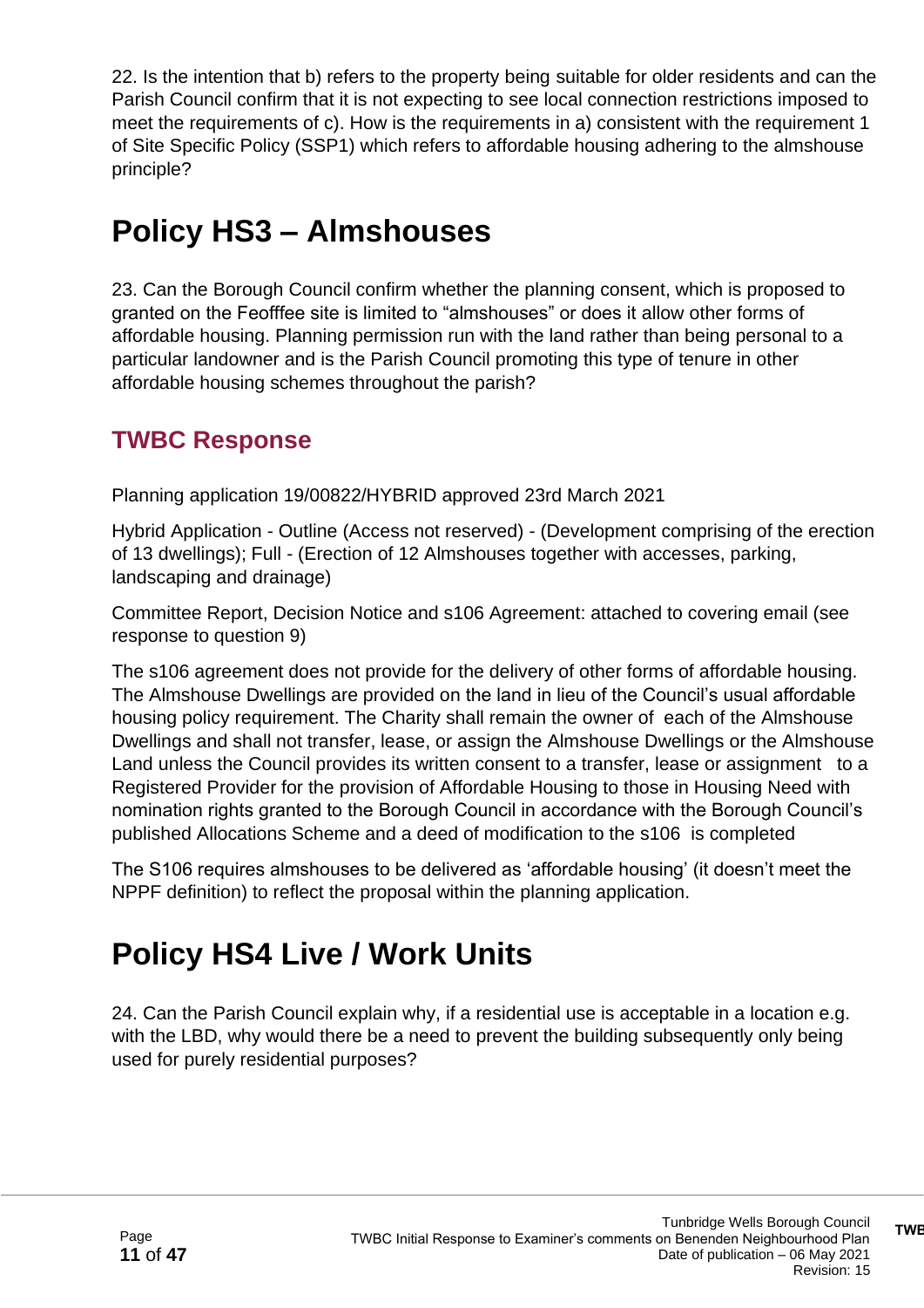22. Is the intention that b) refers to the property being suitable for older residents and can the Parish Council confirm that it is not expecting to see local connection restrictions imposed to meet the requirements of c). How is the requirements in a) consistent with the requirement 1 of Site Specific Policy (SSP1) which refers to affordable housing adhering to the almshouse principle?

# Policy HS3 – Almshouses

23. Can the Borough Council confirm whether the planning consent, which is proposed to granted on the Feofffee site is limited to "almshouses" or does it allow other forms of affordable housing. Planning permission run with the land rather than being personal to a particular landowner and is the Parish Council promoting this type of tenure in other affordable housing schemes throughout the parish?

## TWBC Response

Planning application 19/00822/HYBRID approved 23rd March 2021

Hybrid Application - Outline (Access not reserved) - (Development comprising of the erection of 13 dwellings); Full - (Erection of 12 Almshouses together with accesses, parking, landscaping and drainage)

Committee Report, Decision Notice and s106 Agreement: attached to covering email (see response to question 9)

The s106 agreement does not provide for the delivery of other forms of affordable housing. The Almshouse Dwellings are provided on the land in lieu of the Council's usual affordable housing policy requirement. The Charity shall remain the owner of each of the Almshouse Dwellings and shall not transfer, lease, or assign the Almshouse Dwellings or the Almshouse Land unless the Council provides its written consent to a transfer, lease or assignment to a Registered Provider for the provision of Affordable Housing to those in Housing Need with nomination rights granted to the Borough Council in accordance with the Borough Council's published Allocations Scheme and a deed of modification to the s106 is completed

The S106 requires almshouses to be delivered as 'affordable housing' (it doesn't meet the NPPF definition) to reflect the proposal within the planning application.

# Policy HS4 Live / Work Units

24. Can the Parish Council explain why, if a residential use is acceptable in a location e.g. with the LBD, why would there be a need to prevent the building subsequently only being used for purely residential purposes?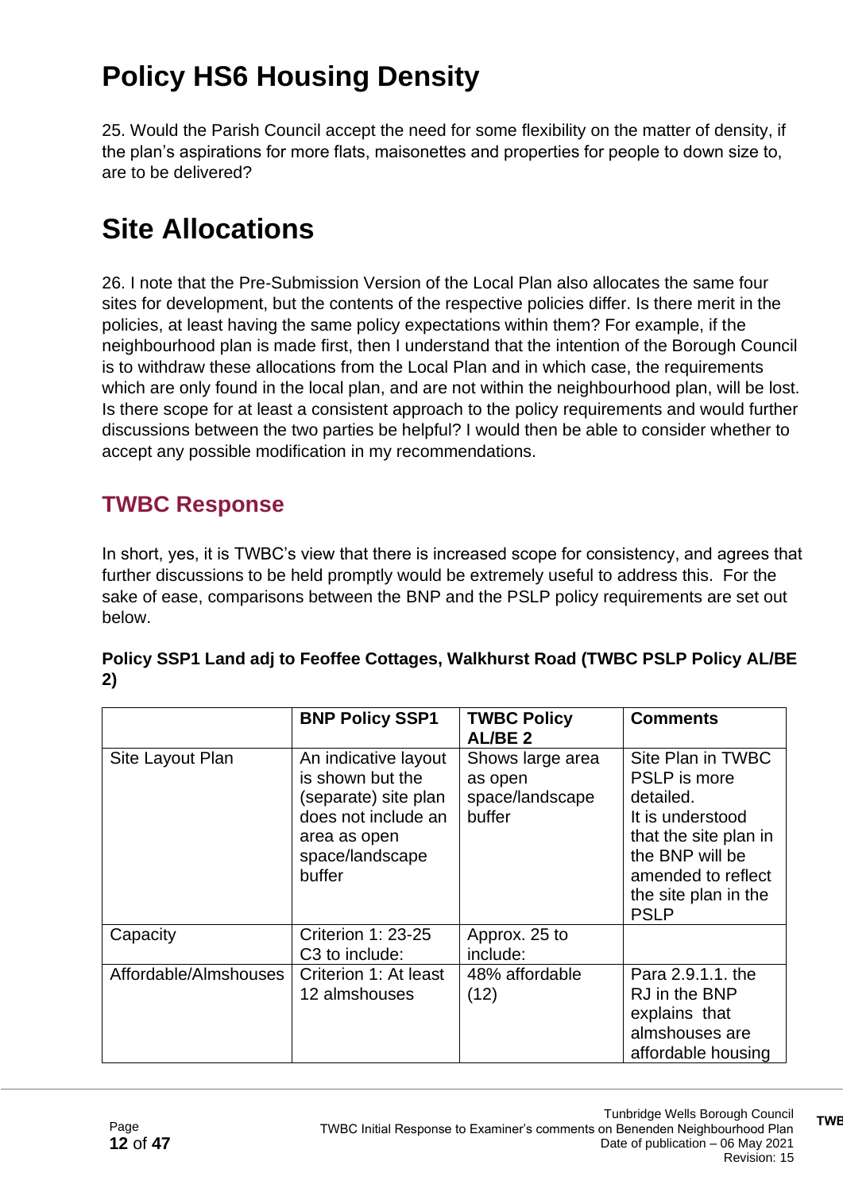# Policy HS6 Housing Density

25. Would the Parish Council accept the need for some flexibility on the matter of density, if the plan's aspirations for more flats, maisonettes and properties for people to down size to, are to be delivered?

# Site Allocations

26. I note that the Pre-Submission Version of the Local Plan also allocates the same four sites for development, but the contents of the respective policies differ. Is there merit in the policies, at least having the same policy expectations within them? For example, if the neighbourhood plan is made first, then I understand that the intention of the Borough Council is to withdraw these allocations from the Local Plan and in which case, the requirements which are only found in the local plan, and are not within the neighbourhood plan, will be lost. Is there scope for at least a consistent approach to the policy requirements and would further discussions between the two parties be helpful? I would then be able to consider whether to accept any possible modification in my recommendations.

## TWBC Response

In short, yes, it is TWBC's view that there is increased scope for consistency, and agrees that further discussions to be held promptly would be extremely useful to address this. For the sake of ease, comparisons between the BNP and the PSLP policy requirements are set out below.

**Policy SSP1 Land adj to Feoffee Cottages, Walkhurst Road (TWBC PSLP Policy AL/BE 2)**

| | BNP Policy SSP1 | TWBC Policy AL/BE 2 | Comments |
|---|---|---|---|
| Site Layout Plan | An indicative layout is shown but the (separate) site plan does not include an area as open space/landscape buffer | Shows large area as open space/landscape buffer | Site Plan in TWBC PSLP is more detailed. It is understood that the site plan in the BNP will be amended to reflect the site plan in the PSLP |
| Capacity | Criterion 1: 23-25 C3 to include: | Approx. 25 to include: | |
| Affordable/Almshouses | Criterion 1: At least 12 almshouses | 48% affordable (12) | Para 2.9.1.1. the RJ in the BNP explains that almshouses are affordable housing |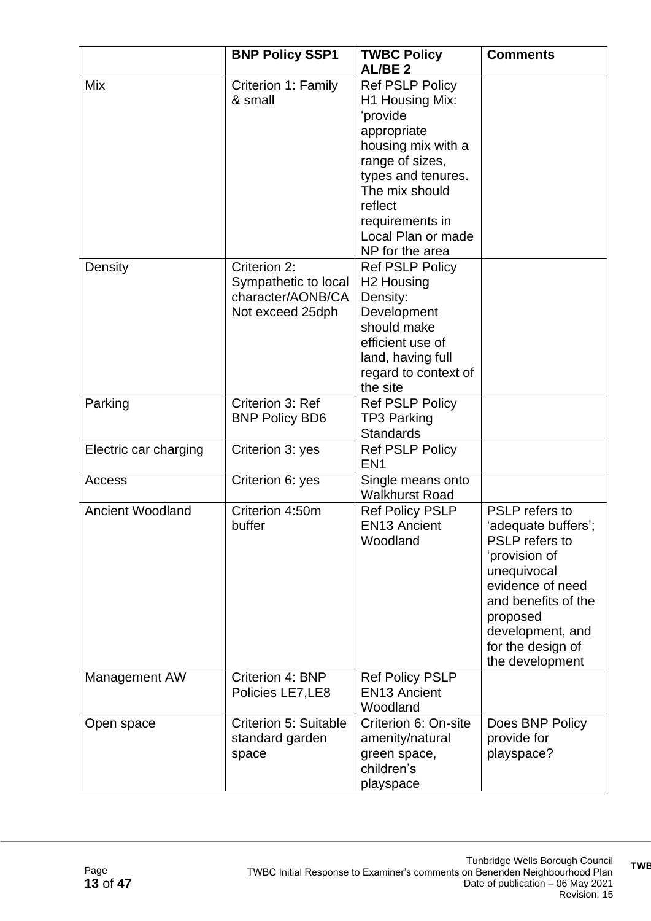| | BNP Policy SSP1 | TWBC Policy AL/BE 2 | Comments |
|---|---|---|---|
| Mix | Criterion 1: Family & small | Ref PSLP Policy H1 Housing Mix: 'provide appropriate housing mix with a range of sizes, types and tenures. The mix should reflect requirements in Local Plan or made NP for the area | |
| Density | Criterion 2: Sympathetic to local character/AONB/CA Not exceed 25dph | Ref PSLP Policy H2 Housing Density: Development should make efficient use of land, having full regard to context of the site | |
| Parking | Criterion 3: Ref BNP Policy BD6 | Ref PSLP Policy TP3 Parking Standards | |
| Electric car charging | Criterion 3: yes | Ref PSLP Policy EN1 | |
| Access | Criterion 6: yes | Single means onto Walkhurst Road | |
| Ancient Woodland | Criterion 4:50m buffer | Ref Policy PSLP EN13 Ancient Woodland | PSLP refers to 'adequate buffers'; PSLP refers to 'provision of unequivocal evidence of need and benefits of the proposed development, and for the design of the development |
| Management AW | Criterion 4: BNP Policies LE7,LE8 | Ref Policy PSLP EN13 Ancient Woodland | |
| Open space | Criterion 5: Suitable standard garden space | Criterion 6: On-site amenity/natural green space, children's playspace | Does BNP Policy provide for playspace? |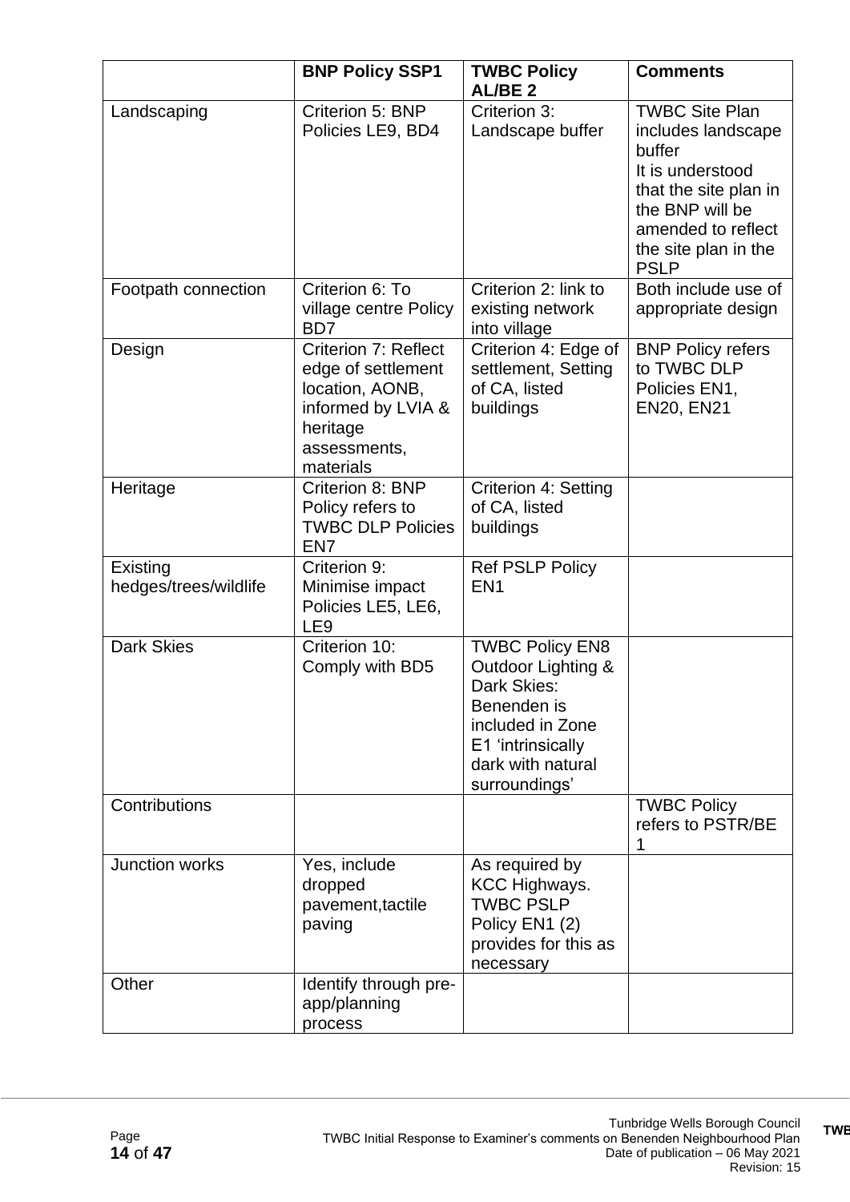| | BNP Policy SSP1 | TWBC Policy AL/BE 2 | Comments |
|---|---|---|---|
| Landscaping | Criterion 5: BNP Policies LE9, BD4 | Criterion 3: Landscape buffer | TWBC Site Plan includes landscape buffer<br>It is understood that the site plan in the BNP will be amended to reflect the site plan in the PSLP |
| Footpath connection | Criterion 6: To village centre Policy BD7 | Criterion 2: link to existing network into village | Both include use of appropriate design |
| Design | Criterion 7: Reflect edge of settlement location, AONB, informed by LVIA & heritage assessments, materials | Criterion 4: Edge of settlement, Setting of CA, listed buildings | BNP Policy refers to TWBC DLP Policies EN1, EN20, EN21 |
| Heritage | Criterion 8: BNP Policy refers to TWBC DLP Policies EN7 | Criterion 4: Setting of CA, listed buildings | |
| Existing hedges/trees/wildlife | Criterion 9: Minimise impact Policies LE5, LE6, LE9 | Ref PSLP Policy EN1 | |
| Dark Skies | Criterion 10: Comply with BD5 | TWBC Policy EN8 Outdoor Lighting & Dark Skies: Benenden is included in Zone E1 'intrinsically dark with natural surroundings' | |
| Contributions | | | TWBC Policy refers to PSTR/BE 1 |
| Junction works | Yes, include dropped pavement,tactile paving | As required by KCC Highways. TWBC PSLP Policy EN1 (2) provides for this as necessary | |
| Other | Identify through pre-app/planning process | | |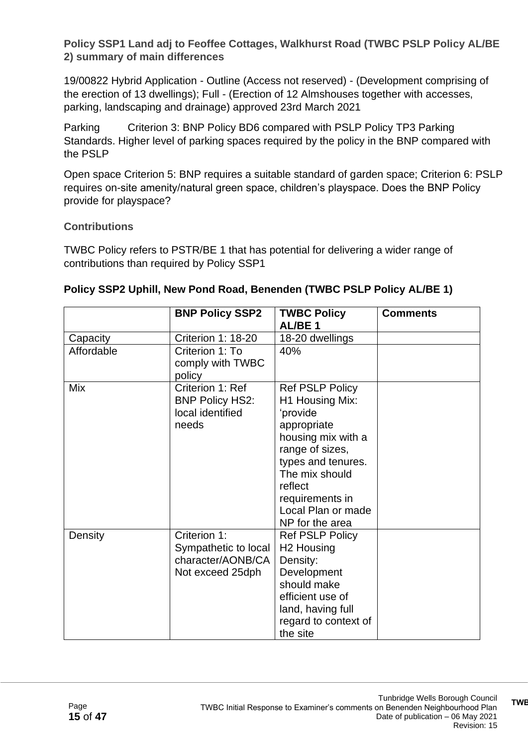**Policy SSP1 Land adj to Feoffee Cottages, Walkhurst Road (TWBC PSLP Policy AL/BE 2) summary of main differences**

19/00822 Hybrid Application - Outline (Access not reserved) - (Development comprising of the erection of 13 dwellings); Full - (Erection of 12 Almshouses together with accesses, parking, landscaping and drainage) approved 23rd March 2021

Parking  Criterion 3: BNP Policy BD6 compared with PSLP Policy TP3 Parking Standards. Higher level of parking spaces required by the policy in the BNP compared with the PSLP

Open space Criterion 5: BNP requires a suitable standard of garden space; Criterion 6: PSLP requires on-site amenity/natural green space, children's playspace. Does the BNP Policy provide for playspace?

**Contributions**

TWBC Policy refers to PSTR/BE 1 that has potential for delivering a wider range of contributions than required by Policy SSP1

**Policy SSP2 Uphill, New Pond Road, Benenden (TWBC PSLP Policy AL/BE 1)**

| | BNP Policy SSP2 | TWBC Policy AL/BE 1 | Comments |
|---|---|---|---|
| Capacity | Criterion 1: 18-20 | 18-20 dwellings | |
| Affordable | Criterion 1: To comply with TWBC policy | 40% | |
| Mix | Criterion 1: Ref BNP Policy HS2: local identified needs | Ref PSLP Policy H1 Housing Mix: 'provide appropriate housing mix with a range of sizes, types and tenures. The mix should reflect requirements in Local Plan or made NP for the area | |
| Density | Criterion 1: Sympathetic to local character/AONB/CA Not exceed 25dph | Ref PSLP Policy H2 Housing Density: Development should make efficient use of land, having full regard to context of the site | |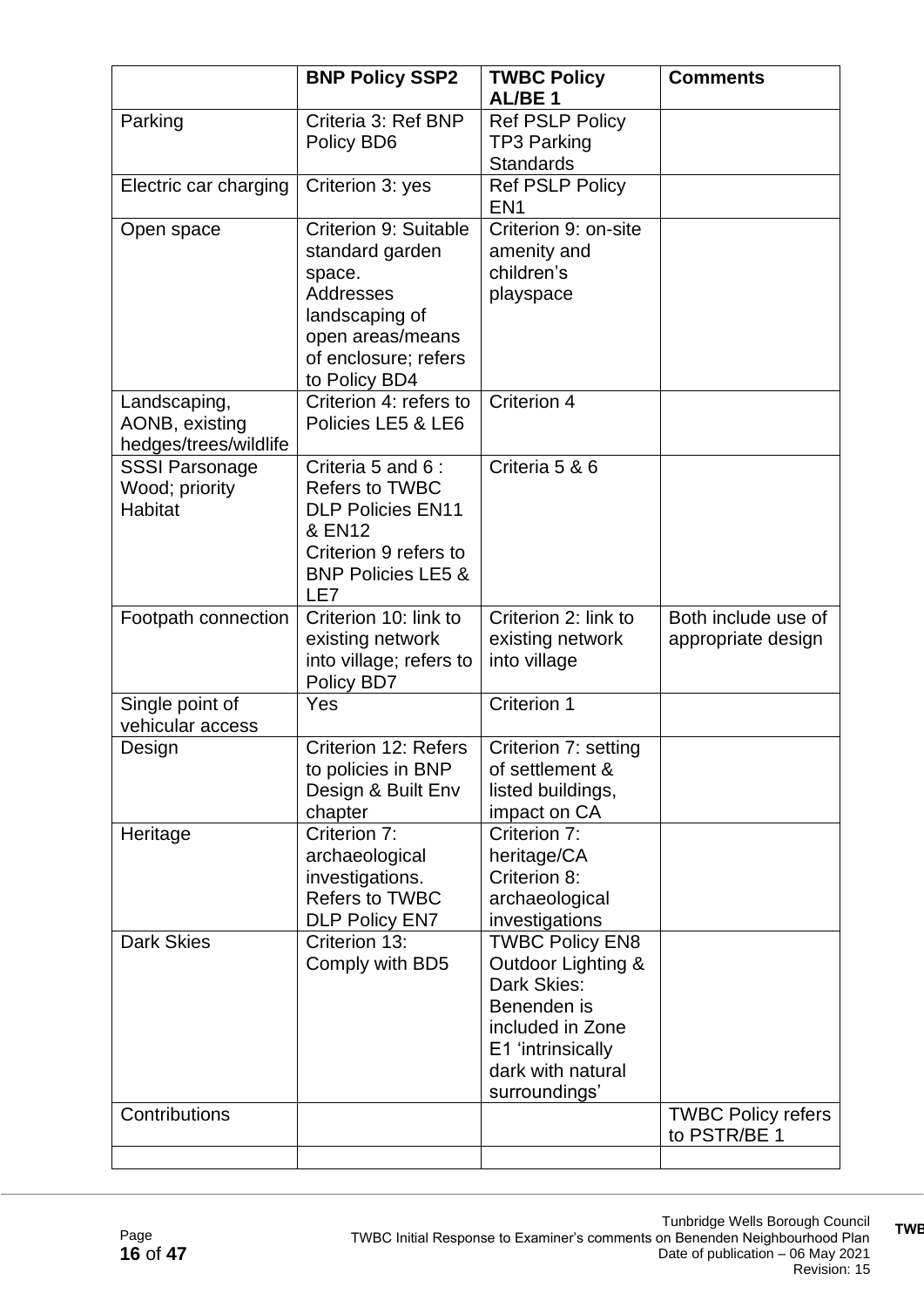| | BNP Policy SSP2 | TWBC Policy AL/BE 1 | Comments |
|---|---|---|---|
| Parking | Criteria 3: Ref BNP Policy BD6 | Ref PSLP Policy TP3 Parking Standards | |
| Electric car charging | Criterion 3: yes | Ref PSLP Policy EN1 | |
| Open space | Criterion 9: Suitable standard garden space. Addresses landscaping of open areas/means of enclosure; refers to Policy BD4 | Criterion 9: on-site amenity and children's playspace | |
| Landscaping, AONB, existing hedges/trees/wildlife | Criterion 4: refers to Policies LE5 & LE6 | Criterion 4 | |
| SSSI Parsonage Wood; priority Habitat | Criteria 5 and 6 : Refers to TWBC DLP Policies EN11 & EN12 Criterion 9 refers to BNP Policies LE5 & LE7 | Criteria 5 & 6 | |
| Footpath connection | Criterion 10: link to existing network into village; refers to Policy BD7 | Criterion 2: link to existing network into village | Both include use of appropriate design |
| Single point of vehicular access | Yes | Criterion 1 | |
| Design | Criterion 12: Refers to policies in BNP Design & Built Env chapter | Criterion 7: setting of settlement & listed buildings, impact on CA | |
| Heritage | Criterion 7: archaeological investigations. Refers to TWBC DLP Policy EN7 | Criterion 7: heritage/CA Criterion 8: archaeological investigations | |
| Dark Skies | Criterion 13: Comply with BD5 | TWBC Policy EN8 Outdoor Lighting & Dark Skies: Benenden is included in Zone E1 'intrinsically dark with natural surroundings' | |
| Contributions | | | TWBC Policy refers to PSTR/BE 1 |
| | | | |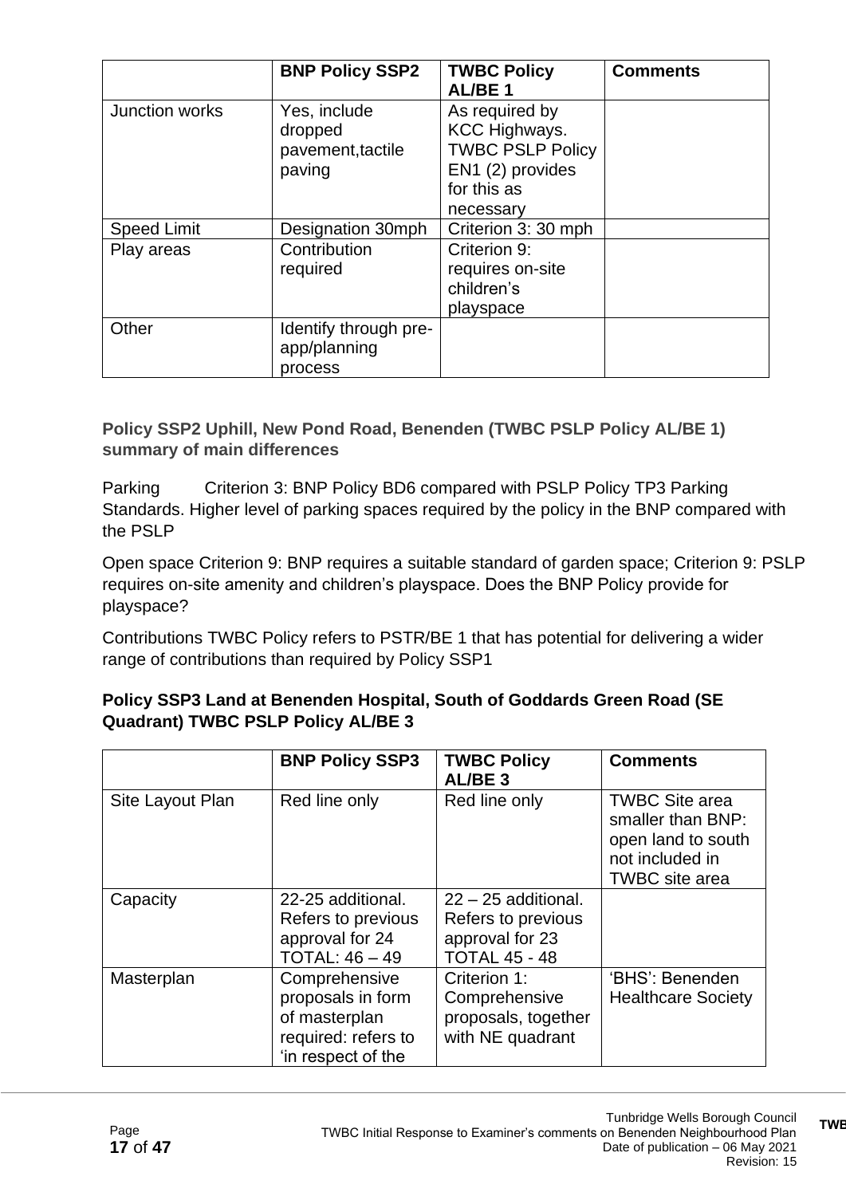| | BNP Policy SSP2 | TWBC Policy AL/BE 1 | Comments |
|---|---|---|---|
| Junction works | Yes, include dropped pavement,tactile paving | As required by KCC Highways. TWBC PSLP Policy EN1 (2) provides for this as necessary | |
| Speed Limit | Designation 30mph | Criterion 3: 30 mph | |
| Play areas | Contribution required | Criterion 9: requires on-site children's playspace | |
| Other | Identify through pre-app/planning process | | |

**Policy SSP2 Uphill, New Pond Road, Benenden (TWBC PSLP Policy AL/BE 1) summary of main differences**

Parking Criterion 3: BNP Policy BD6 compared with PSLP Policy TP3 Parking Standards. Higher level of parking spaces required by the policy in the BNP compared with the PSLP

Open space Criterion 9: BNP requires a suitable standard of garden space; Criterion 9: PSLP requires on-site amenity and children's playspace. Does the BNP Policy provide for playspace?

Contributions TWBC Policy refers to PSTR/BE 1 that has potential for delivering a wider range of contributions than required by Policy SSP1

**Policy SSP3 Land at Benenden Hospital, South of Goddards Green Road (SE Quadrant) TWBC PSLP Policy AL/BE 3**

| | BNP Policy SSP3 | TWBC Policy AL/BE 3 | Comments |
|---|---|---|---|
| Site Layout Plan | Red line only | Red line only | TWBC Site area smaller than BNP: open land to south not included in TWBC site area |
| Capacity | 22-25 additional. Refers to previous approval for 24 TOTAL: 46 – 49 | 22 – 25 additional. Refers to previous approval for 23 TOTAL 45 - 48 | |
| Masterplan | Comprehensive proposals in form of masterplan required: refers to 'in respect of the | Criterion 1: Comprehensive proposals, together with NE quadrant | 'BHS': Benenden Healthcare Society |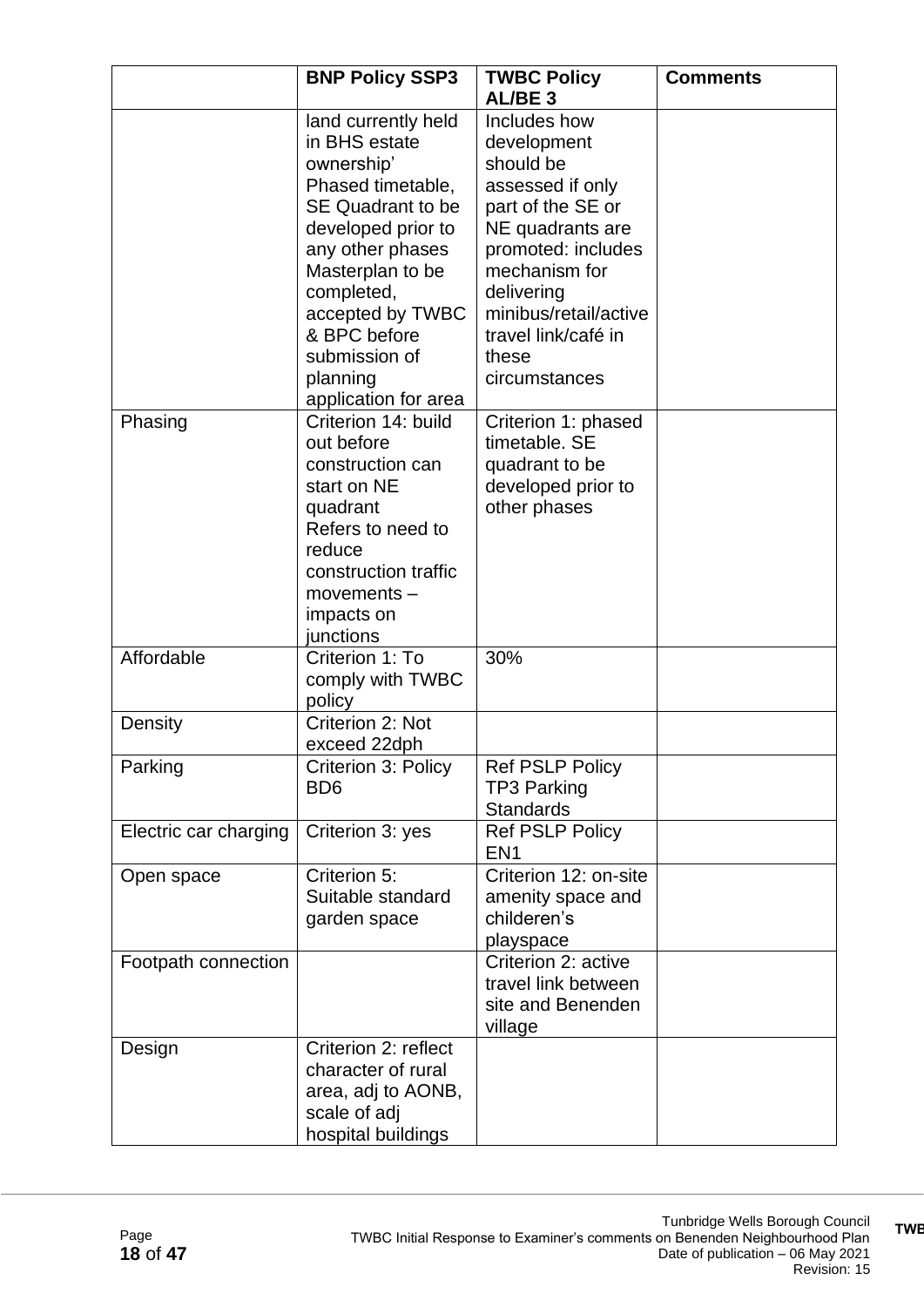| | BNP Policy SSP3 | TWBC Policy AL/BE 3 | Comments |
|---|---|---|---|
| | land currently held in BHS estate ownership'<br>Phased timetable, SE Quadrant to be developed prior to any other phases<br>Masterplan to be completed, accepted by TWBC & BPC before submission of planning application for area | Includes how development should be assessed if only part of the SE or NE quadrants are promoted: includes mechanism for delivering minibus/retail/active travel link/café in these circumstances | |
| Phasing | Criterion 14: build out before construction can start on NE quadrant<br>Refers to need to reduce construction traffic movements – impacts on junctions | Criterion 1: phased timetable. SE quadrant to be developed prior to other phases | |
| Affordable | Criterion 1: To comply with TWBC policy | 30% | |
| Density | Criterion 2: Not exceed 22dph | | |
| Parking | Criterion 3: Policy BD6 | Ref PSLP Policy TP3 Parking Standards | |
| Electric car charging | Criterion 3: yes | Ref PSLP Policy EN1 | |
| Open space | Criterion 5: Suitable standard garden space | Criterion 12: on-site amenity space and childeren's playspace | |
| Footpath connection | | Criterion 2: active travel link between site and Benenden village | |
| Design | Criterion 2: reflect character of rural area, adj to AONB, scale of adj hospital buildings | | |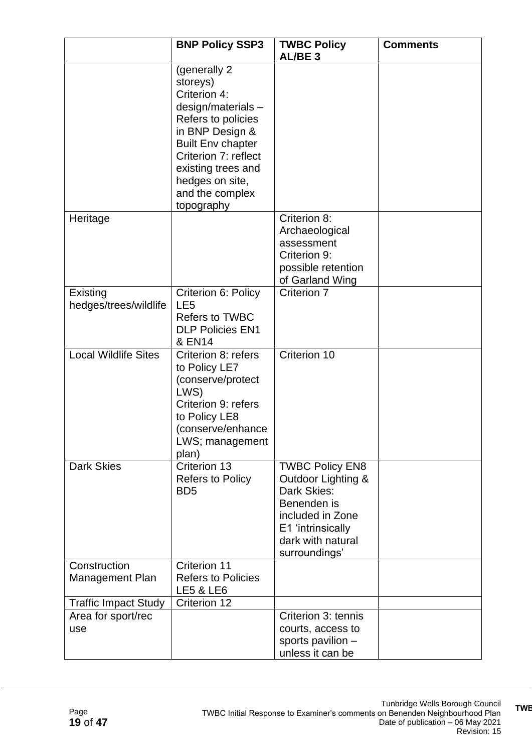| | BNP Policy SSP3 | TWBC Policy AL/BE 3 | Comments |
|---|---|---|---|
| | (generally 2 storeys)<br>Criterion 4: design/materials – Refers to policies in BNP Design & Built Env chapter<br>Criterion 7: reflect existing trees and hedges on site, and the complex topography | | |
| Heritage | | Criterion 8: Archaeological assessment<br>Criterion 9: possible retention of Garland Wing | |
| Existing hedges/trees/wildlife | Criterion 6: Policy LE5<br>Refers to TWBC DLP Policies EN1 & EN14 | Criterion 7 | |
| Local Wildlife Sites | Criterion 8: refers to Policy LE7 (conserve/protect LWS)<br>Criterion 9: refers to Policy LE8 (conserve/enhance LWS; management plan) | Criterion 10 | |
| Dark Skies | Criterion 13<br>Refers to Policy BD5 | TWBC Policy EN8 Outdoor Lighting & Dark Skies: Benenden is included in Zone E1 'intrinsically dark with natural surroundings' | |
| Construction Management Plan | Criterion 11<br>Refers to Policies LE5 & LE6 | | |
| Traffic Impact Study | Criterion 12 | | |
| Area for sport/rec use | | Criterion 3: tennis courts, access to sports pavilion – unless it can be | |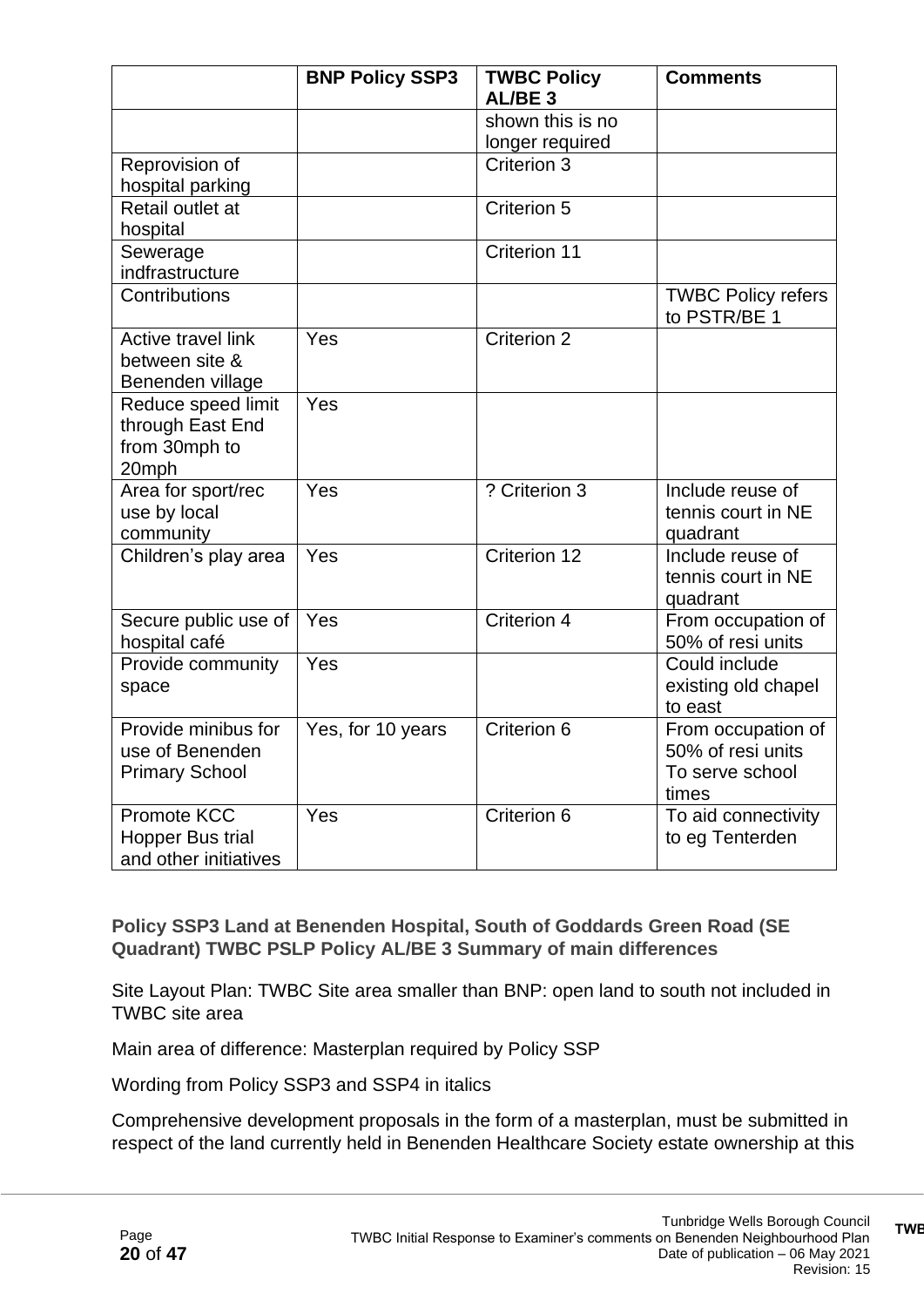| | BNP Policy SSP3 | TWBC Policy AL/BE 3 | Comments |
|---|---|---|---|
| | | shown this is no longer required | |
| Reprovision of hospital parking | | Criterion 3 | |
| Retail outlet at hospital | | Criterion 5 | |
| Sewerage indfrastructure | | Criterion 11 | |
| Contributions | | | TWBC Policy refers to PSTR/BE 1 |
| Active travel link between site & Benenden village | Yes | Criterion 2 | |
| Reduce speed limit through East End from 30mph to 20mph | Yes | | |
| Area for sport/rec use by local community | Yes | ? Criterion 3 | Include reuse of tennis court in NE quadrant |
| Children's play area | Yes | Criterion 12 | Include reuse of tennis court in NE quadrant |
| Secure public use of hospital café | Yes | Criterion 4 | From occupation of 50% of resi units |
| Provide community space | Yes | | Could include existing old chapel to east |
| Provide minibus for use of Benenden Primary School | Yes, for 10 years | Criterion 6 | From occupation of 50% of resi units To serve school times |
| Promote KCC Hopper Bus trial and other initiatives | Yes | Criterion 6 | To aid connectivity to eg Tenterden |

**Policy SSP3 Land at Benenden Hospital, South of Goddards Green Road (SE Quadrant) TWBC PSLP Policy AL/BE 3 Summary of main differences**

Site Layout Plan: TWBC Site area smaller than BNP: open land to south not included in TWBC site area

Main area of difference: Masterplan required by Policy SSP

Wording from Policy SSP3 and SSP4 in italics

Comprehensive development proposals in the form of a masterplan, must be submitted in respect of the land currently held in Benenden Healthcare Society estate ownership at this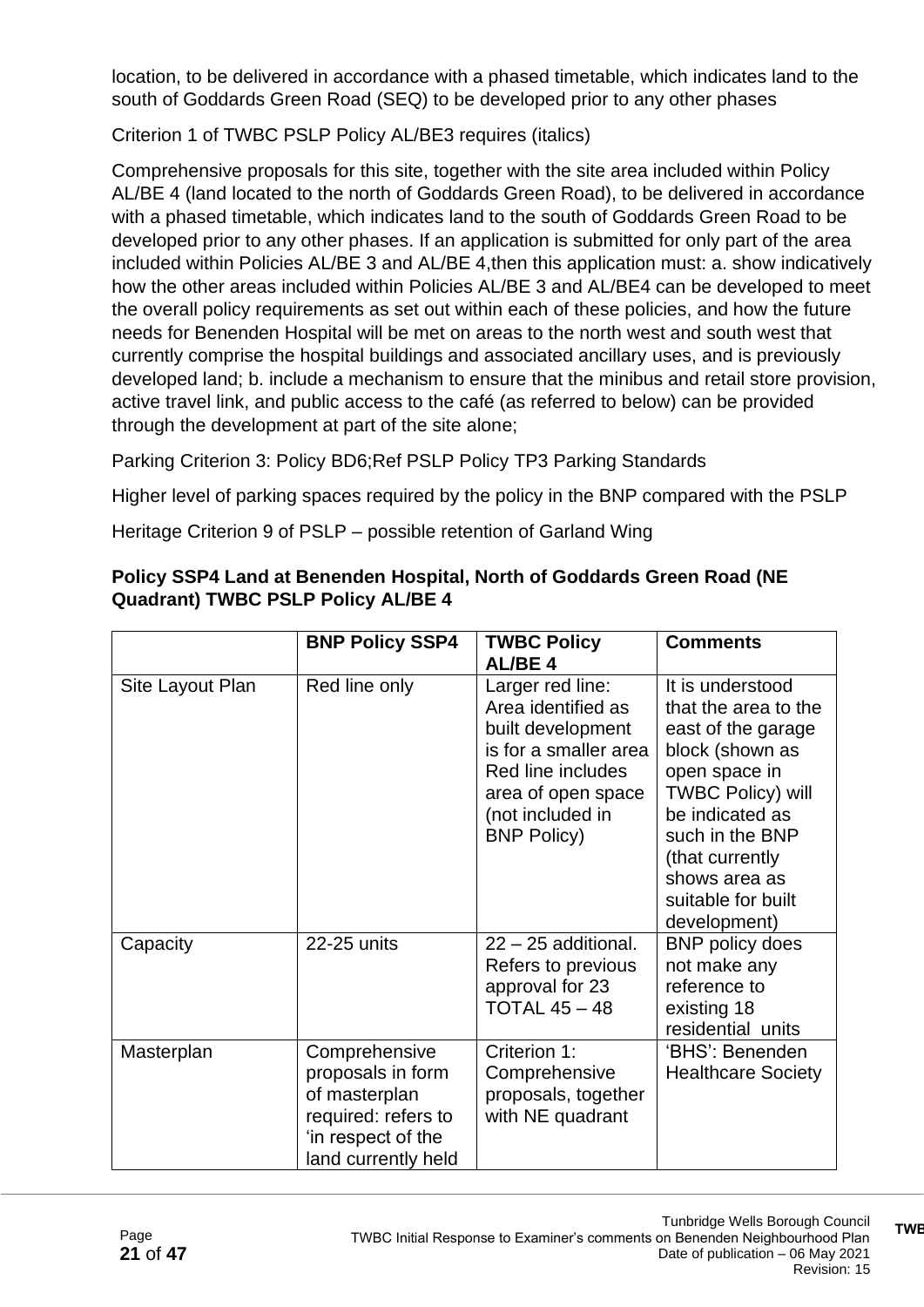location, to be delivered in accordance with a phased timetable, which indicates land to the south of Goddards Green Road (SEQ) to be developed prior to any other phases

Criterion 1 of TWBC PSLP Policy AL/BE3 requires (italics)

Comprehensive proposals for this site, together with the site area included within Policy AL/BE 4 (land located to the north of Goddards Green Road), to be delivered in accordance with a phased timetable, which indicates land to the south of Goddards Green Road to be developed prior to any other phases. If an application is submitted for only part of the area included within Policies AL/BE 3 and AL/BE 4,then this application must: a. show indicatively how the other areas included within Policies AL/BE 3 and AL/BE4 can be developed to meet the overall policy requirements as set out within each of these policies, and how the future needs for Benenden Hospital will be met on areas to the north west and south west that currently comprise the hospital buildings and associated ancillary uses, and is previously developed land; b. include a mechanism to ensure that the minibus and retail store provision, active travel link, and public access to the café (as referred to below) can be provided through the development at part of the site alone;

Parking Criterion 3: Policy BD6;Ref PSLP Policy TP3 Parking Standards

Higher level of parking spaces required by the policy in the BNP compared with the PSLP

Heritage Criterion 9 of PSLP – possible retention of Garland Wing

**Policy SSP4 Land at Benenden Hospital, North of Goddards Green Road (NE Quadrant) TWBC PSLP Policy AL/BE 4**

| | BNP Policy SSP4 | TWBC Policy AL/BE 4 | Comments |
|---|---|---|---|
| Site Layout Plan | Red line only | Larger red line: Area identified as built development is for a smaller area Red line includes area of open space (not included in BNP Policy) | It is understood that the area to the east of the garage block (shown as open space in TWBC Policy) will be indicated as such in the BNP (that currently shows area as suitable for built development) |
| Capacity | 22-25 units | 22 – 25 additional. Refers to previous approval for 23 TOTAL 45 – 48 | BNP policy does not make any reference to existing 18 residential units |
| Masterplan | Comprehensive proposals in form of masterplan required: refers to 'in respect of the land currently held | Criterion 1: Comprehensive proposals, together with NE quadrant | 'BHS': Benenden Healthcare Society |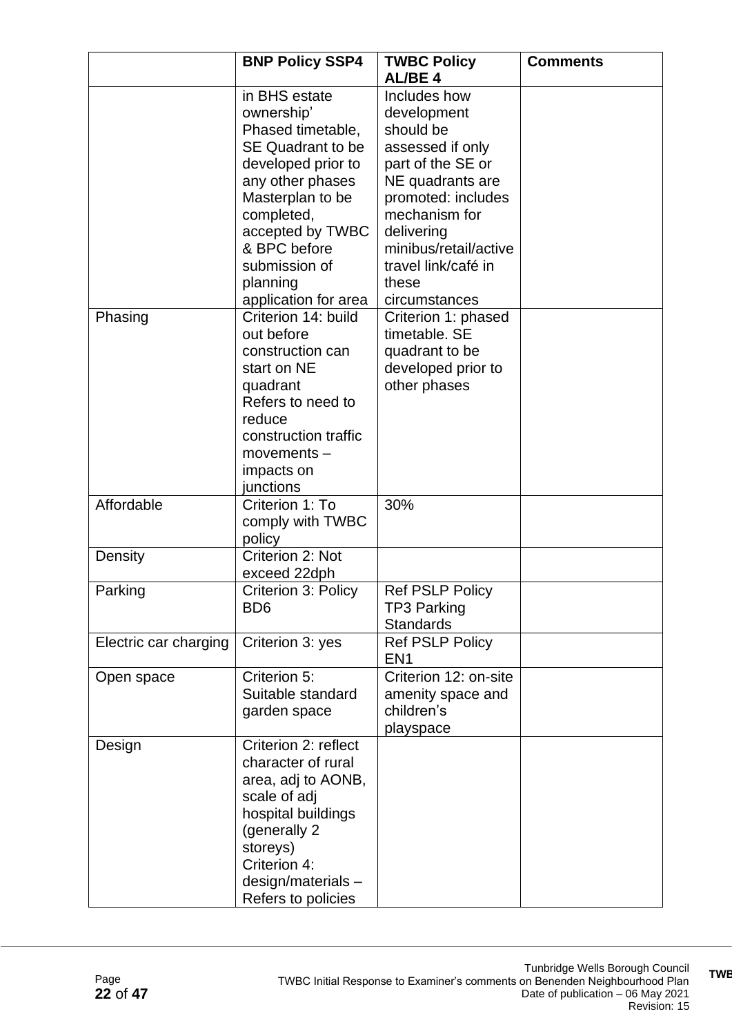|  | BNP Policy SSP4 | TWBC Policy AL/BE 4 | Comments |
|---|---|---|---|
|  | in BHS estate ownership' Phased timetable, SE Quadrant to be developed prior to any other phases Masterplan to be completed, accepted by TWBC & BPC before submission of planning application for area | Includes how development should be assessed if only part of the SE or NE quadrants are promoted: includes mechanism for delivering minibus/retail/active travel link/café in these circumstances |  |
| Phasing | Criterion 14: build out before construction can start on NE quadrant Refers to need to reduce construction traffic movements – impacts on junctions | Criterion 1: phased timetable. SE quadrant to be developed prior to other phases |  |
| Affordable | Criterion 1: To comply with TWBC policy | 30% |  |
| Density | Criterion 2: Not exceed 22dph |  |  |
| Parking | Criterion 3: Policy BD6 | Ref PSLP Policy TP3 Parking Standards |  |
| Electric car charging | Criterion 3: yes | Ref PSLP Policy EN1 |  |
| Open space | Criterion 5: Suitable standard garden space | Criterion 12: on-site amenity space and children's playspace |  |
| Design | Criterion 2: reflect character of rural area, adj to AONB, scale of adj hospital buildings (generally 2 storeys) Criterion 4: design/materials – Refers to policies |  |  |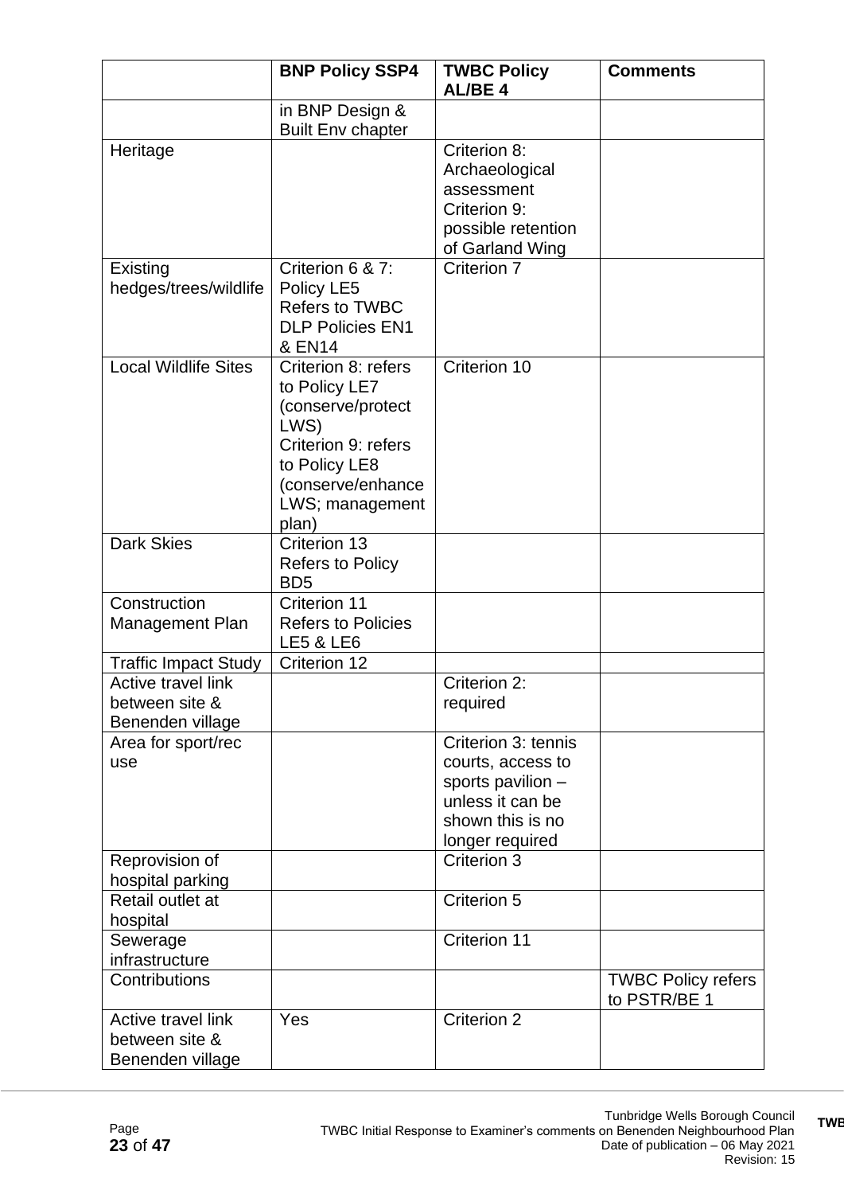| | BNP Policy SSP4 | TWBC Policy AL/BE 4 | Comments |
|---|---|---|---|
| | in BNP Design & Built Env chapter | | |
| Heritage | | Criterion 8: Archaeological assessment Criterion 9: possible retention of Garland Wing | |
| Existing hedges/trees/wildlife | Criterion 6 & 7: Policy LE5 Refers to TWBC DLP Policies EN1 & EN14 | Criterion 7 | |
| Local Wildlife Sites | Criterion 8: refers to Policy LE7 (conserve/protect LWS) Criterion 9: refers to Policy LE8 (conserve/enhance LWS; management plan) | Criterion 10 | |
| Dark Skies | Criterion 13 Refers to Policy BD5 | | |
| Construction Management Plan | Criterion 11 Refers to Policies LE5 & LE6 | | |
| Traffic Impact Study | Criterion 12 | | |
| Active travel link between site & Benenden village | | Criterion 2: required | |
| Area for sport/rec use | | Criterion 3: tennis courts, access to sports pavilion – unless it can be shown this is no longer required | |
| Reprovision of hospital parking | | Criterion 3 | |
| Retail outlet at hospital | | Criterion 5 | |
| Sewerage infrastructure | | Criterion 11 | |
| Contributions | | | TWBC Policy refers to PSTR/BE 1 |
| Active travel link between site & Benenden village | Yes | Criterion 2 | |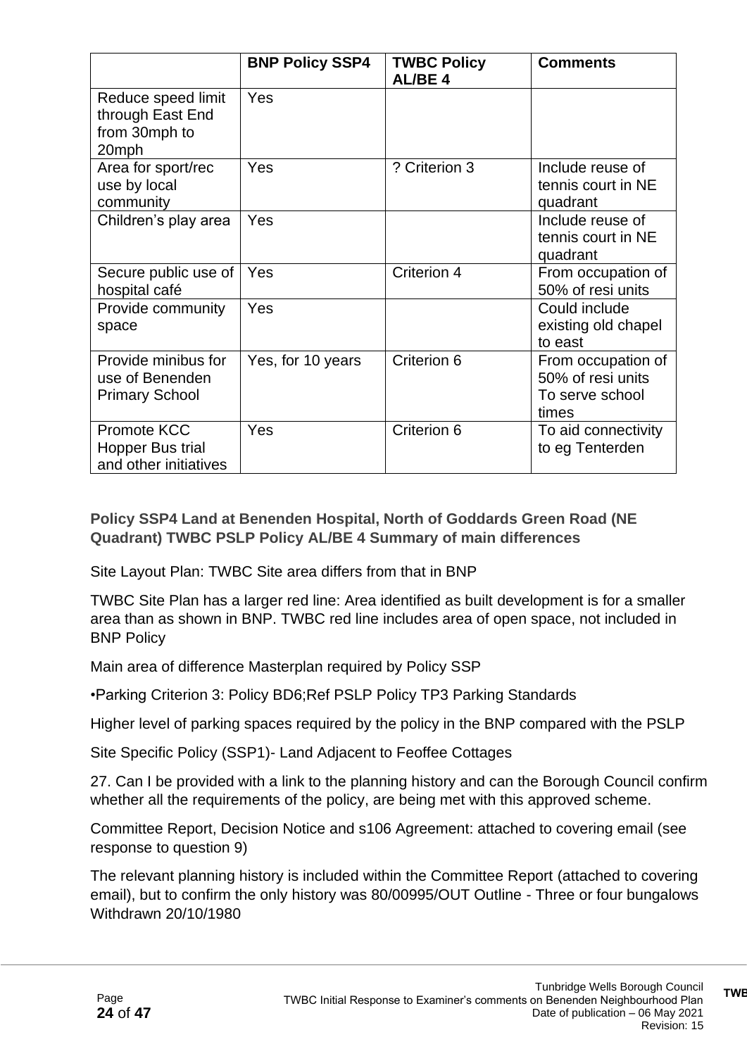| | BNP Policy SSP4 | TWBC Policy AL/BE 4 | Comments |
|---|---|---|---|
| Reduce speed limit through East End from 30mph to 20mph | Yes | | |
| Area for sport/rec use by local community | Yes | ? Criterion 3 | Include reuse of tennis court in NE quadrant |
| Children's play area | Yes | | Include reuse of tennis court in NE quadrant |
| Secure public use of hospital café | Yes | Criterion 4 | From occupation of 50% of resi units |
| Provide community space | Yes | | Could include existing old chapel to east |
| Provide minibus for use of Benenden Primary School | Yes, for 10 years | Criterion 6 | From occupation of 50% of resi units To serve school times |
| Promote KCC Hopper Bus trial and other initiatives | Yes | Criterion 6 | To aid connectivity to eg Tenterden |

### Policy SSP4 Land at Benenden Hospital, North of Goddards Green Road (NE Quadrant) TWBC PSLP Policy AL/BE 4 Summary of main differences

Site Layout Plan: TWBC Site area differs from that in BNP

TWBC Site Plan has a larger red line: Area identified as built development is for a smaller area than as shown in BNP. TWBC red line includes area of open space, not included in BNP Policy

Main area of difference Masterplan required by Policy SSP

•Parking Criterion 3: Policy BD6;Ref PSLP Policy TP3 Parking Standards

Higher level of parking spaces required by the policy in the BNP compared with the PSLP

Site Specific Policy (SSP1)- Land Adjacent to Feoffee Cottages

27. Can I be provided with a link to the planning history and can the Borough Council confirm whether all the requirements of the policy, are being met with this approved scheme.

Committee Report, Decision Notice and s106 Agreement: attached to covering email (see response to question 9)

The relevant planning history is included within the Committee Report (attached to covering email), but to confirm the only history was 80/00995/OUT Outline - Three or four bungalows Withdrawn 20/10/1980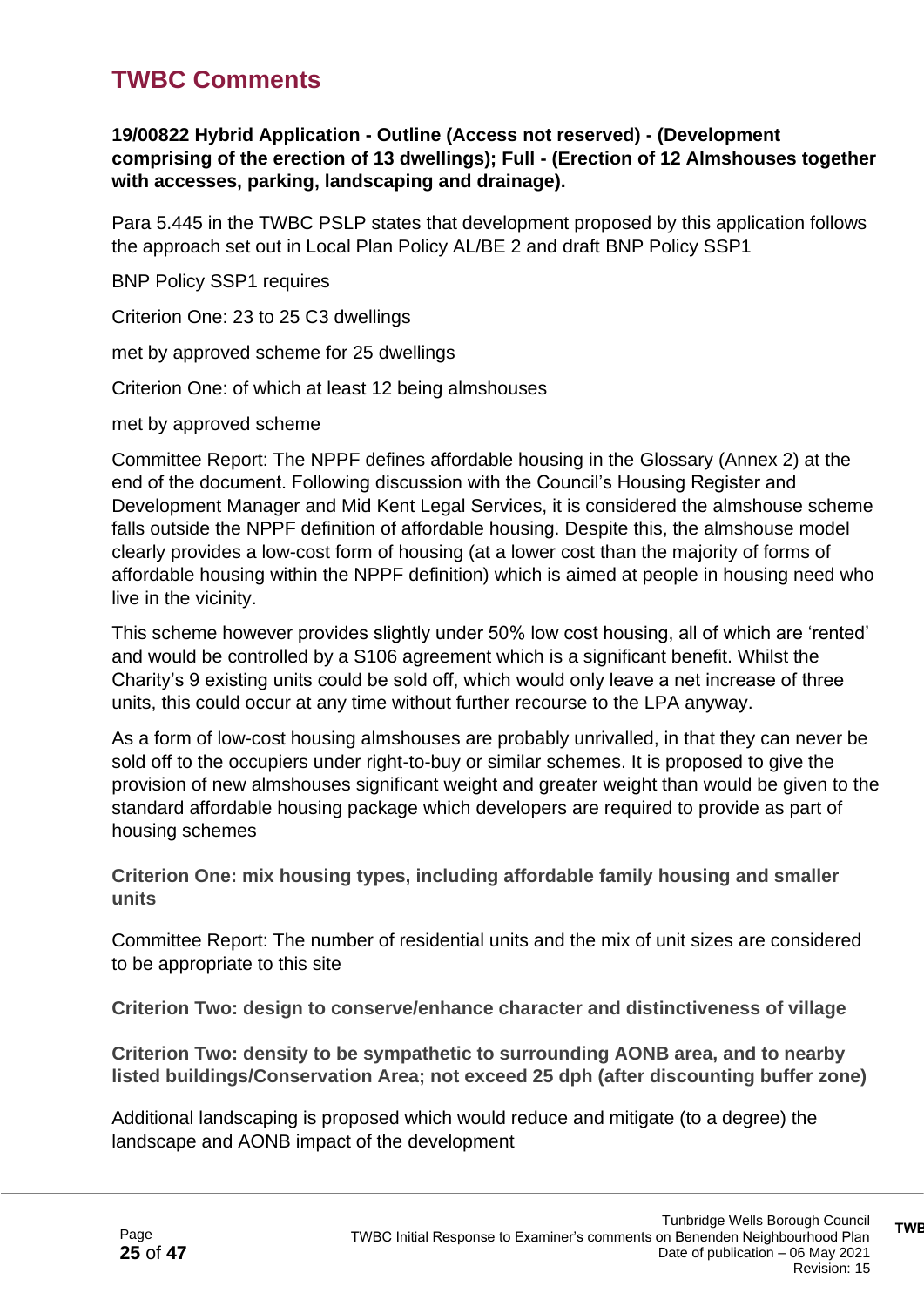## TWBC Comments

**19/00822 Hybrid Application - Outline (Access not reserved) - (Development comprising of the erection of 13 dwellings); Full - (Erection of 12 Almshouses together with accesses, parking, landscaping and drainage).**

Para 5.445 in the TWBC PSLP states that development proposed by this application follows the approach set out in Local Plan Policy AL/BE 2 and draft BNP Policy SSP1

BNP Policy SSP1 requires

Criterion One: 23 to 25 C3 dwellings

met by approved scheme for 25 dwellings

Criterion One: of which at least 12 being almshouses

met by approved scheme

Committee Report: The NPPF defines affordable housing in the Glossary (Annex 2) at the end of the document. Following discussion with the Council's Housing Register and Development Manager and Mid Kent Legal Services, it is considered the almshouse scheme falls outside the NPPF definition of affordable housing. Despite this, the almshouse model clearly provides a low-cost form of housing (at a lower cost than the majority of forms of affordable housing within the NPPF definition) which is aimed at people in housing need who live in the vicinity.

This scheme however provides slightly under 50% low cost housing, all of which are 'rented' and would be controlled by a S106 agreement which is a significant benefit. Whilst the Charity's 9 existing units could be sold off, which would only leave a net increase of three units, this could occur at any time without further recourse to the LPA anyway.

As a form of low-cost housing almshouses are probably unrivalled, in that they can never be sold off to the occupiers under right-to-buy or similar schemes. It is proposed to give the provision of new almshouses significant weight and greater weight than would be given to the standard affordable housing package which developers are required to provide as part of housing schemes

**Criterion One: mix housing types, including affordable family housing and smaller units**

Committee Report: The number of residential units and the mix of unit sizes are considered to be appropriate to this site

**Criterion Two: design to conserve/enhance character and distinctiveness of village**

**Criterion Two: density to be sympathetic to surrounding AONB area, and to nearby listed buildings/Conservation Area; not exceed 25 dph (after discounting buffer zone)**

Additional landscaping is proposed which would reduce and mitigate (to a degree) the landscape and AONB impact of the development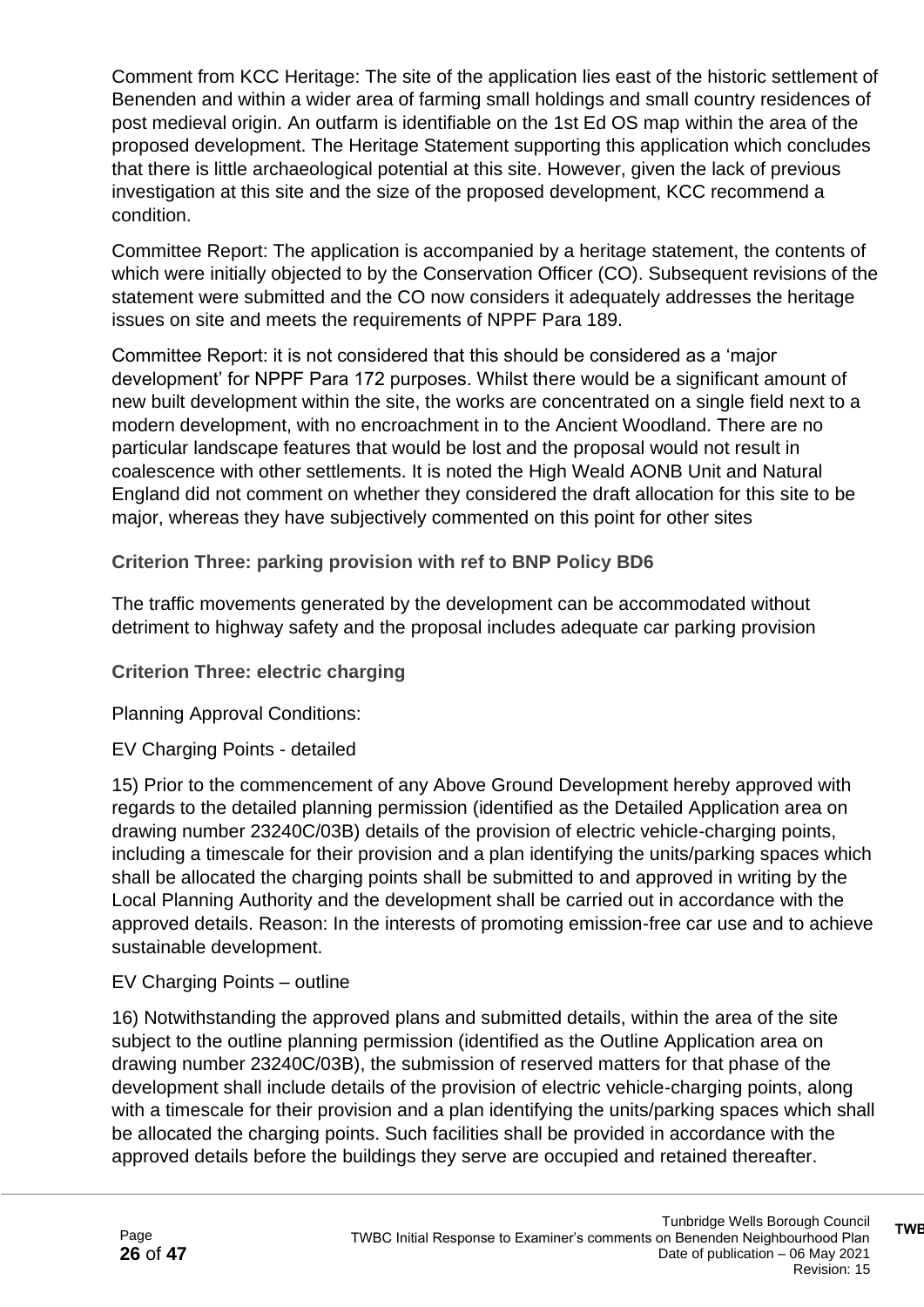Comment from KCC Heritage: The site of the application lies east of the historic settlement of Benenden and within a wider area of farming small holdings and small country residences of post medieval origin. An outfarm is identifiable on the 1st Ed OS map within the area of the proposed development. The Heritage Statement supporting this application which concludes that there is little archaeological potential at this site. However, given the lack of previous investigation at this site and the size of the proposed development, KCC recommend a condition.

Committee Report: The application is accompanied by a heritage statement, the contents of which were initially objected to by the Conservation Officer (CO). Subsequent revisions of the statement were submitted and the CO now considers it adequately addresses the heritage issues on site and meets the requirements of NPPF Para 189.

Committee Report: it is not considered that this should be considered as a 'major development' for NPPF Para 172 purposes. Whilst there would be a significant amount of new built development within the site, the works are concentrated on a single field next to a modern development, with no encroachment in to the Ancient Woodland. There are no particular landscape features that would be lost and the proposal would not result in coalescence with other settlements. It is noted the High Weald AONB Unit and Natural England did not comment on whether they considered the draft allocation for this site to be major, whereas they have subjectively commented on this point for other sites

### Criterion Three: parking provision with ref to BNP Policy BD6

The traffic movements generated by the development can be accommodated without detriment to highway safety and the proposal includes adequate car parking provision

### Criterion Three: electric charging

Planning Approval Conditions:

EV Charging Points - detailed

15) Prior to the commencement of any Above Ground Development hereby approved with regards to the detailed planning permission (identified as the Detailed Application area on drawing number 23240C/03B) details of the provision of electric vehicle-charging points, including a timescale for their provision and a plan identifying the units/parking spaces which shall be allocated the charging points shall be submitted to and approved in writing by the Local Planning Authority and the development shall be carried out in accordance with the approved details. Reason: In the interests of promoting emission-free car use and to achieve sustainable development.

EV Charging Points – outline

16) Notwithstanding the approved plans and submitted details, within the area of the site subject to the outline planning permission (identified as the Outline Application area on drawing number 23240C/03B), the submission of reserved matters for that phase of the development shall include details of the provision of electric vehicle-charging points, along with a timescale for their provision and a plan identifying the units/parking spaces which shall be allocated the charging points. Such facilities shall be provided in accordance with the approved details before the buildings they serve are occupied and retained thereafter.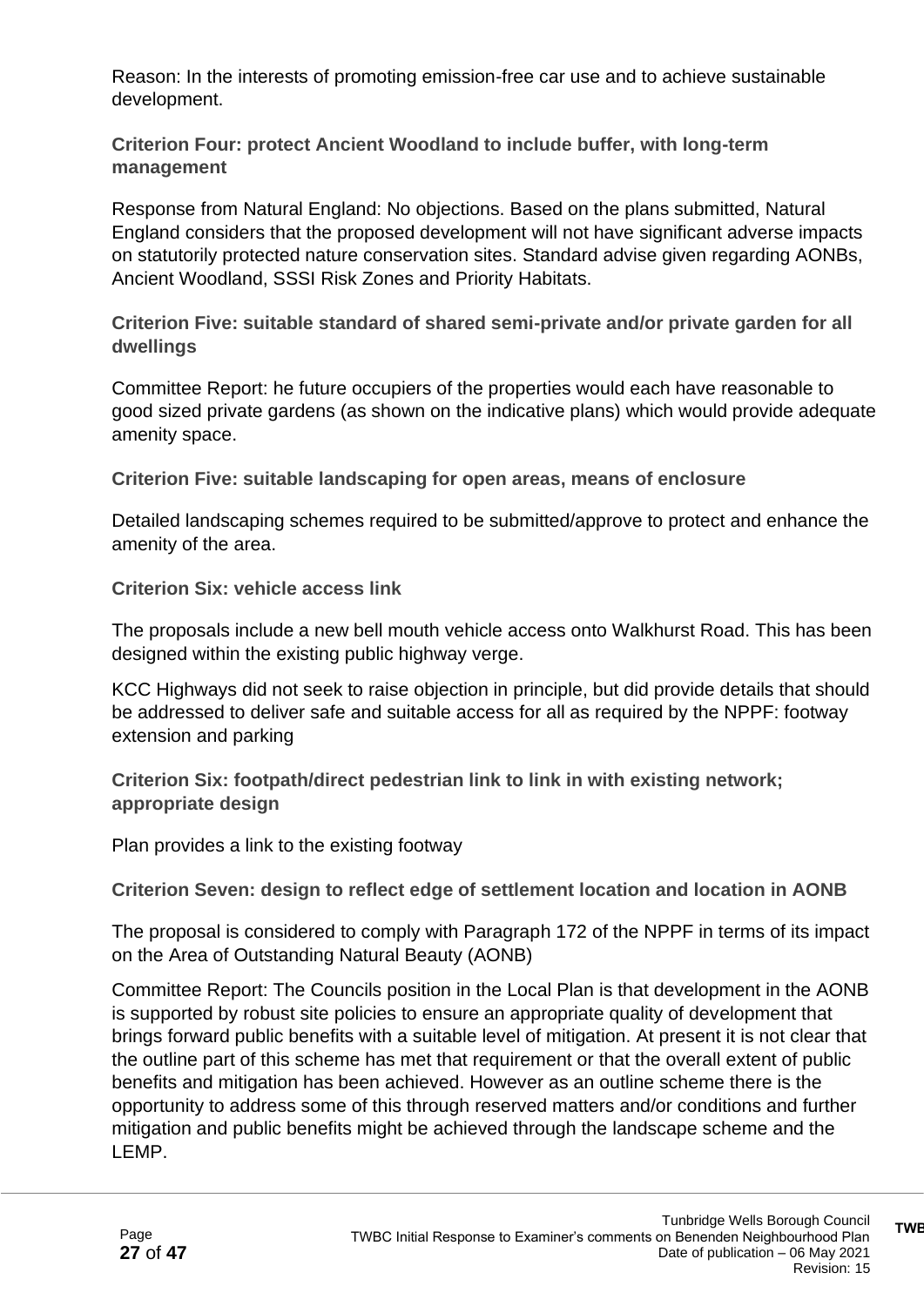Reason: In the interests of promoting emission-free car use and to achieve sustainable development.

**Criterion Four: protect Ancient Woodland to include buffer, with long-term management**

Response from Natural England: No objections. Based on the plans submitted, Natural England considers that the proposed development will not have significant adverse impacts on statutorily protected nature conservation sites. Standard advise given regarding AONBs, Ancient Woodland, SSSI Risk Zones and Priority Habitats.

**Criterion Five: suitable standard of shared semi-private and/or private garden for all dwellings**

Committee Report: he future occupiers of the properties would each have reasonable to good sized private gardens (as shown on the indicative plans) which would provide adequate amenity space.

**Criterion Five: suitable landscaping for open areas, means of enclosure**

Detailed landscaping schemes required to be submitted/approve to protect and enhance the amenity of the area.

**Criterion Six: vehicle access link**

The proposals include a new bell mouth vehicle access onto Walkhurst Road. This has been designed within the existing public highway verge.

KCC Highways did not seek to raise objection in principle, but did provide details that should be addressed to deliver safe and suitable access for all as required by the NPPF: footway extension and parking

**Criterion Six: footpath/direct pedestrian link to link in with existing network; appropriate design**

Plan provides a link to the existing footway

**Criterion Seven: design to reflect edge of settlement location and location in AONB**

The proposal is considered to comply with Paragraph 172 of the NPPF in terms of its impact on the Area of Outstanding Natural Beauty (AONB)

Committee Report: The Councils position in the Local Plan is that development in the AONB is supported by robust site policies to ensure an appropriate quality of development that brings forward public benefits with a suitable level of mitigation. At present it is not clear that the outline part of this scheme has met that requirement or that the overall extent of public benefits and mitigation has been achieved. However as an outline scheme there is the opportunity to address some of this through reserved matters and/or conditions and further mitigation and public benefits might be achieved through the landscape scheme and the LEMP.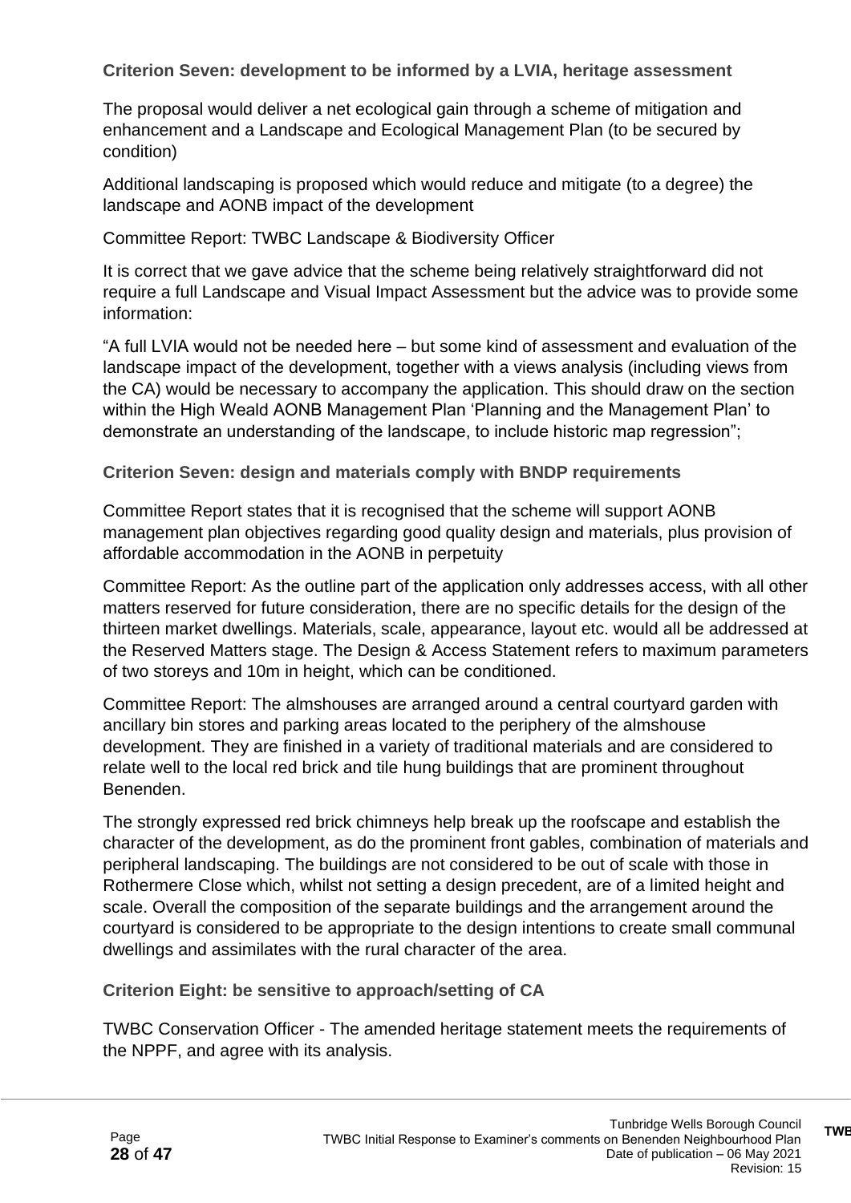**Criterion Seven: development to be informed by a LVIA, heritage assessment**

The proposal would deliver a net ecological gain through a scheme of mitigation and enhancement and a Landscape and Ecological Management Plan (to be secured by condition)

Additional landscaping is proposed which would reduce and mitigate (to a degree) the landscape and AONB impact of the development

Committee Report: TWBC Landscape & Biodiversity Officer

It is correct that we gave advice that the scheme being relatively straightforward did not require a full Landscape and Visual Impact Assessment but the advice was to provide some information:

"A full LVIA would not be needed here – but some kind of assessment and evaluation of the landscape impact of the development, together with a views analysis (including views from the CA) would be necessary to accompany the application. This should draw on the section within the High Weald AONB Management Plan 'Planning and the Management Plan' to demonstrate an understanding of the landscape, to include historic map regression";

**Criterion Seven: design and materials comply with BNDP requirements**

Committee Report states that it is recognised that the scheme will support AONB management plan objectives regarding good quality design and materials, plus provision of affordable accommodation in the AONB in perpetuity

Committee Report: As the outline part of the application only addresses access, with all other matters reserved for future consideration, there are no specific details for the design of the thirteen market dwellings. Materials, scale, appearance, layout etc. would all be addressed at the Reserved Matters stage. The Design & Access Statement refers to maximum parameters of two storeys and 10m in height, which can be conditioned.

Committee Report: The almshouses are arranged around a central courtyard garden with ancillary bin stores and parking areas located to the periphery of the almshouse development. They are finished in a variety of traditional materials and are considered to relate well to the local red brick and tile hung buildings that are prominent throughout Benenden.

The strongly expressed red brick chimneys help break up the roofscape and establish the character of the development, as do the prominent front gables, combination of materials and peripheral landscaping. The buildings are not considered to be out of scale with those in Rothermere Close which, whilst not setting a design precedent, are of a limited height and scale. Overall the composition of the separate buildings and the arrangement around the courtyard is considered to be appropriate to the design intentions to create small communal dwellings and assimilates with the rural character of the area.

**Criterion Eight: be sensitive to approach/setting of CA**

TWBC Conservation Officer - The amended heritage statement meets the requirements of the NPPF, and agree with its analysis.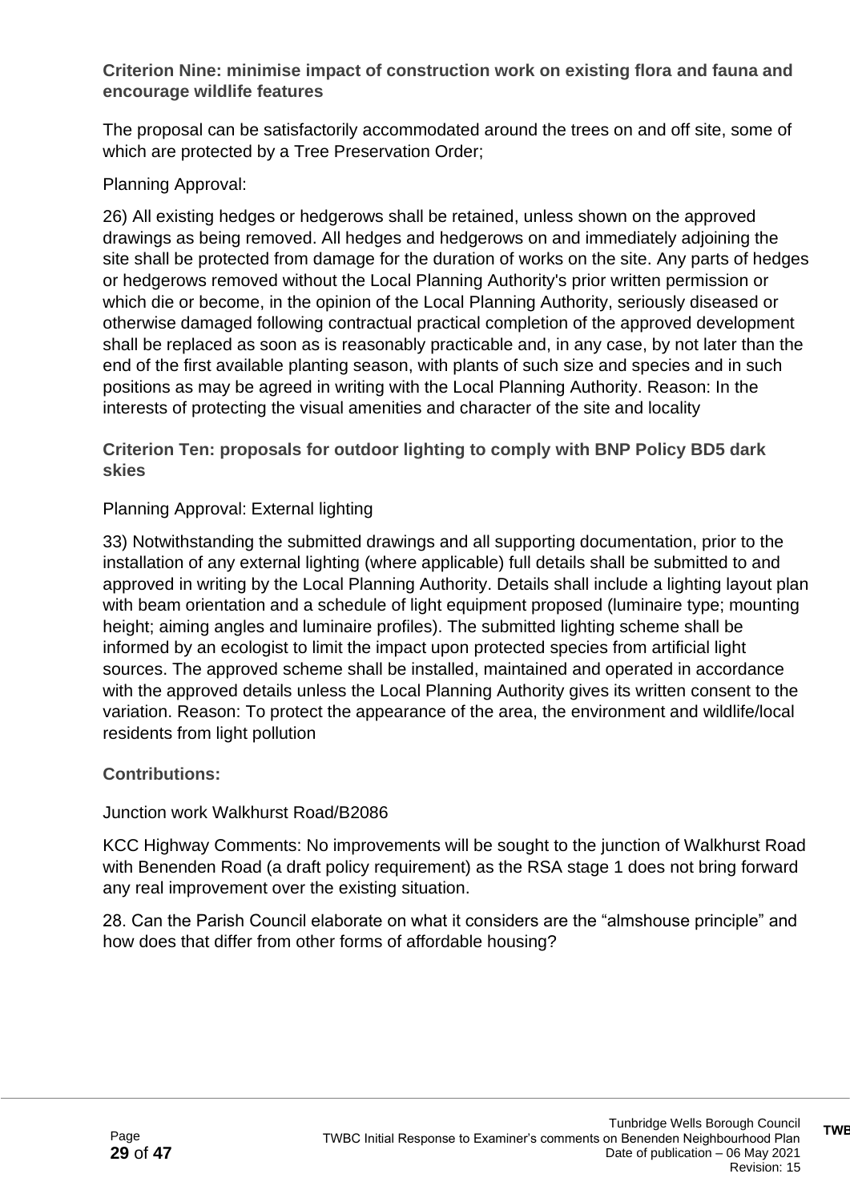**Criterion Nine: minimise impact of construction work on existing flora and fauna and encourage wildlife features**

The proposal can be satisfactorily accommodated around the trees on and off site, some of which are protected by a Tree Preservation Order;

Planning Approval:

26) All existing hedges or hedgerows shall be retained, unless shown on the approved drawings as being removed. All hedges and hedgerows on and immediately adjoining the site shall be protected from damage for the duration of works on the site. Any parts of hedges or hedgerows removed without the Local Planning Authority's prior written permission or which die or become, in the opinion of the Local Planning Authority, seriously diseased or otherwise damaged following contractual practical completion of the approved development shall be replaced as soon as is reasonably practicable and, in any case, by not later than the end of the first available planting season, with plants of such size and species and in such positions as may be agreed in writing with the Local Planning Authority. Reason: In the interests of protecting the visual amenities and character of the site and locality

**Criterion Ten: proposals for outdoor lighting to comply with BNP Policy BD5 dark skies**

Planning Approval: External lighting

33) Notwithstanding the submitted drawings and all supporting documentation, prior to the installation of any external lighting (where applicable) full details shall be submitted to and approved in writing by the Local Planning Authority. Details shall include a lighting layout plan with beam orientation and a schedule of light equipment proposed (luminaire type; mounting height; aiming angles and luminaire profiles). The submitted lighting scheme shall be informed by an ecologist to limit the impact upon protected species from artificial light sources. The approved scheme shall be installed, maintained and operated in accordance with the approved details unless the Local Planning Authority gives its written consent to the variation. Reason: To protect the appearance of the area, the environment and wildlife/local residents from light pollution

**Contributions:**

Junction work Walkhurst Road/B2086

KCC Highway Comments: No improvements will be sought to the junction of Walkhurst Road with Benenden Road (a draft policy requirement) as the RSA stage 1 does not bring forward any real improvement over the existing situation.

28. Can the Parish Council elaborate on what it considers are the “almshouse principle” and how does that differ from other forms of affordable housing?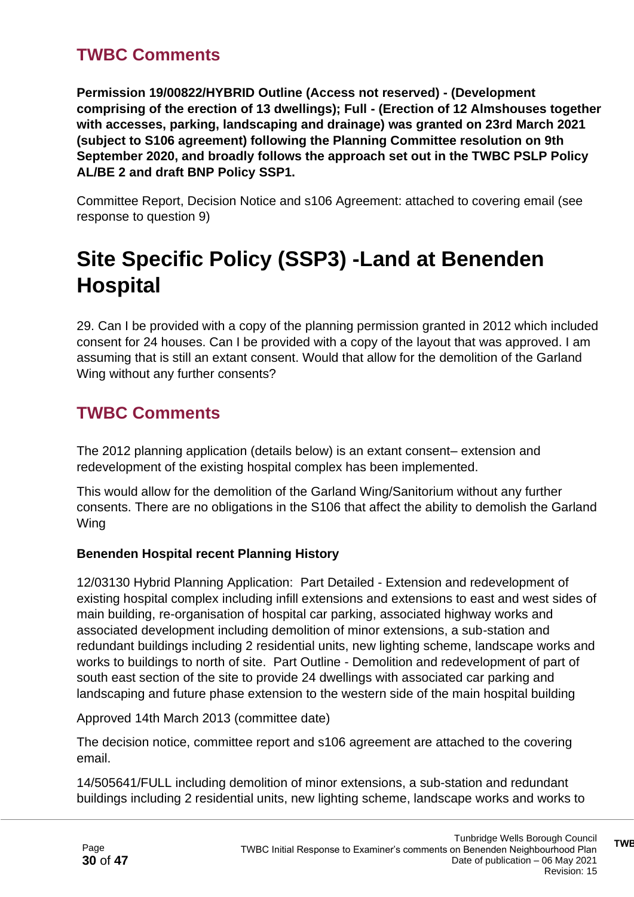## TWBC Comments

**Permission 19/00822/HYBRID Outline (Access not reserved) - (Development comprising of the erection of 13 dwellings); Full - (Erection of 12 Almshouses together with accesses, parking, landscaping and drainage) was granted on 23rd March 2021 (subject to S106 agreement) following the Planning Committee resolution on 9th September 2020, and broadly follows the approach set out in the TWBC PSLP Policy AL/BE 2 and draft BNP Policy SSP1.**

Committee Report, Decision Notice and s106 Agreement: attached to covering email (see response to question 9)

# Site Specific Policy (SSP3) -Land at Benenden Hospital

29. Can I be provided with a copy of the planning permission granted in 2012 which included consent for 24 houses. Can I be provided with a copy of the layout that was approved. I am assuming that is still an extant consent. Would that allow for the demolition of the Garland Wing without any further consents?

## TWBC Comments

The 2012 planning application (details below) is an extant consent– extension and redevelopment of the existing hospital complex has been implemented.

This would allow for the demolition of the Garland Wing/Sanitorium without any further consents. There are no obligations in the S106 that affect the ability to demolish the Garland Wing

**Benenden Hospital recent Planning History**

12/03130 Hybrid Planning Application: Part Detailed - Extension and redevelopment of existing hospital complex including infill extensions and extensions to east and west sides of main building, re-organisation of hospital car parking, associated highway works and associated development including demolition of minor extensions, a sub-station and redundant buildings including 2 residential units, new lighting scheme, landscape works and works to buildings to north of site. Part Outline - Demolition and redevelopment of part of south east section of the site to provide 24 dwellings with associated car parking and landscaping and future phase extension to the western side of the main hospital building

Approved 14th March 2013 (committee date)

The decision notice, committee report and s106 agreement are attached to the covering email.

14/505641/FULL including demolition of minor extensions, a sub-station and redundant buildings including 2 residential units, new lighting scheme, landscape works and works to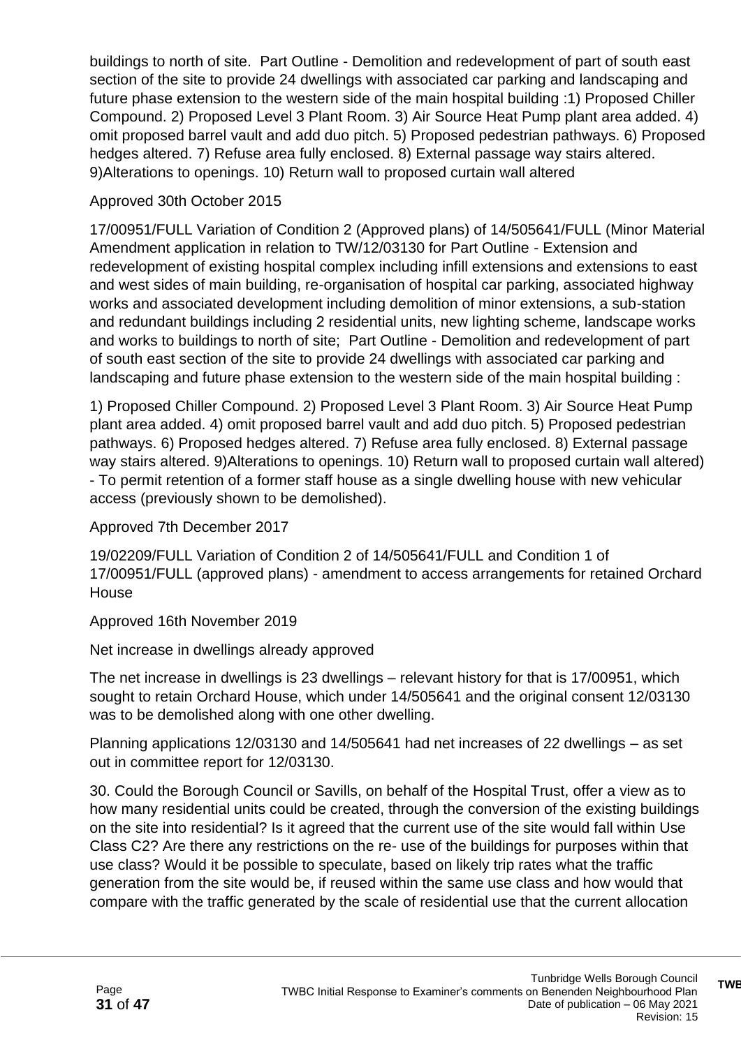buildings to north of site.  Part Outline - Demolition and redevelopment of part of south east section of the site to provide 24 dwellings with associated car parking and landscaping and future phase extension to the western side of the main hospital building :1) Proposed Chiller Compound. 2) Proposed Level 3 Plant Room. 3) Air Source Heat Pump plant area added. 4) omit proposed barrel vault and add duo pitch. 5) Proposed pedestrian pathways. 6) Proposed hedges altered. 7) Refuse area fully enclosed. 8) External passage way stairs altered. 9)Alterations to openings. 10) Return wall to proposed curtain wall altered

Approved 30th October 2015

17/00951/FULL Variation of Condition 2 (Approved plans) of 14/505641/FULL (Minor Material Amendment application in relation to TW/12/03130 for Part Outline - Extension and redevelopment of existing hospital complex including infill extensions and extensions to east and west sides of main building, re-organisation of hospital car parking, associated highway works and associated development including demolition of minor extensions, a sub-station and redundant buildings including 2 residential units, new lighting scheme, landscape works and works to buildings to north of site;  Part Outline - Demolition and redevelopment of part of south east section of the site to provide 24 dwellings with associated car parking and landscaping and future phase extension to the western side of the main hospital building :

1) Proposed Chiller Compound. 2) Proposed Level 3 Plant Room. 3) Air Source Heat Pump plant area added. 4) omit proposed barrel vault and add duo pitch. 5) Proposed pedestrian pathways. 6) Proposed hedges altered. 7) Refuse area fully enclosed. 8) External passage way stairs altered. 9)Alterations to openings. 10) Return wall to proposed curtain wall altered) - To permit retention of a former staff house as a single dwelling house with new vehicular access (previously shown to be demolished).

Approved 7th December 2017

19/02209/FULL Variation of Condition 2 of 14/505641/FULL and Condition 1 of 17/00951/FULL (approved plans) - amendment to access arrangements for retained Orchard House

Approved 16th November 2019

Net increase in dwellings already approved

The net increase in dwellings is 23 dwellings – relevant history for that is 17/00951, which sought to retain Orchard House, which under 14/505641 and the original consent 12/03130 was to be demolished along with one other dwelling.

Planning applications 12/03130 and 14/505641 had net increases of 22 dwellings – as set out in committee report for 12/03130.

30. Could the Borough Council or Savills, on behalf of the Hospital Trust, offer a view as to how many residential units could be created, through the conversion of the existing buildings on the site into residential? Is it agreed that the current use of the site would fall within Use Class C2? Are there any restrictions on the re- use of the buildings for purposes within that use class? Would it be possible to speculate, based on likely trip rates what the traffic generation from the site would be, if reused within the same use class and how would that compare with the traffic generated by the scale of residential use that the current allocation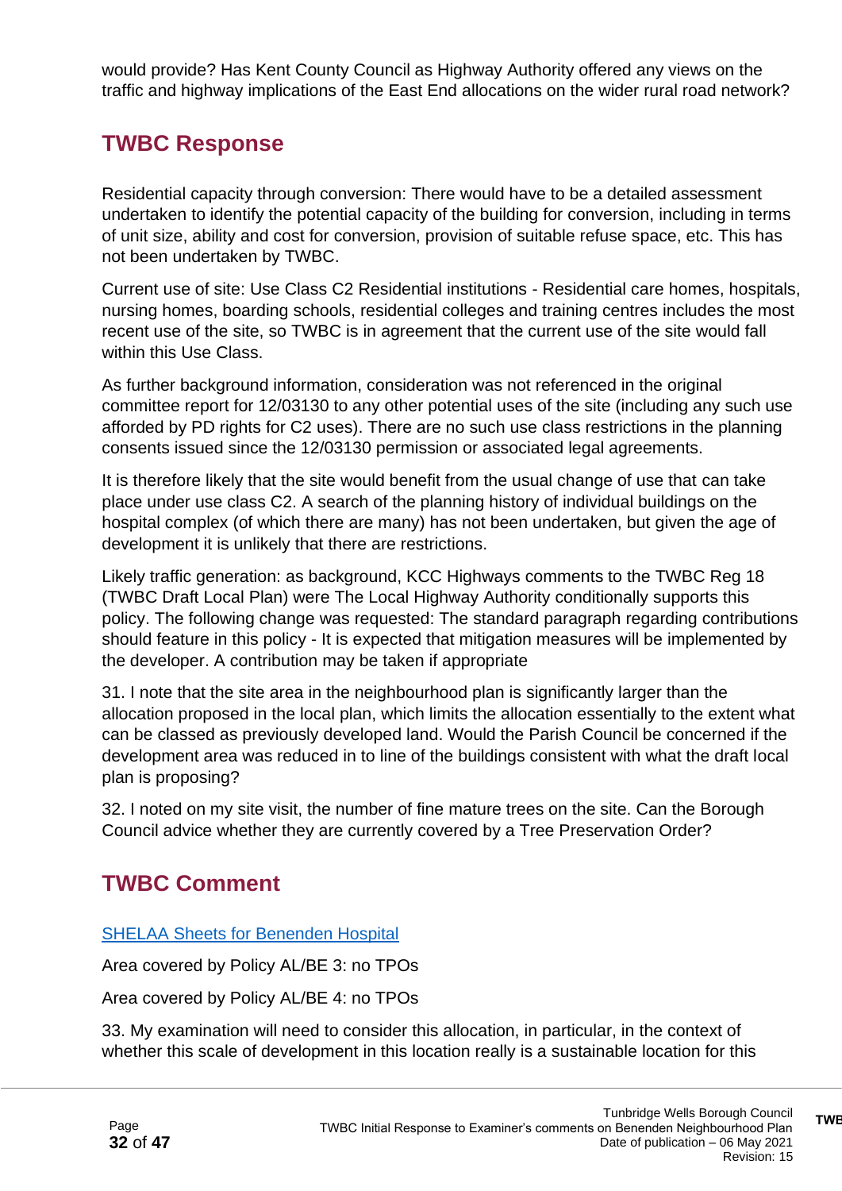would provide? Has Kent County Council as Highway Authority offered any views on the traffic and highway implications of the East End allocations on the wider rural road network?

## TWBC Response

Residential capacity through conversion: There would have to be a detailed assessment undertaken to identify the potential capacity of the building for conversion, including in terms of unit size, ability and cost for conversion, provision of suitable refuse space, etc. This has not been undertaken by TWBC.

Current use of site: Use Class C2 Residential institutions - Residential care homes, hospitals, nursing homes, boarding schools, residential colleges and training centres includes the most recent use of the site, so TWBC is in agreement that the current use of the site would fall within this Use Class.

As further background information, consideration was not referenced in the original committee report for 12/03130 to any other potential uses of the site (including any such use afforded by PD rights for C2 uses). There are no such use class restrictions in the planning consents issued since the 12/03130 permission or associated legal agreements.

It is therefore likely that the site would benefit from the usual change of use that can take place under use class C2. A search of the planning history of individual buildings on the hospital complex (of which there are many) has not been undertaken, but given the age of development it is unlikely that there are restrictions.

Likely traffic generation: as background, KCC Highways comments to the TWBC Reg 18 (TWBC Draft Local Plan) were The Local Highway Authority conditionally supports this policy. The following change was requested: The standard paragraph regarding contributions should feature in this policy - It is expected that mitigation measures will be implemented by the developer. A contribution may be taken if appropriate

31. I note that the site area in the neighbourhood plan is significantly larger than the allocation proposed in the local plan, which limits the allocation essentially to the extent what can be classed as previously developed land. Would the Parish Council be concerned if the development area was reduced in to line of the buildings consistent with what the draft local plan is proposing?

32. I noted on my site visit, the number of fine mature trees on the site. Can the Borough Council advice whether they are currently covered by a Tree Preservation Order?

## TWBC Comment

[SHELAA Sheets for Benenden Hospital]

Area covered by Policy AL/BE 3: no TPOs

Area covered by Policy AL/BE 4: no TPOs

33. My examination will need to consider this allocation, in particular, in the context of whether this scale of development in this location really is a sustainable location for this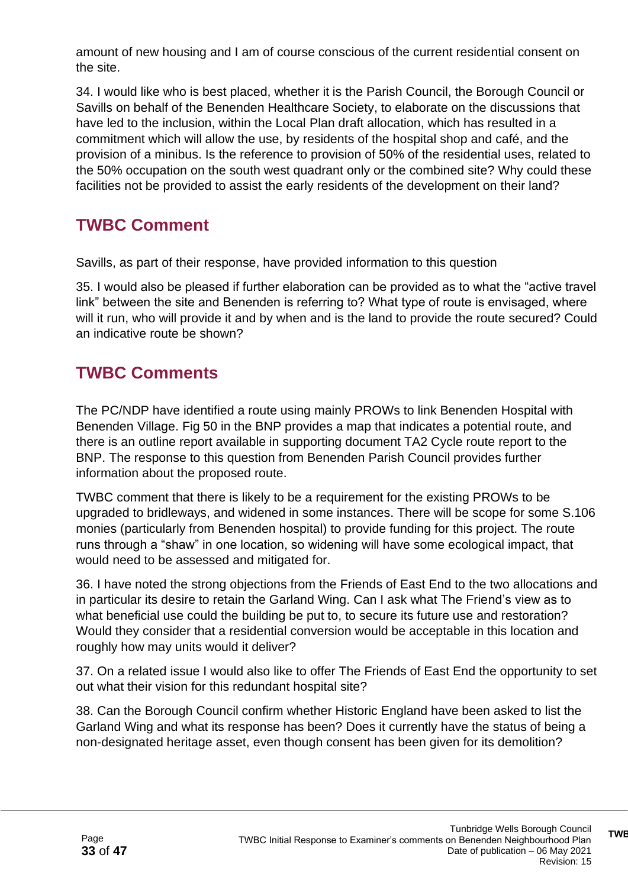amount of new housing and I am of course conscious of the current residential consent on the site.

34. I would like who is best placed, whether it is the Parish Council, the Borough Council or Savills on behalf of the Benenden Healthcare Society, to elaborate on the discussions that have led to the inclusion, within the Local Plan draft allocation, which has resulted in a commitment which will allow the use, by residents of the hospital shop and café, and the provision of a minibus. Is the reference to provision of 50% of the residential uses, related to the 50% occupation on the south west quadrant only or the combined site? Why could these facilities not be provided to assist the early residents of the development on their land?

## TWBC Comment

Savills, as part of their response, have provided information to this question

35. I would also be pleased if further elaboration can be provided as to what the “active travel link” between the site and Benenden is referring to? What type of route is envisaged, where will it run, who will provide it and by when and is the land to provide the route secured? Could an indicative route be shown?

## TWBC Comments

The PC/NDP have identified a route using mainly PROWs to link Benenden Hospital with Benenden Village. Fig 50 in the BNP provides a map that indicates a potential route, and there is an outline report available in supporting document TA2 Cycle route report to the BNP. The response to this question from Benenden Parish Council provides further information about the proposed route.

TWBC comment that there is likely to be a requirement for the existing PROWs to be upgraded to bridleways, and widened in some instances. There will be scope for some S.106 monies (particularly from Benenden hospital) to provide funding for this project. The route runs through a “shaw” in one location, so widening will have some ecological impact, that would need to be assessed and mitigated for.

36. I have noted the strong objections from the Friends of East End to the two allocations and in particular its desire to retain the Garland Wing. Can I ask what The Friend’s view as to what beneficial use could the building be put to, to secure its future use and restoration? Would they consider that a residential conversion would be acceptable in this location and roughly how may units would it deliver?

37. On a related issue I would also like to offer The Friends of East End the opportunity to set out what their vision for this redundant hospital site?

38. Can the Borough Council confirm whether Historic England have been asked to list the Garland Wing and what its response has been? Does it currently have the status of being a non-designated heritage asset, even though consent has been given for its demolition?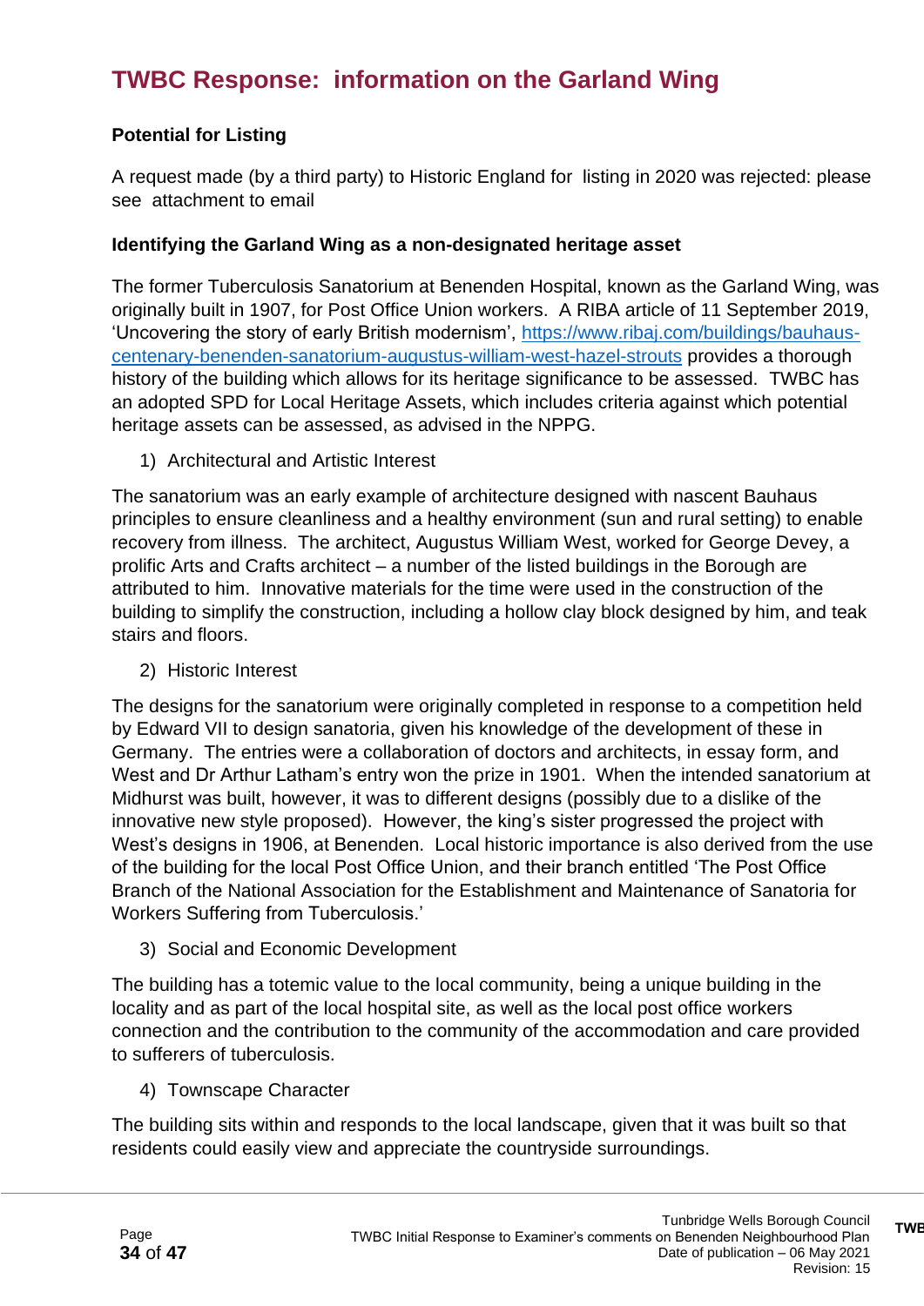# TWBC Response: information on the Garland Wing

**Potential for Listing**

A request made (by a third party) to Historic England for listing in 2020 was rejected: please see attachment to email

**Identifying the Garland Wing as a non-designated heritage asset**

The former Tuberculosis Sanatorium at Benenden Hospital, known as the Garland Wing, was originally built in 1907, for Post Office Union workers. A RIBA article of 11 September 2019, 'Uncovering the story of early British modernism', [https://www.ribaj.com/buildings/bauhaus-centenary-benenden-sanatorium-augustus-william-west-hazel-strouts](https://www.ribaj.com/buildings/bauhaus-centenary-benenden-sanatorium-augustus-william-west-hazel-strouts) provides a thorough history of the building which allows for its heritage significance to be assessed. TWBC has an adopted SPD for Local Heritage Assets, which includes criteria against which potential heritage assets can be assessed, as advised in the NPPG.

1) Architectural and Artistic Interest

The sanatorium was an early example of architecture designed with nascent Bauhaus principles to ensure cleanliness and a healthy environment (sun and rural setting) to enable recovery from illness. The architect, Augustus William West, worked for George Devey, a prolific Arts and Crafts architect – a number of the listed buildings in the Borough are attributed to him. Innovative materials for the time were used in the construction of the building to simplify the construction, including a hollow clay block designed by him, and teak stairs and floors.

2) Historic Interest

The designs for the sanatorium were originally completed in response to a competition held by Edward VII to design sanatoria, given his knowledge of the development of these in Germany. The entries were a collaboration of doctors and architects, in essay form, and West and Dr Arthur Latham's entry won the prize in 1901. When the intended sanatorium at Midhurst was built, however, it was to different designs (possibly due to a dislike of the innovative new style proposed). However, the king's sister progressed the project with West's designs in 1906, at Benenden. Local historic importance is also derived from the use of the building for the local Post Office Union, and their branch entitled 'The Post Office Branch of the National Association for the Establishment and Maintenance of Sanatoria for Workers Suffering from Tuberculosis.'

3) Social and Economic Development

The building has a totemic value to the local community, being a unique building in the locality and as part of the local hospital site, as well as the local post office workers connection and the contribution to the community of the accommodation and care provided to sufferers of tuberculosis.

4) Townscape Character

The building sits within and responds to the local landscape, given that it was built so that residents could easily view and appreciate the countryside surroundings.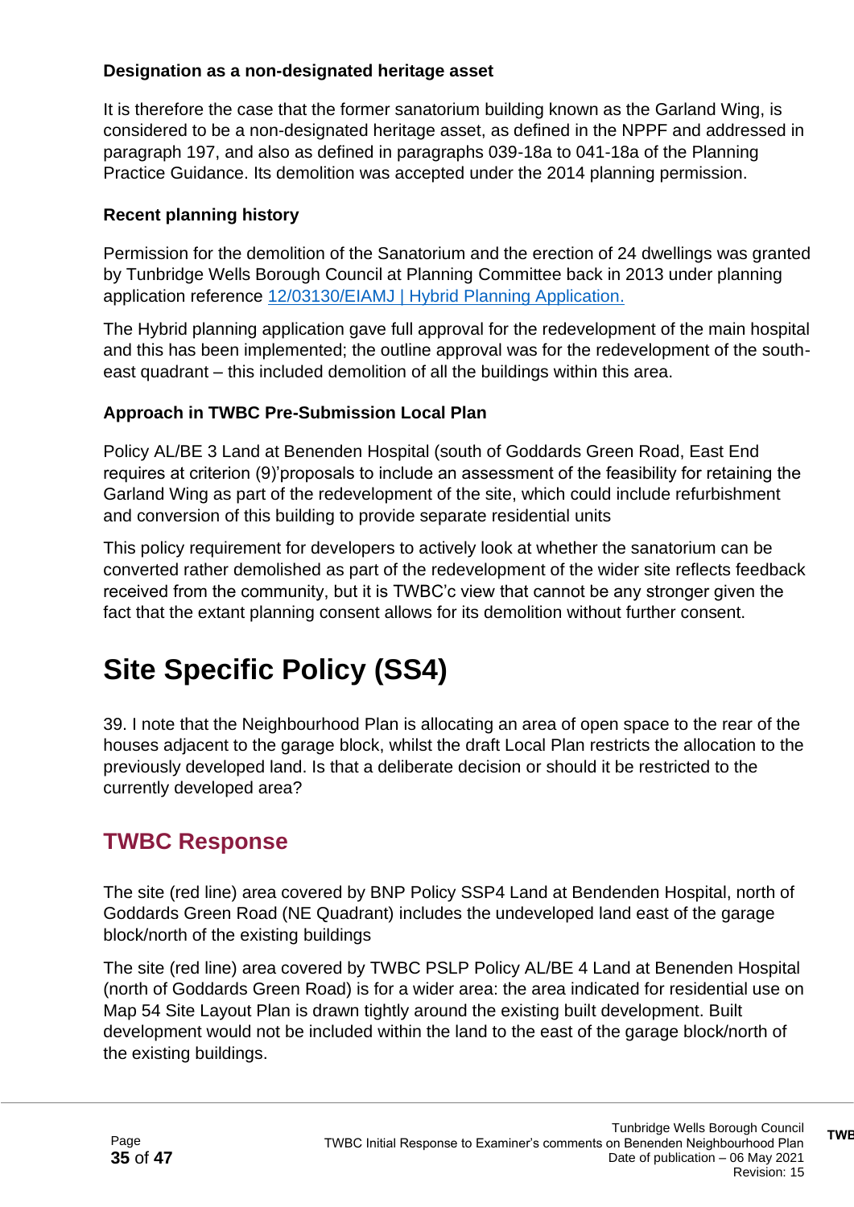**Designation as a non-designated heritage asset**

It is therefore the case that the former sanatorium building known as the Garland Wing, is considered to be a non-designated heritage asset, as defined in the NPPF and addressed in paragraph 197, and also as defined in paragraphs 039-18a to 041-18a of the Planning Practice Guidance. Its demolition was accepted under the 2014 planning permission.

**Recent planning history**

Permission for the demolition of the Sanatorium and the erection of 24 dwellings was granted by Tunbridge Wells Borough Council at Planning Committee back in 2013 under planning application reference 12/03130/EIAMJ | Hybrid Planning Application.

The Hybrid planning application gave full approval for the redevelopment of the main hospital and this has been implemented; the outline approval was for the redevelopment of the south-east quadrant – this included demolition of all the buildings within this area.

**Approach in TWBC Pre-Submission Local Plan**

Policy AL/BE 3 Land at Benenden Hospital (south of Goddards Green Road, East End requires at criterion (9)'proposals to include an assessment of the feasibility for retaining the Garland Wing as part of the redevelopment of the site, which could include refurbishment and conversion of this building to provide separate residential units

This policy requirement for developers to actively look at whether the sanatorium can be converted rather demolished as part of the redevelopment of the wider site reflects feedback received from the community, but it is TWBC'c view that cannot be any stronger given the fact that the extant planning consent allows for its demolition without further consent.

# Site Specific Policy (SS4)

39. I note that the Neighbourhood Plan is allocating an area of open space to the rear of the houses adjacent to the garage block, whilst the draft Local Plan restricts the allocation to the previously developed land. Is that a deliberate decision or should it be restricted to the currently developed area?

## TWBC Response

The site (red line) area covered by BNP Policy SSP4 Land at Bendenden Hospital, north of Goddards Green Road (NE Quadrant) includes the undeveloped land east of the garage block/north of the existing buildings

The site (red line) area covered by TWBC PSLP Policy AL/BE 4 Land at Benenden Hospital (north of Goddards Green Road) is for a wider area: the area indicated for residential use on Map 54 Site Layout Plan is drawn tightly around the existing built development. Built development would not be included within the land to the east of the garage block/north of the existing buildings.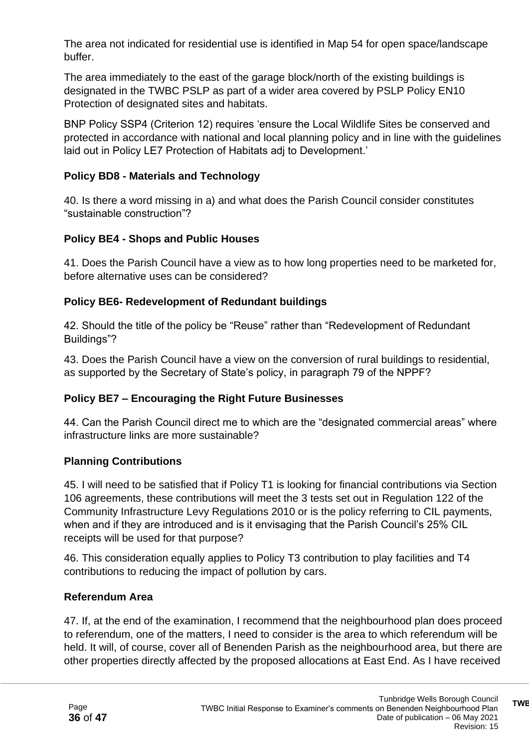The area not indicated for residential use is identified in Map 54 for open space/landscape buffer.

The area immediately to the east of the garage block/north of the existing buildings is designated in the TWBC PSLP as part of a wider area covered by PSLP Policy EN10 Protection of designated sites and habitats.

BNP Policy SSP4 (Criterion 12) requires 'ensure the Local Wildlife Sites be conserved and protected in accordance with national and local planning policy and in line with the guidelines laid out in Policy LE7 Protection of Habitats adj to Development.'

**Policy BD8 - Materials and Technology**

40. Is there a word missing in a) and what does the Parish Council consider constitutes "sustainable construction"?

**Policy BE4 - Shops and Public Houses**

41. Does the Parish Council have a view as to how long properties need to be marketed for, before alternative uses can be considered?

**Policy BE6- Redevelopment of Redundant buildings**

42. Should the title of the policy be "Reuse" rather than "Redevelopment of Redundant Buildings"?

43. Does the Parish Council have a view on the conversion of rural buildings to residential, as supported by the Secretary of State's policy, in paragraph 79 of the NPPF?

**Policy BE7 – Encouraging the Right Future Businesses**

44. Can the Parish Council direct me to which are the "designated commercial areas" where infrastructure links are more sustainable?

**Planning Contributions**

45. I will need to be satisfied that if Policy T1 is looking for financial contributions via Section 106 agreements, these contributions will meet the 3 tests set out in Regulation 122 of the Community Infrastructure Levy Regulations 2010 or is the policy referring to CIL payments, when and if they are introduced and is it envisaging that the Parish Council's 25% CIL receipts will be used for that purpose?

46. This consideration equally applies to Policy T3 contribution to play facilities and T4 contributions to reducing the impact of pollution by cars.

**Referendum Area**

47. If, at the end of the examination, I recommend that the neighbourhood plan does proceed to referendum, one of the matters, I need to consider is the area to which referendum will be held. It will, of course, cover all of Benenden Parish as the neighbourhood area, but there are other properties directly affected by the proposed allocations at East End. As I have received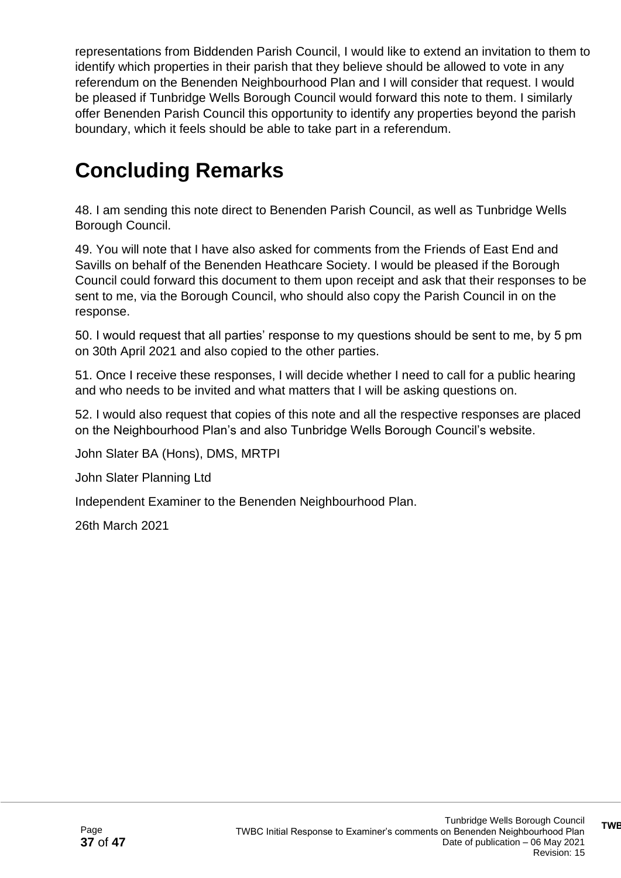representations from Biddenden Parish Council, I would like to extend an invitation to them to identify which properties in their parish that they believe should be allowed to vote in any referendum on the Benenden Neighbourhood Plan and I will consider that request. I would be pleased if Tunbridge Wells Borough Council would forward this note to them. I similarly offer Benenden Parish Council this opportunity to identify any properties beyond the parish boundary, which it feels should be able to take part in a referendum.

# Concluding Remarks

48. I am sending this note direct to Benenden Parish Council, as well as Tunbridge Wells Borough Council.

49. You will note that I have also asked for comments from the Friends of East End and Savills on behalf of the Benenden Heathcare Society. I would be pleased if the Borough Council could forward this document to them upon receipt and ask that their responses to be sent to me, via the Borough Council, who should also copy the Parish Council in on the response.

50. I would request that all parties' response to my questions should be sent to me, by 5 pm on 30th April 2021 and also copied to the other parties.

51. Once I receive these responses, I will decide whether I need to call for a public hearing and who needs to be invited and what matters that I will be asking questions on.

52. I would also request that copies of this note and all the respective responses are placed on the Neighbourhood Plan's and also Tunbridge Wells Borough Council's website.

John Slater BA (Hons), DMS, MRTPI

John Slater Planning Ltd

Independent Examiner to the Benenden Neighbourhood Plan.

26th March 2021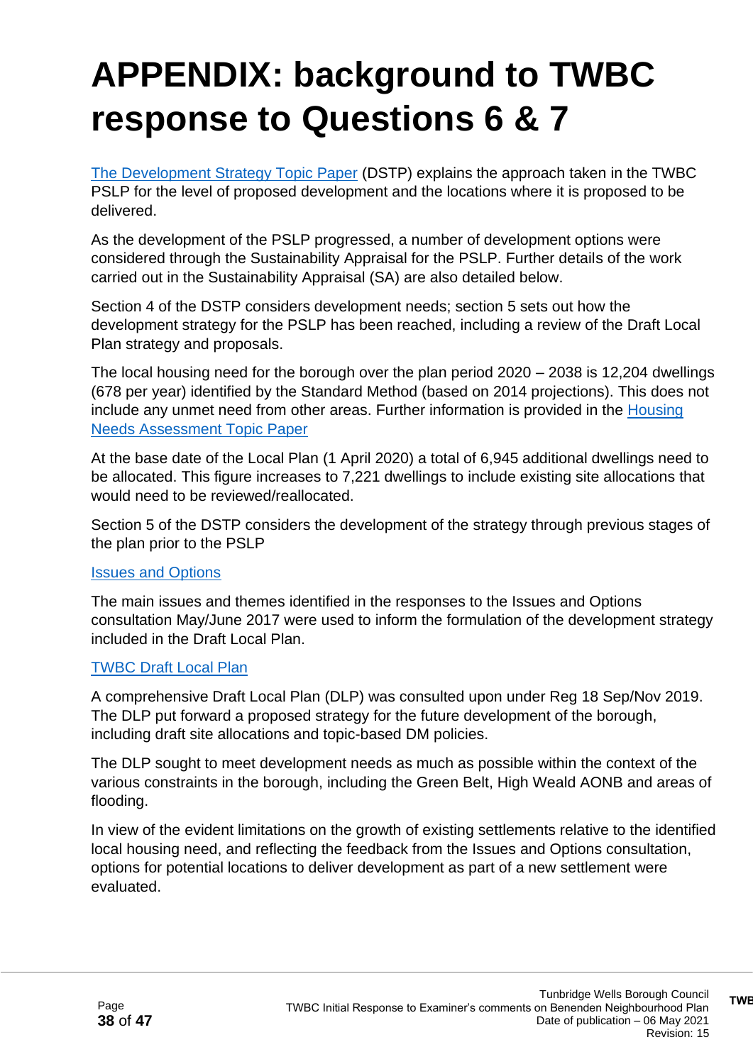# APPENDIX: background to TWBC response to Questions 6 & 7

The Development Strategy Topic Paper (DSTP) explains the approach taken in the TWBC PSLP for the level of proposed development and the locations where it is proposed to be delivered.

As the development of the PSLP progressed, a number of development options were considered through the Sustainability Appraisal for the PSLP. Further details of the work carried out in the Sustainability Appraisal (SA) are also detailed below.

Section 4 of the DSTP considers development needs; section 5 sets out how the development strategy for the PSLP has been reached, including a review of the Draft Local Plan strategy and proposals.

The local housing need for the borough over the plan period 2020 – 2038 is 12,204 dwellings (678 per year) identified by the Standard Method (based on 2014 projections). This does not include any unmet need from other areas. Further information is provided in the Housing Needs Assessment Topic Paper

At the base date of the Local Plan (1 April 2020) a total of 6,945 additional dwellings need to be allocated. This figure increases to 7,221 dwellings to include existing site allocations that would need to be reviewed/reallocated.

Section 5 of the DSTP considers the development of the strategy through previous stages of the plan prior to the PSLP

Issues and Options

The main issues and themes identified in the responses to the Issues and Options consultation May/June 2017 were used to inform the formulation of the development strategy included in the Draft Local Plan.

TWBC Draft Local Plan

A comprehensive Draft Local Plan (DLP) was consulted upon under Reg 18 Sep/Nov 2019. The DLP put forward a proposed strategy for the future development of the borough, including draft site allocations and topic-based DM policies.

The DLP sought to meet development needs as much as possible within the context of the various constraints in the borough, including the Green Belt, High Weald AONB and areas of flooding.

In view of the evident limitations on the growth of existing settlements relative to the identified local housing need, and reflecting the feedback from the Issues and Options consultation, options for potential locations to deliver development as part of a new settlement were evaluated.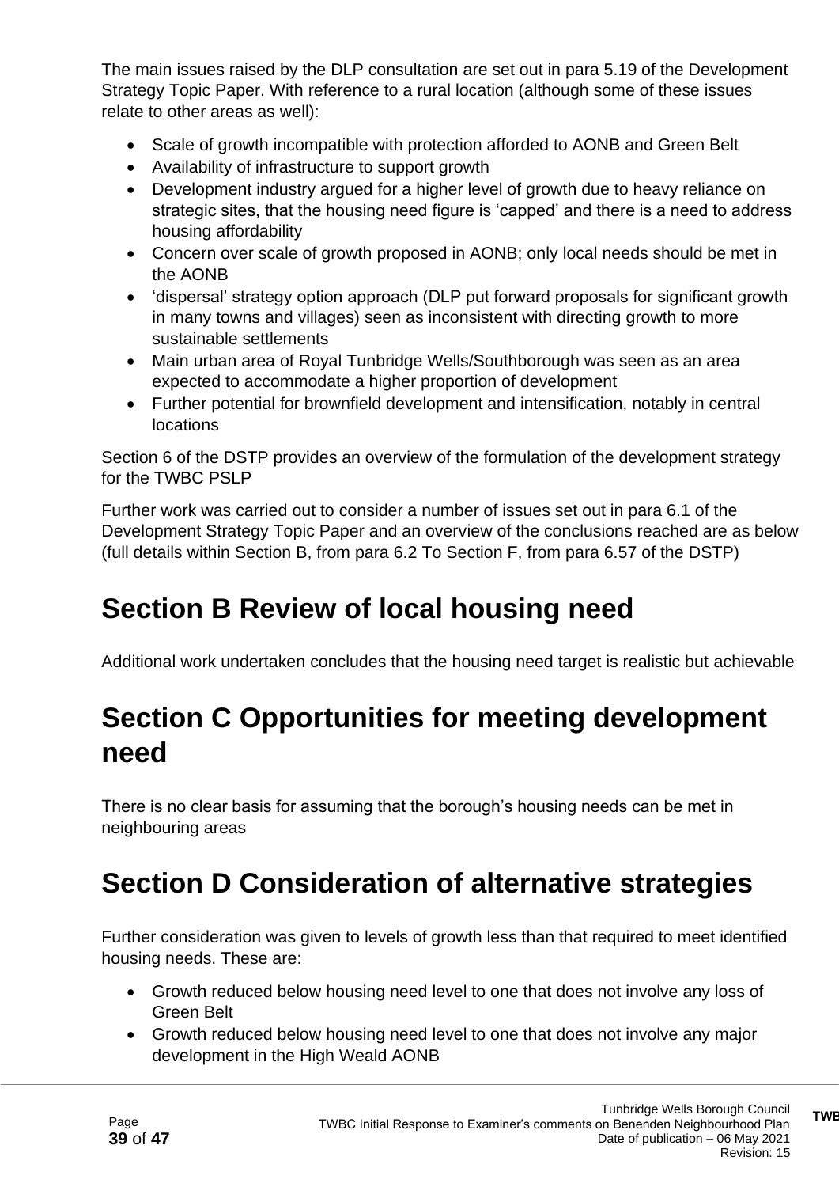The main issues raised by the DLP consultation are set out in para 5.19 of the Development Strategy Topic Paper. With reference to a rural location (although some of these issues relate to other areas as well):

- Scale of growth incompatible with protection afforded to AONB and Green Belt
- Availability of infrastructure to support growth
- Development industry argued for a higher level of growth due to heavy reliance on strategic sites, that the housing need figure is 'capped' and there is a need to address housing affordability
- Concern over scale of growth proposed in AONB; only local needs should be met in the AONB
- 'dispersal' strategy option approach (DLP put forward proposals for significant growth in many towns and villages) seen as inconsistent with directing growth to more sustainable settlements
- Main urban area of Royal Tunbridge Wells/Southborough was seen as an area expected to accommodate a higher proportion of development
- Further potential for brownfield development and intensification, notably in central locations

Section 6 of the DSTP provides an overview of the formulation of the development strategy for the TWBC PSLP

Further work was carried out to consider a number of issues set out in para 6.1 of the Development Strategy Topic Paper and an overview of the conclusions reached are as below (full details within Section B, from para 6.2 To Section F, from para 6.57 of the DSTP)

# Section B Review of local housing need

Additional work undertaken concludes that the housing need target is realistic but achievable

# Section C Opportunities for meeting development need

There is no clear basis for assuming that the borough's housing needs can be met in neighbouring areas

# Section D Consideration of alternative strategies

Further consideration was given to levels of growth less than that required to meet identified housing needs. These are:

- Growth reduced below housing need level to one that does not involve any loss of Green Belt
- Growth reduced below housing need level to one that does not involve any major development in the High Weald AONB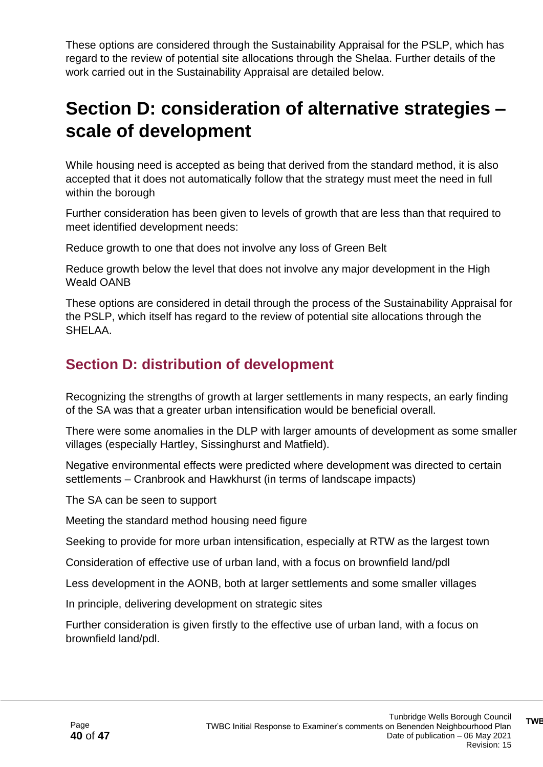These options are considered through the Sustainability Appraisal for the PSLP, which has regard to the review of potential site allocations through the Shelaa. Further details of the work carried out in the Sustainability Appraisal are detailed below.

# Section D: consideration of alternative strategies – scale of development

While housing need is accepted as being that derived from the standard method, it is also accepted that it does not automatically follow that the strategy must meet the need in full within the borough

Further consideration has been given to levels of growth that are less than that required to meet identified development needs:

Reduce growth to one that does not involve any loss of Green Belt

Reduce growth below the level that does not involve any major development in the High Weald OANB

These options are considered in detail through the process of the Sustainability Appraisal for the PSLP, which itself has regard to the review of potential site allocations through the SHELAA.

## Section D: distribution of development

Recognizing the strengths of growth at larger settlements in many respects, an early finding of the SA was that a greater urban intensification would be beneficial overall.

There were some anomalies in the DLP with larger amounts of development as some smaller villages (especially Hartley, Sissinghurst and Matfield).

Negative environmental effects were predicted where development was directed to certain settlements – Cranbrook and Hawkhurst (in terms of landscape impacts)

The SA can be seen to support

Meeting the standard method housing need figure

Seeking to provide for more urban intensification, especially at RTW as the largest town

Consideration of effective use of urban land, with a focus on brownfield land/pdl

Less development in the AONB, both at larger settlements and some smaller villages

In principle, delivering development on strategic sites

Further consideration is given firstly to the effective use of urban land, with a focus on brownfield land/pdl.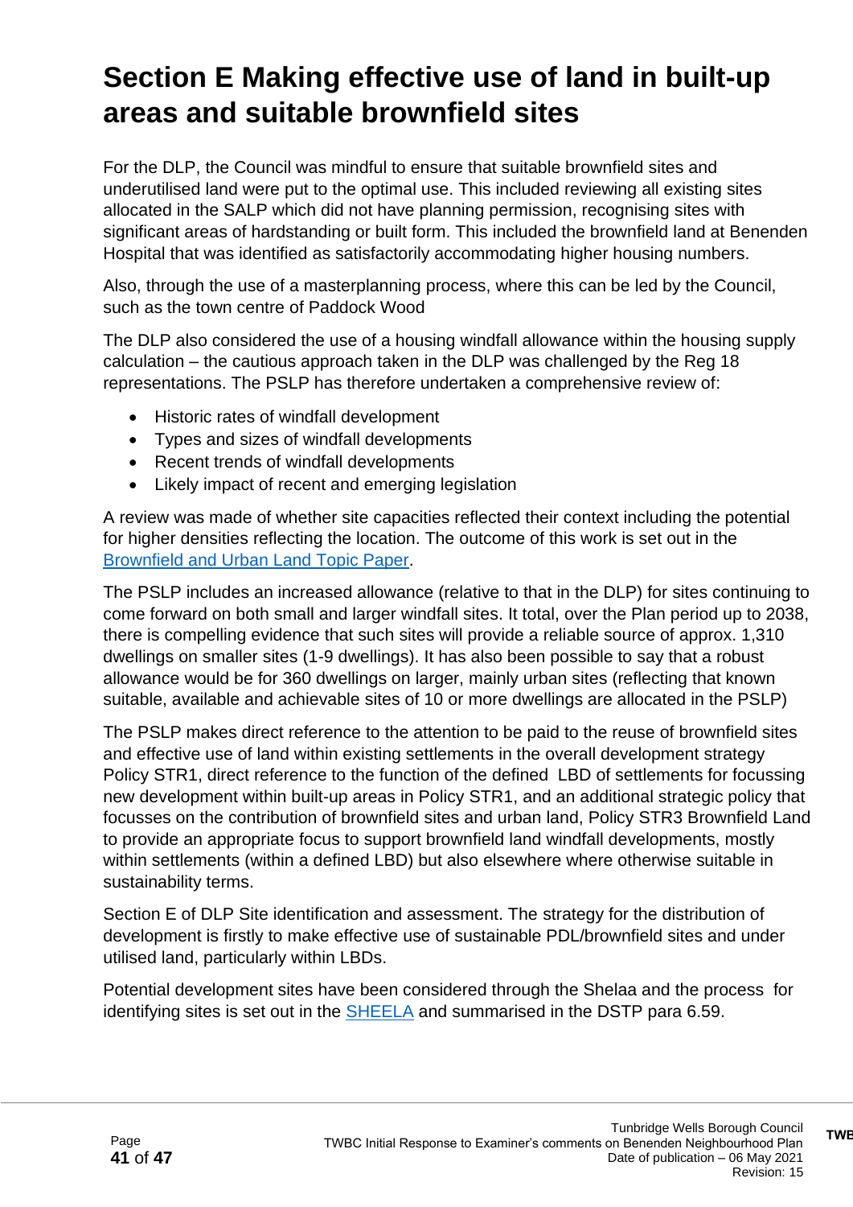# Section E Making effective use of land in built-up areas and suitable brownfield sites

For the DLP, the Council was mindful to ensure that suitable brownfield sites and underutilised land were put to the optimal use. This included reviewing all existing sites allocated in the SALP which did not have planning permission, recognising sites with significant areas of hardstanding or built form. This included the brownfield land at Benenden Hospital that was identified as satisfactorily accommodating higher housing numbers.

Also, through the use of a masterplanning process, where this can be led by the Council, such as the town centre of Paddock Wood

The DLP also considered the use of a housing windfall allowance within the housing supply calculation – the cautious approach taken in the DLP was challenged by the Reg 18 representations. The PSLP has therefore undertaken a comprehensive review of:

- Historic rates of windfall development
- Types and sizes of windfall developments
- Recent trends of windfall developments
- Likely impact of recent and emerging legislation

A review was made of whether site capacities reflected their context including the potential for higher densities reflecting the location. The outcome of this work is set out in the [Brownfield and Urban Land Topic Paper](Brownfield and Urban Land Topic Paper).

The PSLP includes an increased allowance (relative to that in the DLP) for sites continuing to come forward on both small and larger windfall sites. It total, over the Plan period up to 2038, there is compelling evidence that such sites will provide a reliable source of approx. 1,310 dwellings on smaller sites (1-9 dwellings). It has also been possible to say that a robust allowance would be for 360 dwellings on larger, mainly urban sites (reflecting that known suitable, available and achievable sites of 10 or more dwellings are allocated in the PSLP)

The PSLP makes direct reference to the attention to be paid to the reuse of brownfield sites and effective use of land within existing settlements in the overall development strategy Policy STR1, direct reference to the function of the defined LBD of settlements for focussing new development within built-up areas in Policy STR1, and an additional strategic policy that focusses on the contribution of brownfield sites and urban land, Policy STR3 Brownfield Land to provide an appropriate focus to support brownfield land windfall developments, mostly within settlements (within a defined LBD) but also elsewhere where otherwise suitable in sustainability terms.

Section E of DLP Site identification and assessment. The strategy for the distribution of development is firstly to make effective use of sustainable PDL/brownfield sites and under utilised land, particularly within LBDs.

Potential development sites have been considered through the Shelaa and the process for identifying sites is set out in the [SHEELA](SHEELA) and summarised in the DSTP para 6.59.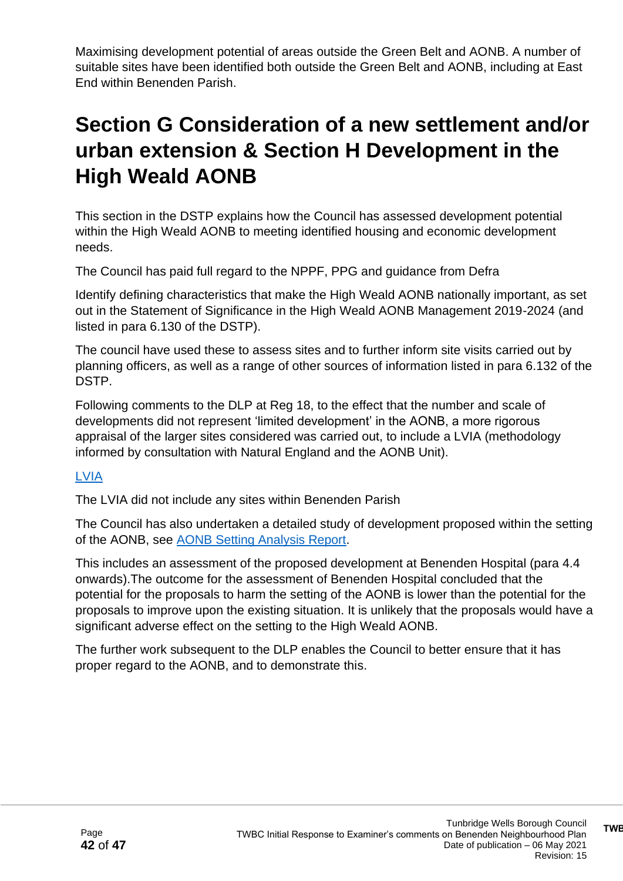Maximising development potential of areas outside the Green Belt and AONB. A number of suitable sites have been identified both outside the Green Belt and AONB, including at East End within Benenden Parish.

# Section G Consideration of a new settlement and/or urban extension & Section H Development in the High Weald AONB

This section in the DSTP explains how the Council has assessed development potential within the High Weald AONB to meeting identified housing and economic development needs.

The Council has paid full regard to the NPPF, PPG and guidance from Defra

Identify defining characteristics that make the High Weald AONB nationally important, as set out in the Statement of Significance in the High Weald AONB Management 2019-2024 (and listed in para 6.130 of the DSTP).

The council have used these to assess sites and to further inform site visits carried out by planning officers, as well as a range of other sources of information listed in para 6.132 of the DSTP.

Following comments to the DLP at Reg 18, to the effect that the number and scale of developments did not represent 'limited development' in the AONB, a more rigorous appraisal of the larger sites considered was carried out, to include a LVIA (methodology informed by consultation with Natural England and the AONB Unit).

LVIA

The LVIA did not include any sites within Benenden Parish

The Council has also undertaken a detailed study of development proposed within the setting of the AONB, see AONB Setting Analysis Report.

This includes an assessment of the proposed development at Benenden Hospital (para 4.4 onwards).The outcome for the assessment of Benenden Hospital concluded that the potential for the proposals to harm the setting of the AONB is lower than the potential for the proposals to improve upon the existing situation. It is unlikely that the proposals would have a significant adverse effect on the setting to the High Weald AONB.

The further work subsequent to the DLP enables the Council to better ensure that it has proper regard to the AONB, and to demonstrate this.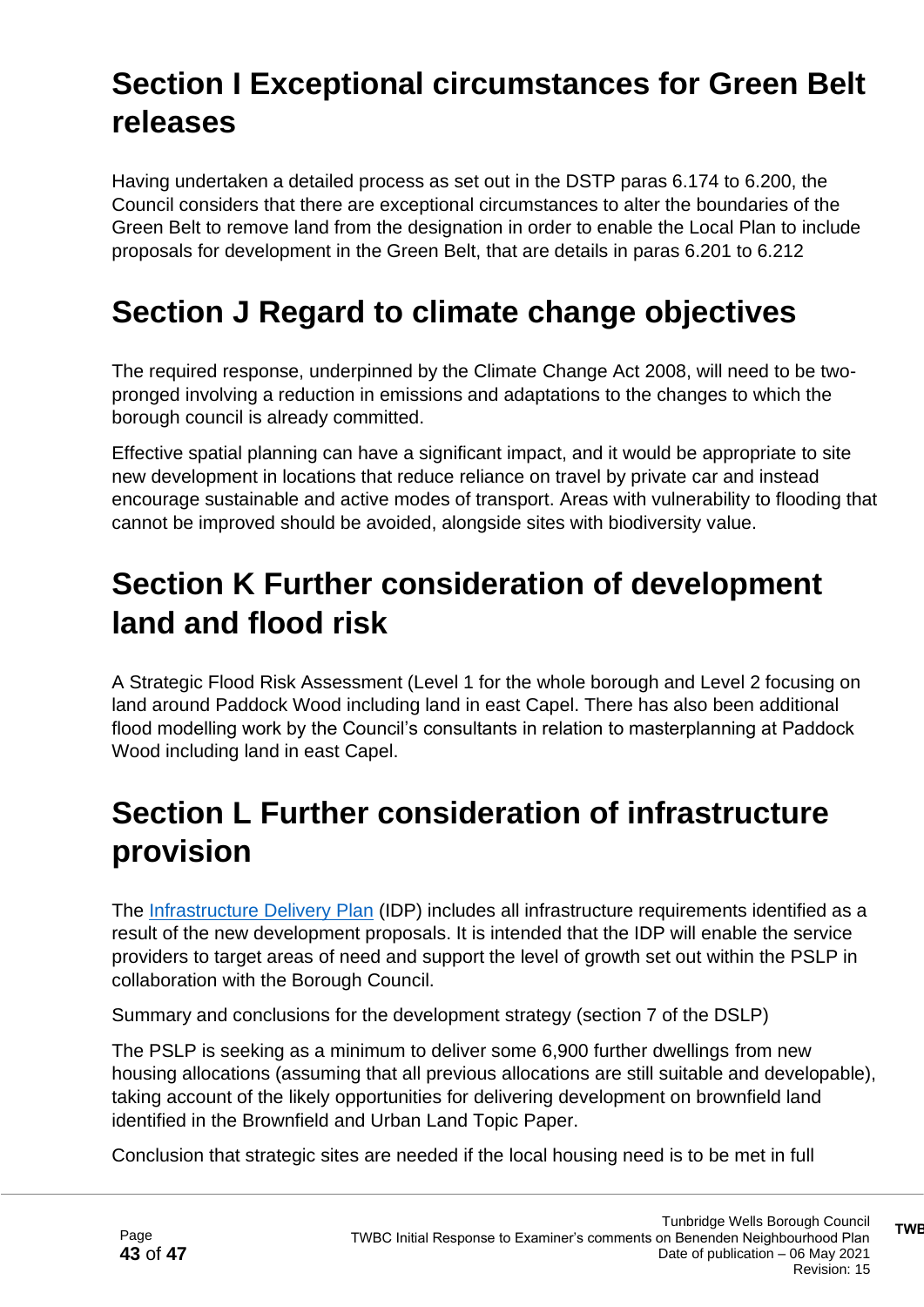# Section I Exceptional circumstances for Green Belt releases

Having undertaken a detailed process as set out in the DSTP paras 6.174 to 6.200, the Council considers that there are exceptional circumstances to alter the boundaries of the Green Belt to remove land from the designation in order to enable the Local Plan to include proposals for development in the Green Belt, that are details in paras 6.201 to 6.212

# Section J Regard to climate change objectives

The required response, underpinned by the Climate Change Act 2008, will need to be two-pronged involving a reduction in emissions and adaptations to the changes to which the borough council is already committed.

Effective spatial planning can have a significant impact, and it would be appropriate to site new development in locations that reduce reliance on travel by private car and instead encourage sustainable and active modes of transport. Areas with vulnerability to flooding that cannot be improved should be avoided, alongside sites with biodiversity value.

# Section K Further consideration of development land and flood risk

A Strategic Flood Risk Assessment (Level 1 for the whole borough and Level 2 focusing on land around Paddock Wood including land in east Capel. There has also been additional flood modelling work by the Council's consultants in relation to masterplanning at Paddock Wood including land in east Capel.

# Section L Further consideration of infrastructure provision

The Infrastructure Delivery Plan (IDP) includes all infrastructure requirements identified as a result of the new development proposals. It is intended that the IDP will enable the service providers to target areas of need and support the level of growth set out within the PSLP in collaboration with the Borough Council.

Summary and conclusions for the development strategy (section 7 of the DSLP)

The PSLP is seeking as a minimum to deliver some 6,900 further dwellings from new housing allocations (assuming that all previous allocations are still suitable and developable), taking account of the likely opportunities for delivering development on brownfield land identified in the Brownfield and Urban Land Topic Paper.

Conclusion that strategic sites are needed if the local housing need is to be met in full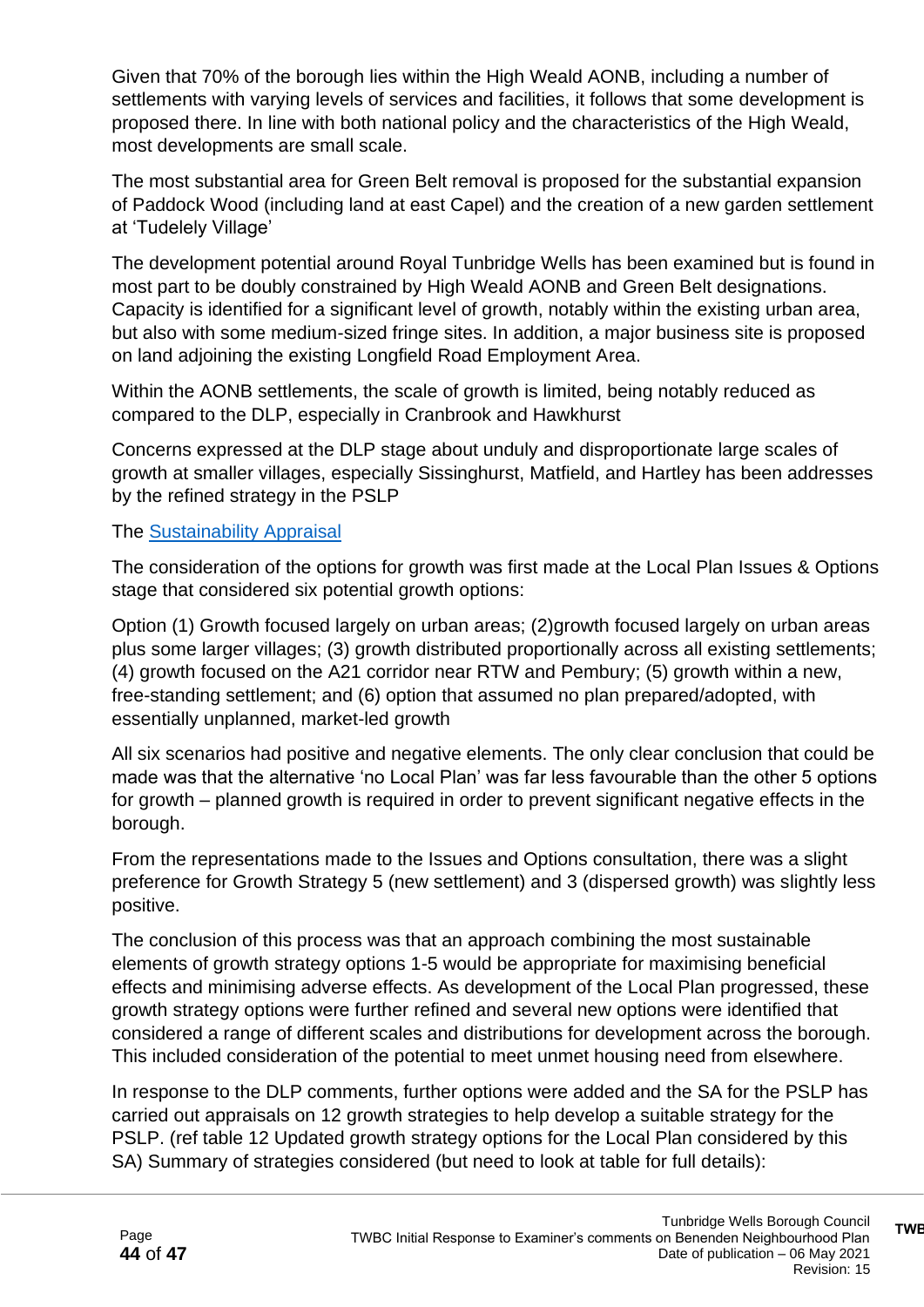Given that 70% of the borough lies within the High Weald AONB, including a number of settlements with varying levels of services and facilities, it follows that some development is proposed there. In line with both national policy and the characteristics of the High Weald, most developments are small scale.

The most substantial area for Green Belt removal is proposed for the substantial expansion of Paddock Wood (including land at east Capel) and the creation of a new garden settlement at 'Tudelely Village'

The development potential around Royal Tunbridge Wells has been examined but is found in most part to be doubly constrained by High Weald AONB and Green Belt designations. Capacity is identified for a significant level of growth, notably within the existing urban area, but also with some medium-sized fringe sites. In addition, a major business site is proposed on land adjoining the existing Longfield Road Employment Area.

Within the AONB settlements, the scale of growth is limited, being notably reduced as compared to the DLP, especially in Cranbrook and Hawkhurst

Concerns expressed at the DLP stage about unduly and disproportionate large scales of growth at smaller villages, especially Sissinghurst, Matfield, and Hartley has been addresses by the refined strategy in the PSLP

The Sustainability Appraisal

The consideration of the options for growth was first made at the Local Plan Issues & Options stage that considered six potential growth options:

Option (1) Growth focused largely on urban areas; (2)growth focused largely on urban areas plus some larger villages; (3) growth distributed proportionally across all existing settlements; (4) growth focused on the A21 corridor near RTW and Pembury; (5) growth within a new, free-standing settlement; and (6) option that assumed no plan prepared/adopted, with essentially unplanned, market-led growth

All six scenarios had positive and negative elements. The only clear conclusion that could be made was that the alternative 'no Local Plan' was far less favourable than the other 5 options for growth – planned growth is required in order to prevent significant negative effects in the borough.

From the representations made to the Issues and Options consultation, there was a slight preference for Growth Strategy 5 (new settlement) and 3 (dispersed growth) was slightly less positive.

The conclusion of this process was that an approach combining the most sustainable elements of growth strategy options 1-5 would be appropriate for maximising beneficial effects and minimising adverse effects. As development of the Local Plan progressed, these growth strategy options were further refined and several new options were identified that considered a range of different scales and distributions for development across the borough. This included consideration of the potential to meet unmet housing need from elsewhere.

In response to the DLP comments, further options were added and the SA for the PSLP has carried out appraisals on 12 growth strategies to help develop a suitable strategy for the PSLP. (ref table 12 Updated growth strategy options for the Local Plan considered by this SA) Summary of strategies considered (but need to look at table for full details):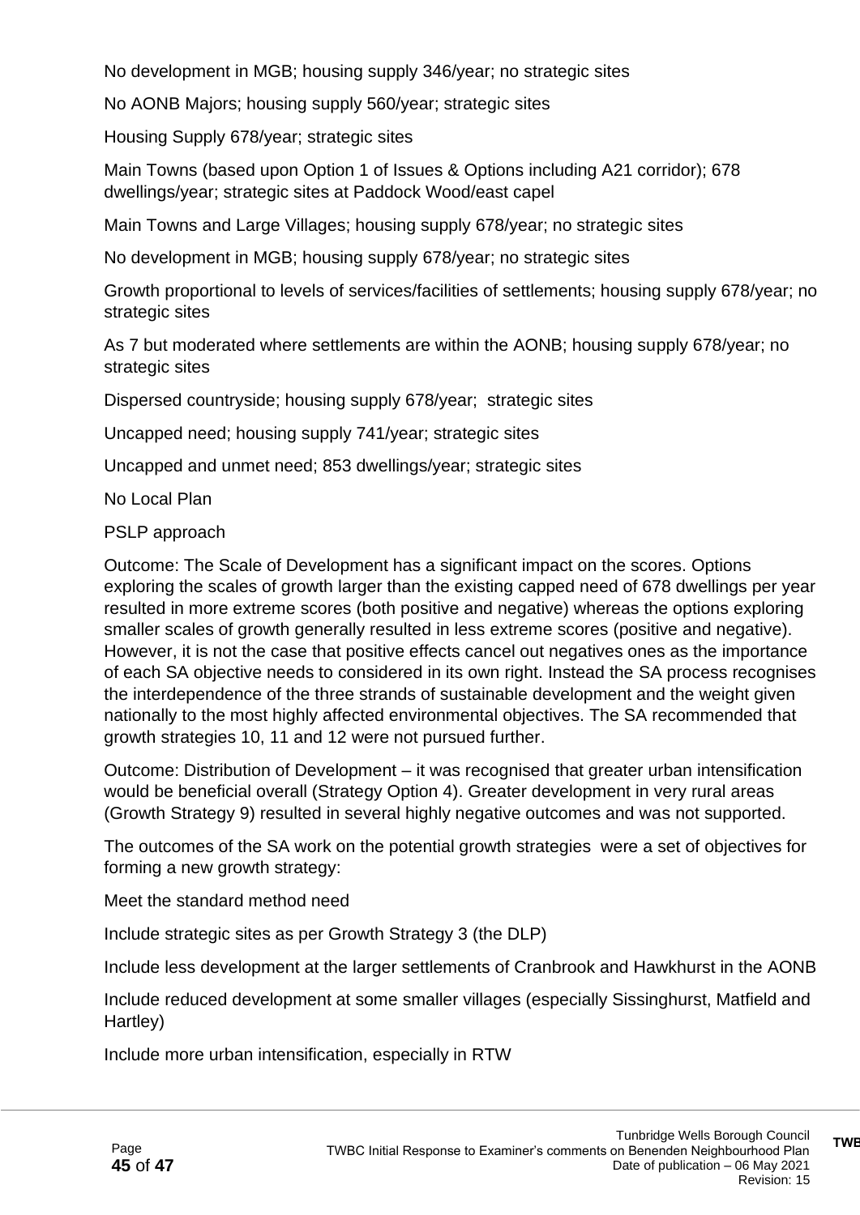No development in MGB; housing supply 346/year; no strategic sites

No AONB Majors; housing supply 560/year; strategic sites

Housing Supply 678/year; strategic sites

Main Towns (based upon Option 1 of Issues & Options including A21 corridor); 678 dwellings/year; strategic sites at Paddock Wood/east capel

Main Towns and Large Villages; housing supply 678/year; no strategic sites

No development in MGB; housing supply 678/year; no strategic sites

Growth proportional to levels of services/facilities of settlements; housing supply 678/year; no strategic sites

As 7 but moderated where settlements are within the AONB; housing supply 678/year; no strategic sites

Dispersed countryside; housing supply 678/year; strategic sites

Uncapped need; housing supply 741/year; strategic sites

Uncapped and unmet need; 853 dwellings/year; strategic sites

No Local Plan

PSLP approach

Outcome: The Scale of Development has a significant impact on the scores. Options exploring the scales of growth larger than the existing capped need of 678 dwellings per year resulted in more extreme scores (both positive and negative) whereas the options exploring smaller scales of growth generally resulted in less extreme scores (positive and negative). However, it is not the case that positive effects cancel out negatives ones as the importance of each SA objective needs to considered in its own right. Instead the SA process recognises the interdependence of the three strands of sustainable development and the weight given nationally to the most highly affected environmental objectives. The SA recommended that growth strategies 10, 11 and 12 were not pursued further.

Outcome: Distribution of Development – it was recognised that greater urban intensification would be beneficial overall (Strategy Option 4). Greater development in very rural areas (Growth Strategy 9) resulted in several highly negative outcomes and was not supported.

The outcomes of the SA work on the potential growth strategies were a set of objectives for forming a new growth strategy:

Meet the standard method need

Include strategic sites as per Growth Strategy 3 (the DLP)

Include less development at the larger settlements of Cranbrook and Hawkhurst in the AONB

Include reduced development at some smaller villages (especially Sissinghurst, Matfield and Hartley)

Include more urban intensification, especially in RTW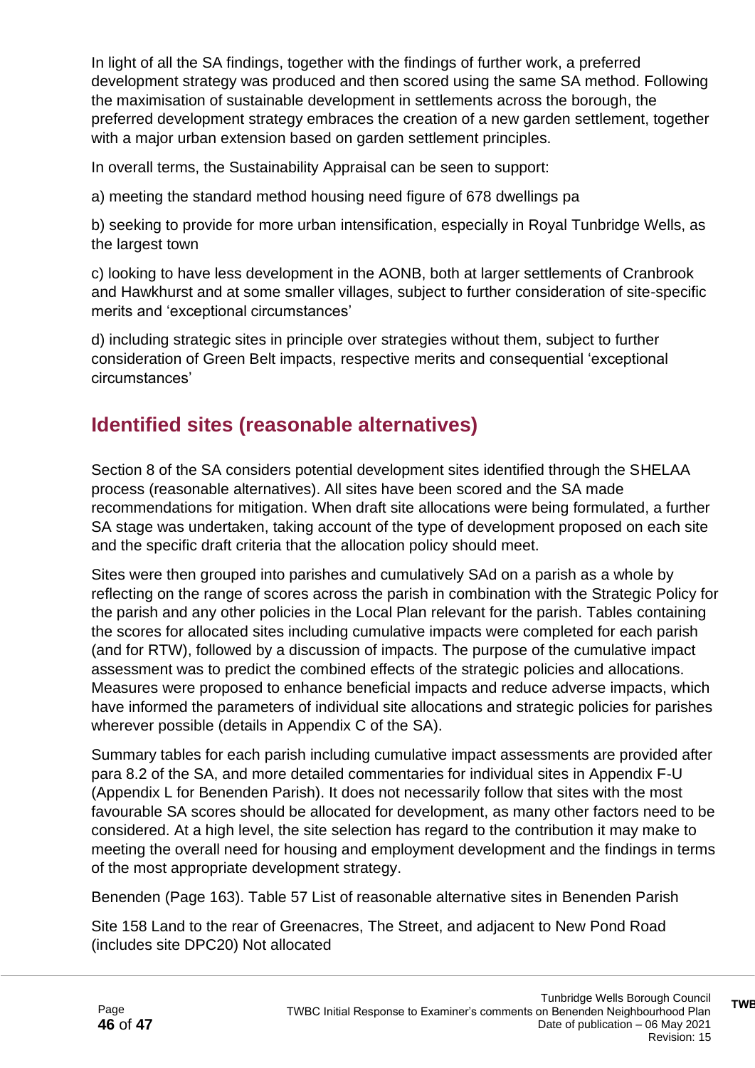In light of all the SA findings, together with the findings of further work, a preferred development strategy was produced and then scored using the same SA method. Following the maximisation of sustainable development in settlements across the borough, the preferred development strategy embraces the creation of a new garden settlement, together with a major urban extension based on garden settlement principles.

In overall terms, the Sustainability Appraisal can be seen to support:

a) meeting the standard method housing need figure of 678 dwellings pa

b) seeking to provide for more urban intensification, especially in Royal Tunbridge Wells, as the largest town

c) looking to have less development in the AONB, both at larger settlements of Cranbrook and Hawkhurst and at some smaller villages, subject to further consideration of site-specific merits and 'exceptional circumstances'

d) including strategic sites in principle over strategies without them, subject to further consideration of Green Belt impacts, respective merits and consequential 'exceptional circumstances'

## Identified sites (reasonable alternatives)

Section 8 of the SA considers potential development sites identified through the SHELAA process (reasonable alternatives). All sites have been scored and the SA made recommendations for mitigation. When draft site allocations were being formulated, a further SA stage was undertaken, taking account of the type of development proposed on each site and the specific draft criteria that the allocation policy should meet.

Sites were then grouped into parishes and cumulatively SAd on a parish as a whole by reflecting on the range of scores across the parish in combination with the Strategic Policy for the parish and any other policies in the Local Plan relevant for the parish. Tables containing the scores for allocated sites including cumulative impacts were completed for each parish (and for RTW), followed by a discussion of impacts. The purpose of the cumulative impact assessment was to predict the combined effects of the strategic policies and allocations. Measures were proposed to enhance beneficial impacts and reduce adverse impacts, which have informed the parameters of individual site allocations and strategic policies for parishes wherever possible (details in Appendix C of the SA).

Summary tables for each parish including cumulative impact assessments are provided after para 8.2 of the SA, and more detailed commentaries for individual sites in Appendix F-U (Appendix L for Benenden Parish). It does not necessarily follow that sites with the most favourable SA scores should be allocated for development, as many other factors need to be considered. At a high level, the site selection has regard to the contribution it may make to meeting the overall need for housing and employment development and the findings in terms of the most appropriate development strategy.

Benenden (Page 163). Table 57 List of reasonable alternative sites in Benenden Parish

Site 158 Land to the rear of Greenacres, The Street, and adjacent to New Pond Road (includes site DPC20) Not allocated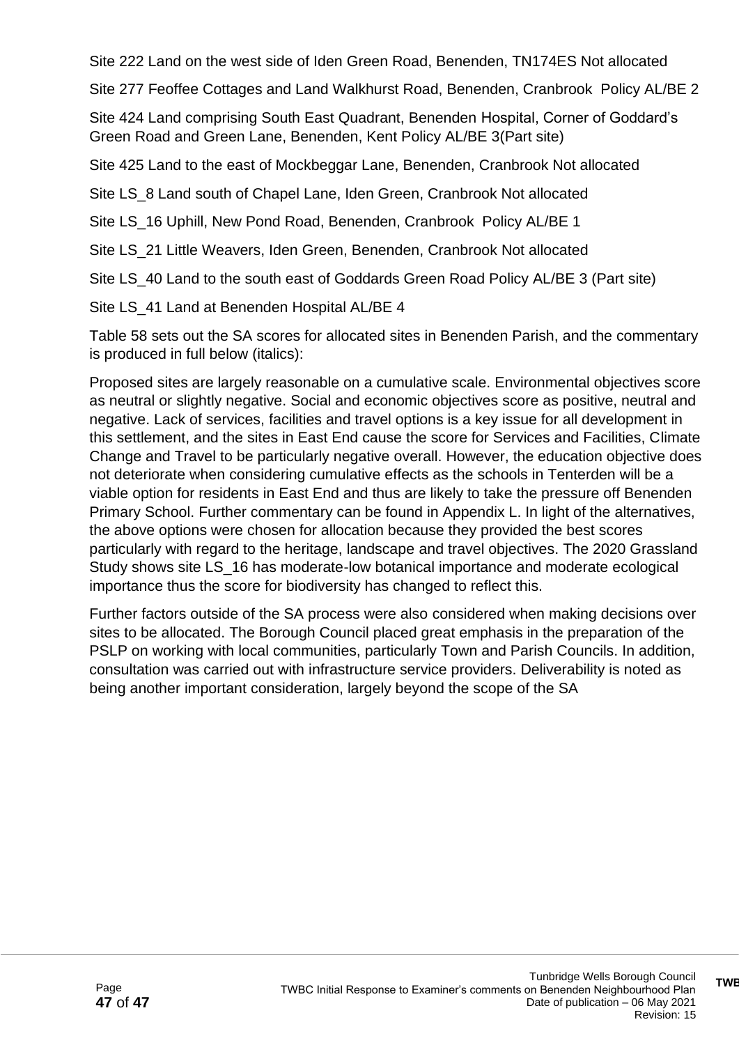Site 222 Land on the west side of Iden Green Road, Benenden, TN174ES Not allocated

Site 277 Feoffee Cottages and Land Walkhurst Road, Benenden, Cranbrook Policy AL/BE 2

Site 424 Land comprising South East Quadrant, Benenden Hospital, Corner of Goddard's Green Road and Green Lane, Benenden, Kent Policy AL/BE 3(Part site)

Site 425 Land to the east of Mockbeggar Lane, Benenden, Cranbrook Not allocated

Site LS_8 Land south of Chapel Lane, Iden Green, Cranbrook Not allocated

Site LS_16 Uphill, New Pond Road, Benenden, Cranbrook Policy AL/BE 1

Site LS_21 Little Weavers, Iden Green, Benenden, Cranbrook Not allocated

Site LS_40 Land to the south east of Goddards Green Road Policy AL/BE 3 (Part site)

Site LS_41 Land at Benenden Hospital AL/BE 4

Table 58 sets out the SA scores for allocated sites in Benenden Parish, and the commentary is produced in full below (italics):

Proposed sites are largely reasonable on a cumulative scale. Environmental objectives score as neutral or slightly negative. Social and economic objectives score as positive, neutral and negative. Lack of services, facilities and travel options is a key issue for all development in this settlement, and the sites in East End cause the score for Services and Facilities, Climate Change and Travel to be particularly negative overall. However, the education objective does not deteriorate when considering cumulative effects as the schools in Tenterden will be a viable option for residents in East End and thus are likely to take the pressure off Benenden Primary School. Further commentary can be found in Appendix L. In light of the alternatives, the above options were chosen for allocation because they provided the best scores particularly with regard to the heritage, landscape and travel objectives. The 2020 Grassland Study shows site LS_16 has moderate-low botanical importance and moderate ecological importance thus the score for biodiversity has changed to reflect this.

Further factors outside of the SA process were also considered when making decisions over sites to be allocated. The Borough Council placed great emphasis in the preparation of the PSLP on working with local communities, particularly Town and Parish Councils. In addition, consultation was carried out with infrastructure service providers. Deliverability is noted as being another important consideration, largely beyond the scope of the SA